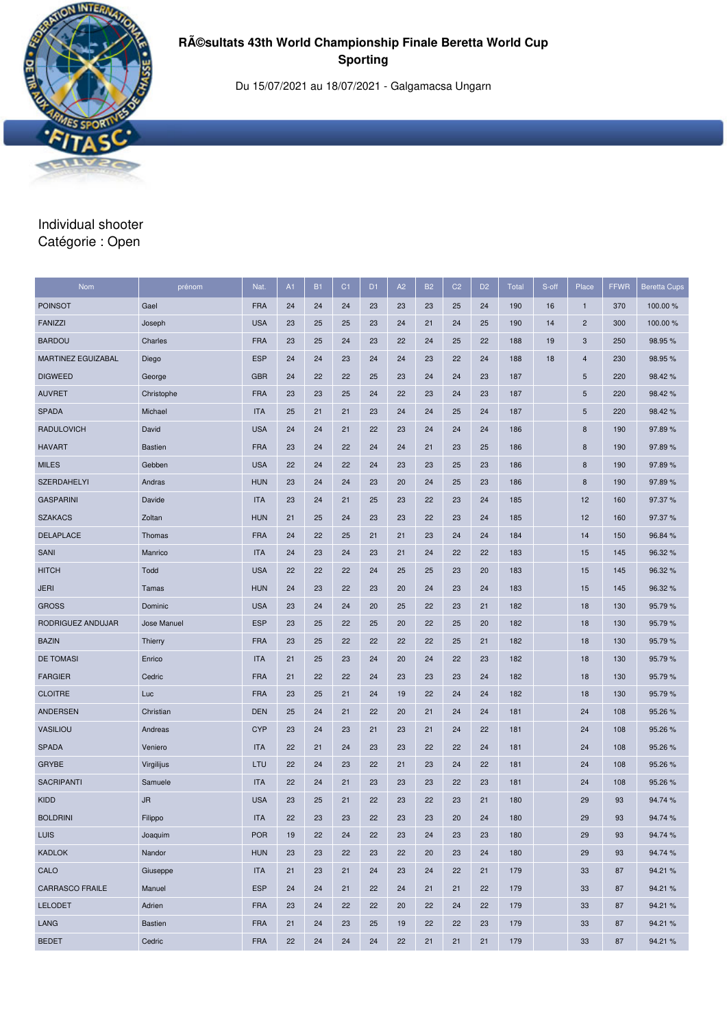# RÃ©sultats 43th World Championship Finale Beretta World Cup Sporting

Du 15/07/2021 au 18/07/2021 - Galgamacsa Ungarn

Individual shooter
Catégorie : Open

| Nom | prénom | Nat. | A1 | B1 | C1 | D1 | A2 | B2 | C2 | D2 | Total | S-off | Place | FFWR | Beretta Cups |
|---|---|---|---|---|---|---|---|---|---|---|---|---|---|---|---|
| POINSOT | Gael | FRA | 24 | 24 | 24 | 23 | 23 | 23 | 25 | 24 | 190 | 16 | 1 | 370 | 100.00 % |
| FANIZZI | Joseph | USA | 23 | 25 | 25 | 23 | 24 | 21 | 24 | 25 | 190 | 14 | 2 | 300 | 100.00 % |
| BARDOU | Charles | FRA | 23 | 25 | 24 | 23 | 22 | 24 | 25 | 22 | 188 | 19 | 3 | 250 | 98.95 % |
| MARTINEZ EGUIZABAL | Diego | ESP | 24 | 24 | 23 | 24 | 24 | 23 | 22 | 24 | 188 | 18 | 4 | 230 | 98.95 % |
| DIGWEED | George | GBR | 24 | 22 | 22 | 25 | 23 | 24 | 24 | 23 | 187 | | 5 | 220 | 98.42 % |
| AUVRET | Christophe | FRA | 23 | 23 | 25 | 24 | 22 | 23 | 24 | 23 | 187 | | 5 | 220 | 98.42 % |
| SPADA | Michael | ITA | 25 | 21 | 21 | 23 | 24 | 24 | 25 | 24 | 187 | | 5 | 220 | 98.42 % |
| RADULOVICH | David | USA | 24 | 24 | 21 | 22 | 23 | 24 | 24 | 24 | 186 | | 8 | 190 | 97.89 % |
| HAVART | Bastien | FRA | 23 | 24 | 22 | 24 | 24 | 21 | 23 | 25 | 186 | | 8 | 190 | 97.89 % |
| MILES | Gebben | USA | 22 | 24 | 22 | 24 | 23 | 23 | 25 | 23 | 186 | | 8 | 190 | 97.89 % |
| SZERDAHELYI | Andras | HUN | 23 | 24 | 24 | 23 | 20 | 24 | 25 | 23 | 186 | | 8 | 190 | 97.89 % |
| GASPARINI | Davide | ITA | 23 | 24 | 21 | 25 | 23 | 22 | 23 | 24 | 185 | | 12 | 160 | 97.37 % |
| SZAKACS | Zoltan | HUN | 21 | 25 | 24 | 23 | 23 | 22 | 23 | 24 | 185 | | 12 | 160 | 97.37 % |
| DELAPLACE | Thomas | FRA | 24 | 22 | 25 | 21 | 21 | 23 | 24 | 24 | 184 | | 14 | 150 | 96.84 % |
| SANI | Manrico | ITA | 24 | 23 | 24 | 23 | 21 | 24 | 22 | 22 | 183 | | 15 | 145 | 96.32 % |
| HITCH | Todd | USA | 22 | 22 | 22 | 24 | 25 | 25 | 23 | 20 | 183 | | 15 | 145 | 96.32 % |
| JERI | Tamas | HUN | 24 | 23 | 22 | 23 | 20 | 24 | 23 | 24 | 183 | | 15 | 145 | 96.32 % |
| GROSS | Dominic | USA | 23 | 24 | 24 | 20 | 25 | 22 | 23 | 21 | 182 | | 18 | 130 | 95.79 % |
| RODRIGUEZ ANDUJAR | Jose Manuel | ESP | 23 | 25 | 22 | 25 | 20 | 22 | 25 | 20 | 182 | | 18 | 130 | 95.79 % |
| BAZIN | Thierry | FRA | 23 | 25 | 22 | 22 | 22 | 22 | 25 | 21 | 182 | | 18 | 130 | 95.79 % |
| DE TOMASI | Enrico | ITA | 21 | 25 | 23 | 24 | 20 | 24 | 22 | 23 | 182 | | 18 | 130 | 95.79 % |
| FARGIER | Cedric | FRA | 21 | 22 | 22 | 24 | 23 | 23 | 23 | 24 | 182 | | 18 | 130 | 95.79 % |
| CLOITRE | Luc | FRA | 23 | 25 | 21 | 24 | 19 | 22 | 24 | 24 | 182 | | 18 | 130 | 95.79 % |
| ANDERSEN | Christian | DEN | 25 | 24 | 21 | 22 | 20 | 21 | 24 | 24 | 181 | | 24 | 108 | 95.26 % |
| VASILIOU | Andreas | CYP | 23 | 24 | 23 | 21 | 23 | 21 | 24 | 22 | 181 | | 24 | 108 | 95.26 % |
| SPADA | Veniero | ITA | 22 | 21 | 24 | 23 | 23 | 22 | 22 | 24 | 181 | | 24 | 108 | 95.26 % |
| GRYBE | Virgilijus | LTU | 22 | 24 | 23 | 22 | 21 | 23 | 24 | 22 | 181 | | 24 | 108 | 95.26 % |
| SACRIPANTI | Samuele | ITA | 22 | 24 | 21 | 23 | 23 | 23 | 22 | 23 | 181 | | 24 | 108 | 95.26 % |
| KIDD | JR | USA | 23 | 25 | 21 | 22 | 23 | 22 | 23 | 21 | 180 | | 29 | 93 | 94.74 % |
| BOLDRINI | Filippo | ITA | 22 | 23 | 23 | 22 | 23 | 23 | 20 | 24 | 180 | | 29 | 93 | 94.74 % |
| LUIS | Joaquim | POR | 19 | 22 | 24 | 22 | 23 | 24 | 23 | 23 | 180 | | 29 | 93 | 94.74 % |
| KADLOK | Nandor | HUN | 23 | 23 | 22 | 23 | 22 | 20 | 23 | 24 | 180 | | 29 | 93 | 94.74 % |
| CALO | Giuseppe | ITA | 21 | 23 | 21 | 24 | 23 | 24 | 22 | 21 | 179 | | 33 | 87 | 94.21 % |
| CARRASCO FRAILE | Manuel | ESP | 24 | 24 | 21 | 22 | 24 | 21 | 21 | 22 | 179 | | 33 | 87 | 94.21 % |
| LELODET | Adrien | FRA | 23 | 24 | 22 | 22 | 20 | 22 | 24 | 22 | 179 | | 33 | 87 | 94.21 % |
| LANG | Bastien | FRA | 21 | 24 | 23 | 25 | 19 | 22 | 22 | 23 | 179 | | 33 | 87 | 94.21 % |
| BEDET | Cedric | FRA | 22 | 24 | 24 | 24 | 22 | 21 | 21 | 21 | 179 | | 33 | 87 | 94.21 % |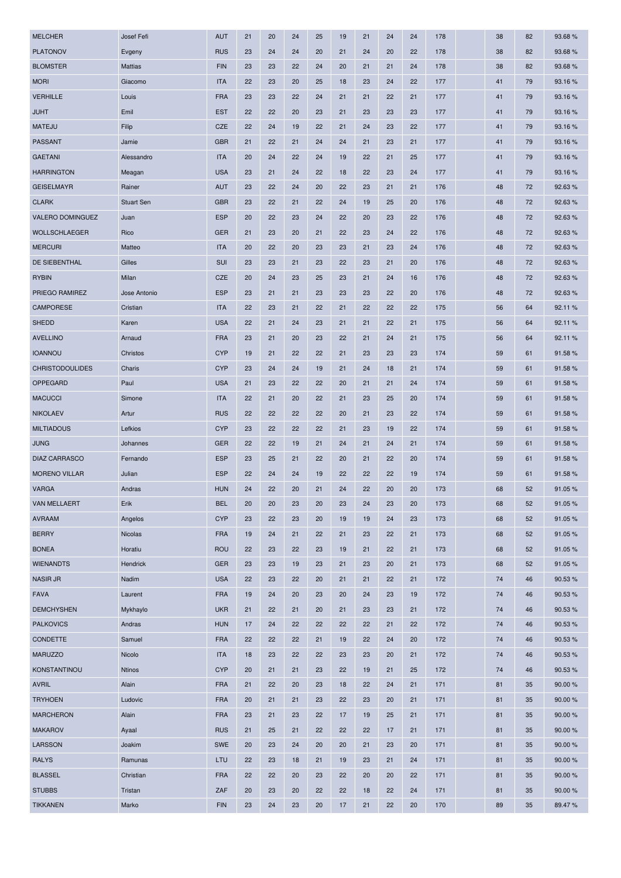| | | | | | | | | | | | | | | | |
|---|---|---|---|---|---|---|---|---|---|---|---|---|---|---|---|
| MELCHER | Josef Fefi | AUT | 21 | 20 | 24 | 25 | 19 | 21 | 24 | 24 | 178 | | 38 | 82 | 93.68 % |
| PLATONOV | Evgeny | RUS | 23 | 24 | 24 | 20 | 21 | 24 | 20 | 22 | 178 | | 38 | 82 | 93.68 % |
| BLOMSTER | Mattias | FIN | 23 | 23 | 22 | 24 | 20 | 21 | 21 | 24 | 178 | | 38 | 82 | 93.68 % |
| MORI | Giacomo | ITA | 22 | 23 | 20 | 25 | 18 | 23 | 24 | 22 | 177 | | 41 | 79 | 93.16 % |
| VERHILLE | Louis | FRA | 23 | 23 | 22 | 24 | 21 | 21 | 22 | 21 | 177 | | 41 | 79 | 93.16 % |
| JUHT | Emil | EST | 22 | 22 | 20 | 23 | 21 | 23 | 23 | 23 | 177 | | 41 | 79 | 93.16 % |
| MATEJU | Filip | CZE | 22 | 24 | 19 | 22 | 21 | 24 | 23 | 22 | 177 | | 41 | 79 | 93.16 % |
| PASSANT | Jamie | GBR | 21 | 22 | 21 | 24 | 24 | 21 | 23 | 21 | 177 | | 41 | 79 | 93.16 % |
| GAETANI | Alessandro | ITA | 20 | 24 | 22 | 24 | 19 | 22 | 21 | 25 | 177 | | 41 | 79 | 93.16 % |
| HARRINGTON | Meagan | USA | 23 | 21 | 24 | 22 | 18 | 22 | 23 | 24 | 177 | | 41 | 79 | 93.16 % |
| GEISELMAYR | Rainer | AUT | 23 | 22 | 24 | 20 | 22 | 23 | 21 | 21 | 176 | | 48 | 72 | 92.63 % |
| CLARK | Stuart Sen | GBR | 23 | 22 | 21 | 22 | 24 | 19 | 25 | 20 | 176 | | 48 | 72 | 92.63 % |
| VALERO DOMINGUEZ | Juan | ESP | 20 | 22 | 23 | 24 | 22 | 20 | 23 | 22 | 176 | | 48 | 72 | 92.63 % |
| WOLLSCHLAEGER | Rico | GER | 21 | 23 | 20 | 21 | 22 | 23 | 24 | 22 | 176 | | 48 | 72 | 92.63 % |
| MERCURI | Matteo | ITA | 20 | 22 | 20 | 23 | 23 | 21 | 23 | 24 | 176 | | 48 | 72 | 92.63 % |
| DE SIEBENTHAL | Gilles | SUI | 23 | 23 | 21 | 23 | 22 | 23 | 21 | 20 | 176 | | 48 | 72 | 92.63 % |
| RYBIN | Milan | CZE | 20 | 24 | 23 | 25 | 23 | 21 | 24 | 16 | 176 | | 48 | 72 | 92.63 % |
| PRIEGO RAMIREZ | Jose Antonio | ESP | 23 | 21 | 21 | 23 | 23 | 23 | 22 | 20 | 176 | | 48 | 72 | 92.63 % |
| CAMPORESE | Cristian | ITA | 22 | 23 | 21 | 22 | 21 | 22 | 22 | 22 | 175 | | 56 | 64 | 92.11 % |
| SHEDD | Karen | USA | 22 | 21 | 24 | 23 | 21 | 21 | 22 | 21 | 175 | | 56 | 64 | 92.11 % |
| AVELLINO | Arnaud | FRA | 23 | 21 | 20 | 23 | 22 | 21 | 24 | 21 | 175 | | 56 | 64 | 92.11 % |
| IOANNOU | Christos | CYP | 19 | 21 | 22 | 22 | 21 | 23 | 23 | 23 | 174 | | 59 | 61 | 91.58 % |
| CHRISTODOULIDES | Charis | CYP | 23 | 24 | 24 | 19 | 21 | 24 | 18 | 21 | 174 | | 59 | 61 | 91.58 % |
| OPPEGARD | Paul | USA | 21 | 23 | 22 | 22 | 20 | 21 | 21 | 24 | 174 | | 59 | 61 | 91.58 % |
| MACUCCI | Simone | ITA | 22 | 21 | 20 | 22 | 21 | 23 | 25 | 20 | 174 | | 59 | 61 | 91.58 % |
| NIKOLAEV | Artur | RUS | 22 | 22 | 22 | 22 | 20 | 21 | 23 | 22 | 174 | | 59 | 61 | 91.58 % |
| MILTIADOUS | Lefkios | CYP | 23 | 22 | 22 | 22 | 21 | 23 | 19 | 22 | 174 | | 59 | 61 | 91.58 % |
| JUNG | Johannes | GER | 22 | 22 | 19 | 21 | 24 | 21 | 24 | 21 | 174 | | 59 | 61 | 91.58 % |
| DIAZ CARRASCO | Fernando | ESP | 23 | 25 | 21 | 22 | 20 | 21 | 22 | 20 | 174 | | 59 | 61 | 91.58 % |
| MORENO VILLAR | Julian | ESP | 22 | 24 | 24 | 19 | 22 | 22 | 22 | 19 | 174 | | 59 | 61 | 91.58 % |
| VARGA | Andras | HUN | 24 | 22 | 20 | 21 | 24 | 22 | 20 | 20 | 173 | | 68 | 52 | 91.05 % |
| VAN MELLAERT | Erik | BEL | 20 | 20 | 23 | 20 | 23 | 24 | 23 | 20 | 173 | | 68 | 52 | 91.05 % |
| AVRAAM | Angelos | CYP | 23 | 22 | 23 | 20 | 19 | 19 | 24 | 23 | 173 | | 68 | 52 | 91.05 % |
| BERRY | Nicolas | FRA | 19 | 24 | 21 | 22 | 21 | 23 | 22 | 21 | 173 | | 68 | 52 | 91.05 % |
| BONEA | Horatiu | ROU | 22 | 23 | 22 | 23 | 19 | 21 | 22 | 21 | 173 | | 68 | 52 | 91.05 % |
| WIENANDTS | Hendrick | GER | 23 | 23 | 19 | 23 | 21 | 23 | 20 | 21 | 173 | | 68 | 52 | 91.05 % |
| NASIR JR | Nadim | USA | 22 | 23 | 22 | 20 | 21 | 21 | 22 | 21 | 172 | | 74 | 46 | 90.53 % |
| FAVA | Laurent | FRA | 19 | 24 | 20 | 23 | 20 | 24 | 23 | 19 | 172 | | 74 | 46 | 90.53 % |
| DEMCHYSHEN | Mykhaylo | UKR | 21 | 22 | 21 | 20 | 21 | 23 | 23 | 21 | 172 | | 74 | 46 | 90.53 % |
| PALKOVICS | Andras | HUN | 17 | 24 | 22 | 22 | 22 | 22 | 21 | 22 | 172 | | 74 | 46 | 90.53 % |
| CONDETTE | Samuel | FRA | 22 | 22 | 22 | 21 | 19 | 22 | 24 | 20 | 172 | | 74 | 46 | 90.53 % |
| MARUZZO | Nicolo | ITA | 18 | 23 | 22 | 22 | 23 | 23 | 20 | 21 | 172 | | 74 | 46 | 90.53 % |
| KONSTANTINOU | Ntinos | CYP | 20 | 21 | 21 | 23 | 22 | 19 | 21 | 25 | 172 | | 74 | 46 | 90.53 % |
| AVRIL | Alain | FRA | 21 | 22 | 20 | 23 | 18 | 22 | 24 | 21 | 171 | | 81 | 35 | 90.00 % |
| TRYHOEN | Ludovic | FRA | 20 | 21 | 21 | 23 | 22 | 23 | 20 | 21 | 171 | | 81 | 35 | 90.00 % |
| MARCHERON | Alain | FRA | 23 | 21 | 23 | 22 | 17 | 19 | 25 | 21 | 171 | | 81 | 35 | 90.00 % |
| MAKAROV | Ayaal | RUS | 21 | 25 | 21 | 22 | 22 | 22 | 17 | 21 | 171 | | 81 | 35 | 90.00 % |
| LARSSON | Joakim | SWE | 20 | 23 | 24 | 20 | 20 | 21 | 23 | 20 | 171 | | 81 | 35 | 90.00 % |
| RALYS | Ramunas | LTU | 22 | 23 | 18 | 21 | 19 | 23 | 21 | 24 | 171 | | 81 | 35 | 90.00 % |
| BLASSEL | Christian | FRA | 22 | 22 | 20 | 23 | 22 | 20 | 20 | 22 | 171 | | 81 | 35 | 90.00 % |
| STUBBS | Tristan | ZAF | 20 | 23 | 20 | 22 | 22 | 18 | 22 | 24 | 171 | | 81 | 35 | 90.00 % |
| TIKKANEN | Marko | FIN | 23 | 24 | 23 | 20 | 17 | 21 | 22 | 20 | 170 | | 89 | 35 | 89.47 % |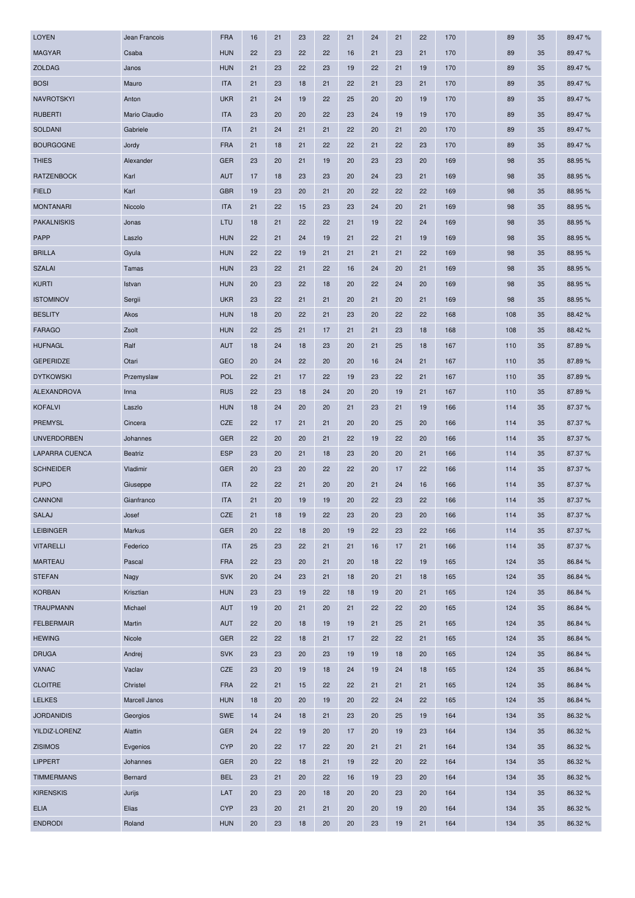| | | | | | | | | | | | | | | | |
|---|---|---|---|---|---|---|---|---|---|---|---|---|---|---|---|
| LOYEN | Jean Francois | FRA | 16 | 21 | 23 | 22 | 21 | 24 | 21 | 22 | 170 | | 89 | 35 | 89.47 % |
| MAGYAR | Csaba | HUN | 22 | 23 | 22 | 22 | 16 | 21 | 23 | 21 | 170 | | 89 | 35 | 89.47 % |
| ZOLDAG | Janos | HUN | 21 | 23 | 22 | 23 | 19 | 22 | 21 | 19 | 170 | | 89 | 35 | 89.47 % |
| BOSI | Mauro | ITA | 21 | 23 | 18 | 21 | 22 | 21 | 23 | 21 | 170 | | 89 | 35 | 89.47 % |
| NAVROTSKYI | Anton | UKR | 21 | 24 | 19 | 22 | 25 | 20 | 20 | 19 | 170 | | 89 | 35 | 89.47 % |
| RUBERTI | Mario Claudio | ITA | 23 | 20 | 20 | 22 | 23 | 24 | 19 | 19 | 170 | | 89 | 35 | 89.47 % |
| SOLDANI | Gabriele | ITA | 21 | 24 | 21 | 21 | 22 | 20 | 21 | 20 | 170 | | 89 | 35 | 89.47 % |
| BOURGOGNE | Jordy | FRA | 21 | 18 | 21 | 22 | 22 | 21 | 22 | 23 | 170 | | 89 | 35 | 89.47 % |
| THIES | Alexander | GER | 23 | 20 | 21 | 19 | 20 | 23 | 23 | 20 | 169 | | 98 | 35 | 88.95 % |
| RATZENBOCK | Karl | AUT | 17 | 18 | 23 | 23 | 20 | 24 | 23 | 21 | 169 | | 98 | 35 | 88.95 % |
| FIELD | Karl | GBR | 19 | 23 | 20 | 21 | 20 | 22 | 22 | 22 | 169 | | 98 | 35 | 88.95 % |
| MONTANARI | Niccolo | ITA | 21 | 22 | 15 | 23 | 23 | 24 | 20 | 21 | 169 | | 98 | 35 | 88.95 % |
| PAKALNISKIS | Jonas | LTU | 18 | 21 | 22 | 22 | 21 | 19 | 22 | 24 | 169 | | 98 | 35 | 88.95 % |
| PAPP | Laszlo | HUN | 22 | 21 | 24 | 19 | 21 | 22 | 21 | 19 | 169 | | 98 | 35 | 88.95 % |
| BRILLA | Gyula | HUN | 22 | 22 | 19 | 21 | 21 | 21 | 21 | 22 | 169 | | 98 | 35 | 88.95 % |
| SZALAI | Tamas | HUN | 23 | 22 | 21 | 22 | 16 | 24 | 20 | 21 | 169 | | 98 | 35 | 88.95 % |
| KURTI | Istvan | HUN | 20 | 23 | 22 | 18 | 20 | 22 | 24 | 20 | 169 | | 98 | 35 | 88.95 % |
| ISTOMINOV | Sergii | UKR | 23 | 22 | 21 | 21 | 20 | 21 | 20 | 21 | 169 | | 98 | 35 | 88.95 % |
| BESLITY | Akos | HUN | 18 | 20 | 22 | 21 | 23 | 20 | 22 | 22 | 168 | | 108 | 35 | 88.42 % |
| FARAGO | Zsolt | HUN | 22 | 25 | 21 | 17 | 21 | 21 | 23 | 18 | 168 | | 108 | 35 | 88.42 % |
| HUFNAGL | Ralf | AUT | 18 | 24 | 18 | 23 | 20 | 21 | 25 | 18 | 167 | | 110 | 35 | 87.89 % |
| GEPERIDZE | Otari | GEO | 20 | 24 | 22 | 20 | 20 | 16 | 24 | 21 | 167 | | 110 | 35 | 87.89 % |
| DYTKOWSKI | Przemyslaw | POL | 22 | 21 | 17 | 22 | 19 | 23 | 22 | 21 | 167 | | 110 | 35 | 87.89 % |
| ALEXANDROVA | Inna | RUS | 22 | 23 | 18 | 24 | 20 | 20 | 19 | 21 | 167 | | 110 | 35 | 87.89 % |
| KOFALVI | Laszlo | HUN | 18 | 24 | 20 | 20 | 21 | 23 | 21 | 19 | 166 | | 114 | 35 | 87.37 % |
| PREMYSL | Cincera | CZE | 22 | 17 | 21 | 21 | 20 | 20 | 25 | 20 | 166 | | 114 | 35 | 87.37 % |
| UNVERDORBEN | Johannes | GER | 22 | 20 | 20 | 21 | 22 | 19 | 22 | 20 | 166 | | 114 | 35 | 87.37 % |
| LAPARRA CUENCA | Beatriz | ESP | 23 | 20 | 21 | 18 | 23 | 20 | 20 | 21 | 166 | | 114 | 35 | 87.37 % |
| SCHNEIDER | Vladimir | GER | 20 | 23 | 20 | 22 | 22 | 20 | 17 | 22 | 166 | | 114 | 35 | 87.37 % |
| PUPO | Giuseppe | ITA | 22 | 22 | 21 | 20 | 20 | 21 | 24 | 16 | 166 | | 114 | 35 | 87.37 % |
| CANNONI | Gianfranco | ITA | 21 | 20 | 19 | 19 | 20 | 22 | 23 | 22 | 166 | | 114 | 35 | 87.37 % |
| SALAJ | Josef | CZE | 21 | 18 | 19 | 22 | 23 | 20 | 23 | 20 | 166 | | 114 | 35 | 87.37 % |
| LEIBINGER | Markus | GER | 20 | 22 | 18 | 20 | 19 | 22 | 23 | 22 | 166 | | 114 | 35 | 87.37 % |
| VITARELLI | Federico | ITA | 25 | 23 | 22 | 21 | 21 | 16 | 17 | 21 | 166 | | 114 | 35 | 87.37 % |
| MARTEAU | Pascal | FRA | 22 | 23 | 20 | 21 | 20 | 18 | 22 | 19 | 165 | | 124 | 35 | 86.84 % |
| STEFAN | Nagy | SVK | 20 | 24 | 23 | 21 | 18 | 20 | 21 | 18 | 165 | | 124 | 35 | 86.84 % |
| KORBAN | Krisztian | HUN | 23 | 23 | 19 | 22 | 18 | 19 | 20 | 21 | 165 | | 124 | 35 | 86.84 % |
| TRAUPMANN | Michael | AUT | 19 | 20 | 21 | 20 | 21 | 22 | 22 | 20 | 165 | | 124 | 35 | 86.84 % |
| FELBERMAIR | Martin | AUT | 22 | 20 | 18 | 19 | 19 | 21 | 25 | 21 | 165 | | 124 | 35 | 86.84 % |
| HEWING | Nicole | GER | 22 | 22 | 18 | 21 | 17 | 22 | 22 | 21 | 165 | | 124 | 35 | 86.84 % |
| DRUGA | Andrej | SVK | 23 | 23 | 20 | 23 | 19 | 19 | 18 | 20 | 165 | | 124 | 35 | 86.84 % |
| VANAC | Vaclav | CZE | 23 | 20 | 19 | 18 | 24 | 19 | 24 | 18 | 165 | | 124 | 35 | 86.84 % |
| CLOITRE | Christel | FRA | 22 | 21 | 15 | 22 | 22 | 21 | 21 | 21 | 165 | | 124 | 35 | 86.84 % |
| LELKES | Marcell Janos | HUN | 18 | 20 | 20 | 19 | 20 | 22 | 24 | 22 | 165 | | 124 | 35 | 86.84 % |
| JORDANIDIS | Georgios | SWE | 14 | 24 | 18 | 21 | 23 | 20 | 25 | 19 | 164 | | 134 | 35 | 86.32 % |
| YILDIZ-LORENZ | Alattin | GER | 24 | 22 | 19 | 20 | 17 | 20 | 19 | 23 | 164 | | 134 | 35 | 86.32 % |
| ZISIMOS | Evgenios | CYP | 20 | 22 | 17 | 22 | 20 | 21 | 21 | 21 | 164 | | 134 | 35 | 86.32 % |
| LIPPERT | Johannes | GER | 20 | 22 | 18 | 21 | 19 | 22 | 20 | 22 | 164 | | 134 | 35 | 86.32 % |
| TIMMERMANS | Bernard | BEL | 23 | 21 | 20 | 22 | 16 | 19 | 23 | 20 | 164 | | 134 | 35 | 86.32 % |
| KIRENSKIS | Jurijs | LAT | 20 | 23 | 20 | 18 | 20 | 20 | 23 | 20 | 164 | | 134 | 35 | 86.32 % |
| ELIA | Elias | CYP | 23 | 20 | 21 | 21 | 20 | 20 | 19 | 20 | 164 | | 134 | 35 | 86.32 % |
| ENDRODI | Roland | HUN | 20 | 23 | 18 | 20 | 20 | 23 | 19 | 21 | 164 | | 134 | 35 | 86.32 % |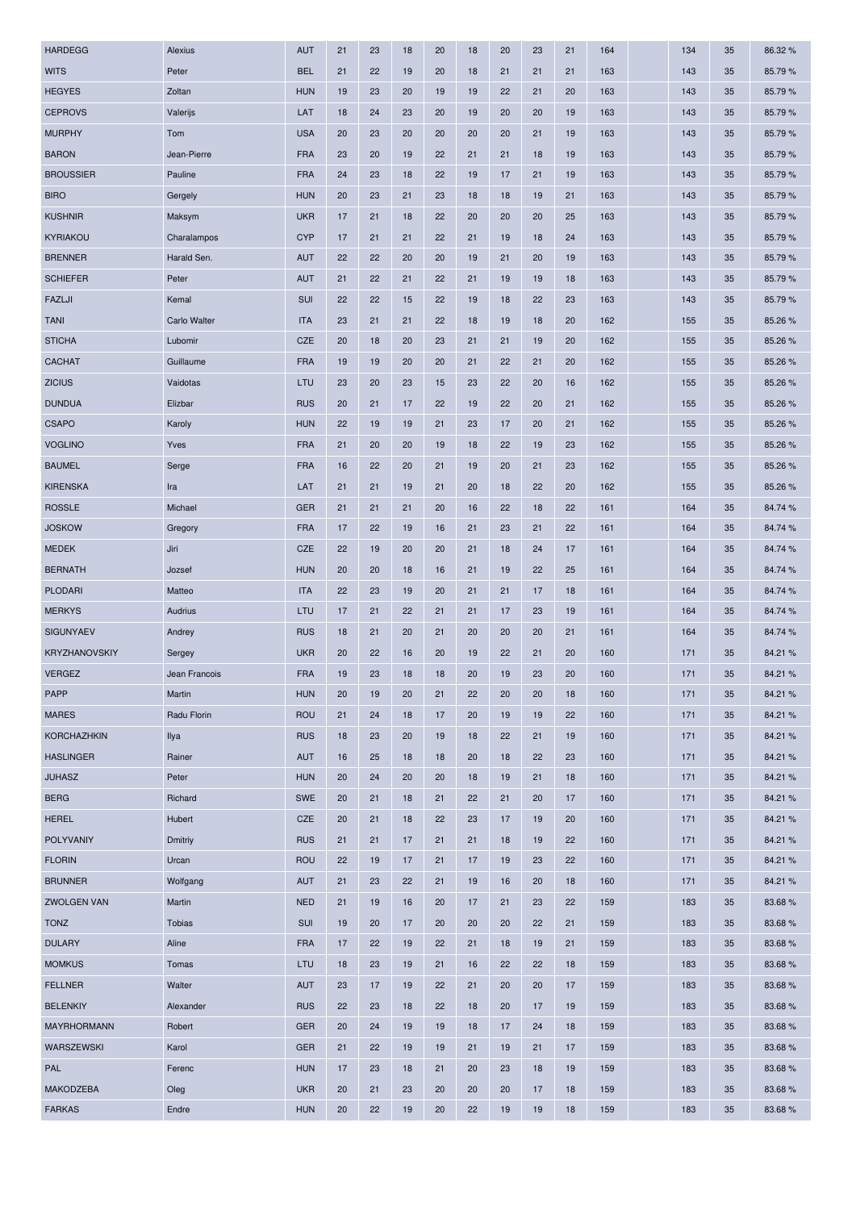| | | | | | | | | | | | | | | | | |
|---|---|---|---|---|---|---|---|---|---|---|---|---|---|---|---|---|
| HARDEGG | Alexius | AUT | 21 | 23 | 18 | 20 | 18 | 20 | 23 | 21 | 164 | | 134 | 35 | 86.32 % |
| WITS | Peter | BEL | 21 | 22 | 19 | 20 | 18 | 21 | 21 | 21 | 163 | | 143 | 35 | 85.79 % |
| HEGYES | Zoltan | HUN | 19 | 23 | 20 | 19 | 19 | 22 | 21 | 20 | 163 | | 143 | 35 | 85.79 % |
| CEPROVS | Valerijs | LAT | 18 | 24 | 23 | 20 | 19 | 20 | 20 | 19 | 163 | | 143 | 35 | 85.79 % |
| MURPHY | Tom | USA | 20 | 23 | 20 | 20 | 20 | 20 | 21 | 19 | 163 | | 143 | 35 | 85.79 % |
| BARON | Jean-Pierre | FRA | 23 | 20 | 19 | 22 | 21 | 21 | 18 | 19 | 163 | | 143 | 35 | 85.79 % |
| BROUSSIER | Pauline | FRA | 24 | 23 | 18 | 22 | 19 | 17 | 21 | 19 | 163 | | 143 | 35 | 85.79 % |
| BIRO | Gergely | HUN | 20 | 23 | 21 | 23 | 18 | 18 | 19 | 21 | 163 | | 143 | 35 | 85.79 % |
| KUSHNIR | Maksym | UKR | 17 | 21 | 18 | 22 | 20 | 20 | 20 | 25 | 163 | | 143 | 35 | 85.79 % |
| KYRIAKOU | Charalampos | CYP | 17 | 21 | 21 | 22 | 21 | 19 | 18 | 24 | 163 | | 143 | 35 | 85.79 % |
| BRENNER | Harald Sen. | AUT | 22 | 22 | 20 | 20 | 19 | 21 | 20 | 19 | 163 | | 143 | 35 | 85.79 % |
| SCHIEFER | Peter | AUT | 21 | 22 | 21 | 22 | 21 | 19 | 19 | 18 | 163 | | 143 | 35 | 85.79 % |
| FAZLJI | Kemal | SUI | 22 | 22 | 15 | 22 | 19 | 18 | 22 | 23 | 163 | | 143 | 35 | 85.79 % |
| TANI | Carlo Walter | ITA | 23 | 21 | 21 | 22 | 18 | 19 | 18 | 20 | 162 | | 155 | 35 | 85.26 % |
| STICHA | Lubomir | CZE | 20 | 18 | 20 | 23 | 21 | 21 | 19 | 20 | 162 | | 155 | 35 | 85.26 % |
| CACHAT | Guillaume | FRA | 19 | 19 | 20 | 20 | 21 | 22 | 21 | 20 | 162 | | 155 | 35 | 85.26 % |
| ZICIUS | Vaidotas | LTU | 23 | 20 | 23 | 15 | 23 | 22 | 20 | 16 | 162 | | 155 | 35 | 85.26 % |
| DUNDUA | Elizbar | RUS | 20 | 21 | 17 | 22 | 19 | 22 | 20 | 21 | 162 | | 155 | 35 | 85.26 % |
| CSAPO | Karoly | HUN | 22 | 19 | 19 | 21 | 23 | 17 | 20 | 21 | 162 | | 155 | 35 | 85.26 % |
| VOGLINO | Yves | FRA | 21 | 20 | 20 | 19 | 18 | 22 | 19 | 23 | 162 | | 155 | 35 | 85.26 % |
| BAUMEL | Serge | FRA | 16 | 22 | 20 | 21 | 19 | 20 | 21 | 23 | 162 | | 155 | 35 | 85.26 % |
| KIRENSKA | Ira | LAT | 21 | 21 | 19 | 21 | 20 | 18 | 22 | 20 | 162 | | 155 | 35 | 85.26 % |
| ROSSLE | Michael | GER | 21 | 21 | 21 | 20 | 16 | 22 | 18 | 22 | 161 | | 164 | 35 | 84.74 % |
| JOSKOW | Gregory | FRA | 17 | 22 | 19 | 16 | 21 | 23 | 21 | 22 | 161 | | 164 | 35 | 84.74 % |
| MEDEK | Jiri | CZE | 22 | 19 | 20 | 20 | 21 | 18 | 24 | 17 | 161 | | 164 | 35 | 84.74 % |
| BERNATH | Jozsef | HUN | 20 | 20 | 18 | 16 | 21 | 19 | 22 | 25 | 161 | | 164 | 35 | 84.74 % |
| PLODARI | Matteo | ITA | 22 | 23 | 19 | 20 | 21 | 21 | 17 | 18 | 161 | | 164 | 35 | 84.74 % |
| MERKYS | Audrius | LTU | 17 | 21 | 22 | 21 | 21 | 17 | 23 | 19 | 161 | | 164 | 35 | 84.74 % |
| SIGUNYAEV | Andrey | RUS | 18 | 21 | 20 | 21 | 20 | 20 | 20 | 21 | 161 | | 164 | 35 | 84.74 % |
| KRYZHANOVSKIY | Sergey | UKR | 20 | 22 | 16 | 20 | 19 | 22 | 21 | 20 | 160 | | 171 | 35 | 84.21 % |
| VERGEZ | Jean Francois | FRA | 19 | 23 | 18 | 18 | 20 | 19 | 23 | 20 | 160 | | 171 | 35 | 84.21 % |
| PAPP | Martin | HUN | 20 | 19 | 20 | 21 | 22 | 20 | 20 | 18 | 160 | | 171 | 35 | 84.21 % |
| MARES | Radu Florin | ROU | 21 | 24 | 18 | 17 | 20 | 19 | 19 | 22 | 160 | | 171 | 35 | 84.21 % |
| KORCHAZHKIN | Ilya | RUS | 18 | 23 | 20 | 19 | 18 | 22 | 21 | 19 | 160 | | 171 | 35 | 84.21 % |
| HASLINGER | Rainer | AUT | 16 | 25 | 18 | 18 | 20 | 18 | 22 | 23 | 160 | | 171 | 35 | 84.21 % |
| JUHASZ | Peter | HUN | 20 | 24 | 20 | 20 | 18 | 19 | 21 | 18 | 160 | | 171 | 35 | 84.21 % |
| BERG | Richard | SWE | 20 | 21 | 18 | 21 | 22 | 21 | 20 | 17 | 160 | | 171 | 35 | 84.21 % |
| HEREL | Hubert | CZE | 20 | 21 | 18 | 22 | 23 | 17 | 19 | 20 | 160 | | 171 | 35 | 84.21 % |
| POLYVANIY | Dmitriy | RUS | 21 | 21 | 17 | 21 | 21 | 18 | 19 | 22 | 160 | | 171 | 35 | 84.21 % |
| FLORIN | Urcan | ROU | 22 | 19 | 17 | 21 | 17 | 19 | 23 | 22 | 160 | | 171 | 35 | 84.21 % |
| BRUNNER | Wolfgang | AUT | 21 | 23 | 22 | 21 | 19 | 16 | 20 | 18 | 160 | | 171 | 35 | 84.21 % |
| ZWOLGEN VAN | Martin | NED | 21 | 19 | 16 | 20 | 17 | 21 | 23 | 22 | 159 | | 183 | 35 | 83.68 % |
| TONZ | Tobias | SUI | 19 | 20 | 17 | 20 | 20 | 20 | 22 | 21 | 159 | | 183 | 35 | 83.68 % |
| DULARY | Aline | FRA | 17 | 22 | 19 | 22 | 21 | 18 | 19 | 21 | 159 | | 183 | 35 | 83.68 % |
| MOMKUS | Tomas | LTU | 18 | 23 | 19 | 21 | 16 | 22 | 22 | 18 | 159 | | 183 | 35 | 83.68 % |
| FELLNER | Walter | AUT | 23 | 17 | 19 | 22 | 21 | 20 | 20 | 17 | 159 | | 183 | 35 | 83.68 % |
| BELENKIY | Alexander | RUS | 22 | 23 | 18 | 22 | 18 | 20 | 17 | 19 | 159 | | 183 | 35 | 83.68 % |
| MAYRHORMANN | Robert | GER | 20 | 24 | 19 | 19 | 18 | 17 | 24 | 18 | 159 | | 183 | 35 | 83.68 % |
| WARSZEWSKI | Karol | GER | 21 | 22 | 19 | 19 | 21 | 19 | 21 | 17 | 159 | | 183 | 35 | 83.68 % |
| PAL | Ferenc | HUN | 17 | 23 | 18 | 21 | 20 | 23 | 18 | 19 | 159 | | 183 | 35 | 83.68 % |
| MAKODZEBA | Oleg | UKR | 20 | 21 | 23 | 20 | 20 | 20 | 17 | 18 | 159 | | 183 | 35 | 83.68 % |
| FARKAS | Endre | HUN | 20 | 22 | 19 | 20 | 22 | 19 | 19 | 18 | 159 | | 183 | 35 | 83.68 % |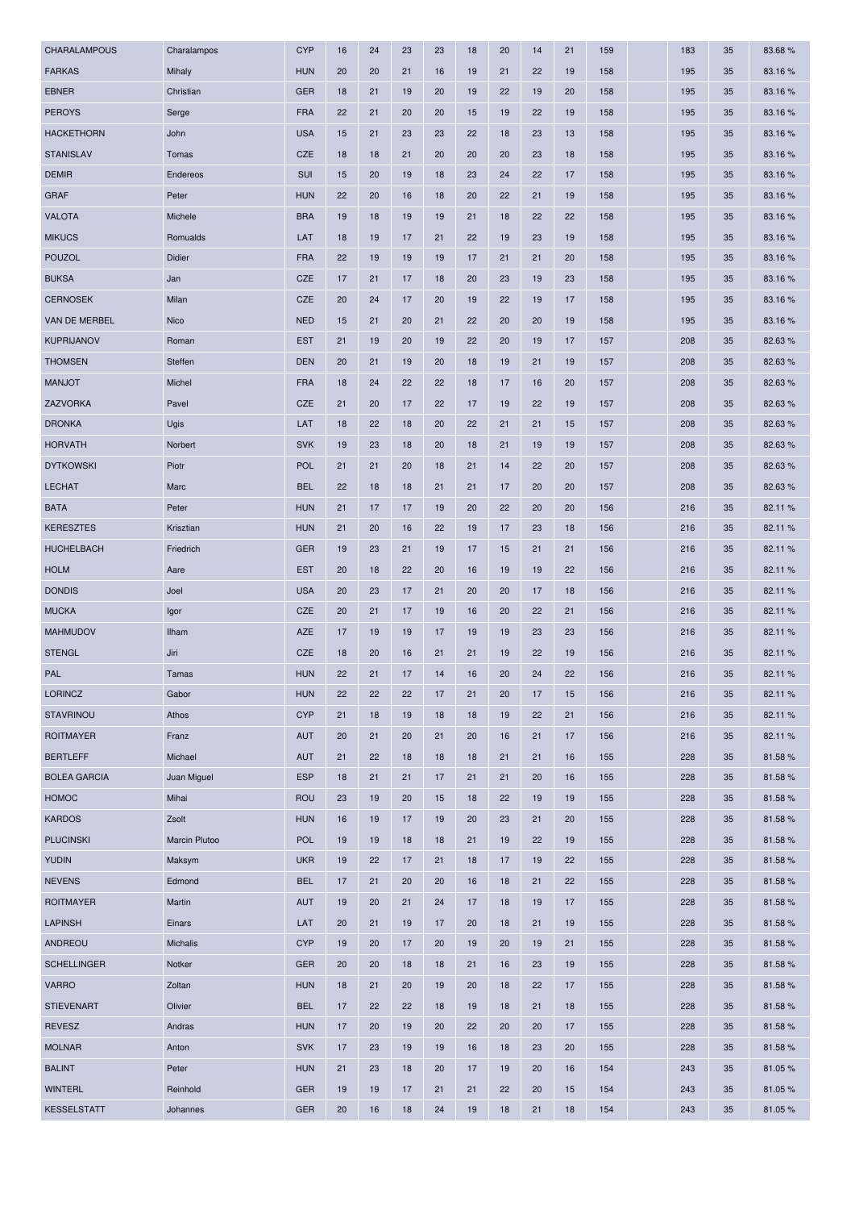| CHARALAMPOUS | Charalampos | CYP | 16 | 24 | 23 | 23 | 18 | 20 | 14 | 21 | 159 | | 183 | 35 | 83.68 % |
|---|---|---|---|---|---|---|---|---|---|---|---|---|---|---|---|
| FARKAS | Mihaly | HUN | 20 | 20 | 21 | 16 | 19 | 21 | 22 | 19 | 158 | | 195 | 35 | 83.16 % |
| EBNER | Christian | GER | 18 | 21 | 19 | 20 | 19 | 22 | 19 | 20 | 158 | | 195 | 35 | 83.16 % |
| PEROYS | Serge | FRA | 22 | 21 | 20 | 20 | 15 | 19 | 22 | 19 | 158 | | 195 | 35 | 83.16 % |
| HACKETHORN | John | USA | 15 | 21 | 23 | 23 | 22 | 18 | 23 | 13 | 158 | | 195 | 35 | 83.16 % |
| STANISLAV | Tomas | CZE | 18 | 18 | 21 | 20 | 20 | 20 | 23 | 18 | 158 | | 195 | 35 | 83.16 % |
| DEMIR | Endereos | SUI | 15 | 20 | 19 | 18 | 23 | 24 | 22 | 17 | 158 | | 195 | 35 | 83.16 % |
| GRAF | Peter | HUN | 22 | 20 | 16 | 18 | 20 | 22 | 21 | 19 | 158 | | 195 | 35 | 83.16 % |
| VALOTA | Michele | BRA | 19 | 18 | 19 | 19 | 21 | 18 | 22 | 22 | 158 | | 195 | 35 | 83.16 % |
| MIKUCS | Romualds | LAT | 18 | 19 | 17 | 21 | 22 | 19 | 23 | 19 | 158 | | 195 | 35 | 83.16 % |
| POUZOL | Didier | FRA | 22 | 19 | 19 | 19 | 17 | 21 | 21 | 20 | 158 | | 195 | 35 | 83.16 % |
| BUKSA | Jan | CZE | 17 | 21 | 17 | 18 | 20 | 23 | 19 | 23 | 158 | | 195 | 35 | 83.16 % |
| CERNOSEK | Milan | CZE | 20 | 24 | 17 | 20 | 19 | 22 | 19 | 17 | 158 | | 195 | 35 | 83.16 % |
| VAN DE MERBEL | Nico | NED | 15 | 21 | 20 | 21 | 22 | 20 | 20 | 19 | 158 | | 195 | 35 | 83.16 % |
| KUPRIJANOV | Roman | EST | 21 | 19 | 20 | 19 | 22 | 20 | 19 | 17 | 157 | | 208 | 35 | 82.63 % |
| THOMSEN | Steffen | DEN | 20 | 21 | 19 | 20 | 18 | 19 | 21 | 19 | 157 | | 208 | 35 | 82.63 % |
| MANJOT | Michel | FRA | 18 | 24 | 22 | 22 | 18 | 17 | 16 | 20 | 157 | | 208 | 35 | 82.63 % |
| ZAZVORKA | Pavel | CZE | 21 | 20 | 17 | 22 | 17 | 19 | 22 | 19 | 157 | | 208 | 35 | 82.63 % |
| DRONKA | Ugis | LAT | 18 | 22 | 18 | 20 | 22 | 21 | 21 | 15 | 157 | | 208 | 35 | 82.63 % |
| HORVATH | Norbert | SVK | 19 | 23 | 18 | 20 | 18 | 21 | 19 | 19 | 157 | | 208 | 35 | 82.63 % |
| DYTKOWSKI | Piotr | POL | 21 | 21 | 20 | 18 | 21 | 14 | 22 | 20 | 157 | | 208 | 35 | 82.63 % |
| LECHAT | Marc | BEL | 22 | 18 | 18 | 21 | 21 | 17 | 20 | 20 | 157 | | 208 | 35 | 82.63 % |
| BATA | Peter | HUN | 21 | 17 | 17 | 19 | 20 | 22 | 20 | 20 | 156 | | 216 | 35 | 82.11 % |
| KERESZTES | Krisztian | HUN | 21 | 20 | 16 | 22 | 19 | 17 | 23 | 18 | 156 | | 216 | 35 | 82.11 % |
| HUCHELBACH | Friedrich | GER | 19 | 23 | 21 | 19 | 17 | 15 | 21 | 21 | 156 | | 216 | 35 | 82.11 % |
| HOLM | Aare | EST | 20 | 18 | 22 | 20 | 16 | 19 | 19 | 22 | 156 | | 216 | 35 | 82.11 % |
| DONDIS | Joel | USA | 20 | 23 | 17 | 21 | 20 | 20 | 17 | 18 | 156 | | 216 | 35 | 82.11 % |
| MUCKA | Igor | CZE | 20 | 21 | 17 | 19 | 16 | 20 | 22 | 21 | 156 | | 216 | 35 | 82.11 % |
| MAHMUDOV | Ilham | AZE | 17 | 19 | 19 | 17 | 19 | 19 | 23 | 23 | 156 | | 216 | 35 | 82.11 % |
| STENGL | Jiri | CZE | 18 | 20 | 16 | 21 | 21 | 19 | 22 | 19 | 156 | | 216 | 35 | 82.11 % |
| PAL | Tamas | HUN | 22 | 21 | 17 | 14 | 16 | 20 | 24 | 22 | 156 | | 216 | 35 | 82.11 % |
| LORINCZ | Gabor | HUN | 22 | 22 | 22 | 17 | 21 | 20 | 17 | 15 | 156 | | 216 | 35 | 82.11 % |
| STAVRINOU | Athos | CYP | 21 | 18 | 19 | 18 | 18 | 19 | 22 | 21 | 156 | | 216 | 35 | 82.11 % |
| ROITMAYER | Franz | AUT | 20 | 21 | 20 | 21 | 20 | 16 | 21 | 17 | 156 | | 216 | 35 | 82.11 % |
| BERTLEFF | Michael | AUT | 21 | 22 | 18 | 18 | 18 | 21 | 21 | 16 | 155 | | 228 | 35 | 81.58 % |
| BOLEA GARCIA | Juan Miguel | ESP | 18 | 21 | 21 | 17 | 21 | 21 | 20 | 16 | 155 | | 228 | 35 | 81.58 % |
| HOMOC | Mihai | ROU | 23 | 19 | 20 | 15 | 18 | 22 | 19 | 19 | 155 | | 228 | 35 | 81.58 % |
| KARDOS | Zsolt | HUN | 16 | 19 | 17 | 19 | 20 | 23 | 21 | 20 | 155 | | 228 | 35 | 81.58 % |
| PLUCINSKI | Marcin Plutoo | POL | 19 | 19 | 18 | 18 | 21 | 19 | 22 | 19 | 155 | | 228 | 35 | 81.58 % |
| YUDIN | Maksym | UKR | 19 | 22 | 17 | 21 | 18 | 17 | 19 | 22 | 155 | | 228 | 35 | 81.58 % |
| NEVENS | Edmond | BEL | 17 | 21 | 20 | 20 | 16 | 18 | 21 | 22 | 155 | | 228 | 35 | 81.58 % |
| ROITMAYER | Martin | AUT | 19 | 20 | 21 | 24 | 17 | 18 | 19 | 17 | 155 | | 228 | 35 | 81.58 % |
| LAPINSH | Einars | LAT | 20 | 21 | 19 | 17 | 20 | 18 | 21 | 19 | 155 | | 228 | 35 | 81.58 % |
| ANDREOU | Michalis | CYP | 19 | 20 | 17 | 20 | 19 | 20 | 19 | 21 | 155 | | 228 | 35 | 81.58 % |
| SCHELLINGER | Notker | GER | 20 | 20 | 18 | 18 | 21 | 16 | 23 | 19 | 155 | | 228 | 35 | 81.58 % |
| VARRO | Zoltan | HUN | 18 | 21 | 20 | 19 | 20 | 18 | 22 | 17 | 155 | | 228 | 35 | 81.58 % |
| STIEVENART | Olivier | BEL | 17 | 22 | 22 | 18 | 19 | 18 | 21 | 18 | 155 | | 228 | 35 | 81.58 % |
| REVESZ | Andras | HUN | 17 | 20 | 19 | 20 | 22 | 20 | 20 | 17 | 155 | | 228 | 35 | 81.58 % |
| MOLNAR | Anton | SVK | 17 | 23 | 19 | 19 | 16 | 18 | 23 | 20 | 155 | | 228 | 35 | 81.58 % |
| BALINT | Peter | HUN | 21 | 23 | 18 | 20 | 17 | 19 | 20 | 16 | 154 | | 243 | 35 | 81.05 % |
| WINTERL | Reinhold | GER | 19 | 19 | 17 | 21 | 21 | 22 | 20 | 15 | 154 | | 243 | 35 | 81.05 % |
| KESSELSTATT | Johannes | GER | 20 | 16 | 18 | 24 | 19 | 18 | 21 | 18 | 154 | | 243 | 35 | 81.05 % |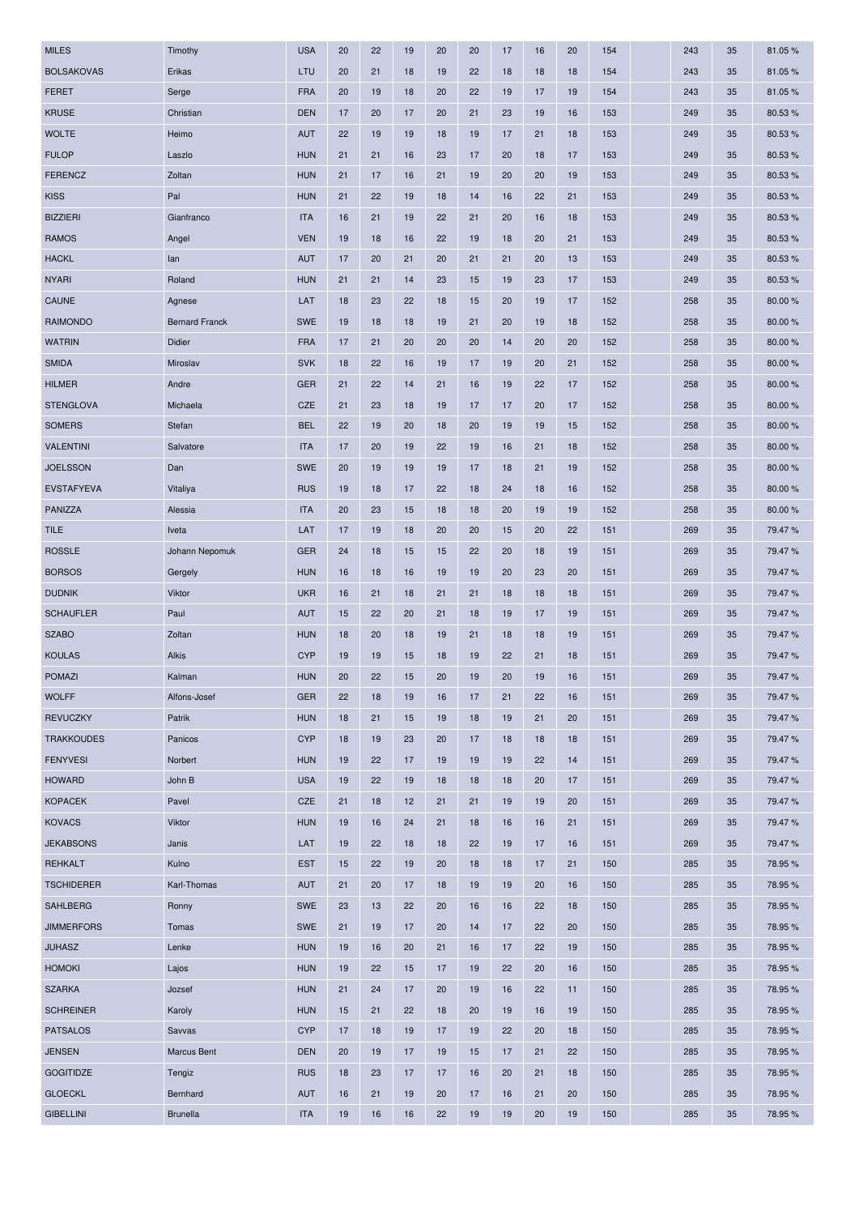| | | | | | | | | | | | | | | | | |
|---|---|---|---|---|---|---|---|---|---|---|---|---|---|---|---|---|
| MILES | Timothy | USA | 20 | 22 | 19 | 20 | 20 | 17 | 16 | 20 | 154 | | 243 | 35 | 81.05 % |
| BOLSAKOVAS | Erikas | LTU | 20 | 21 | 18 | 19 | 22 | 18 | 18 | 18 | 154 | | 243 | 35 | 81.05 % |
| FERET | Serge | FRA | 20 | 19 | 18 | 20 | 22 | 19 | 17 | 19 | 154 | | 243 | 35 | 81.05 % |
| KRUSE | Christian | DEN | 17 | 20 | 17 | 20 | 21 | 23 | 19 | 16 | 153 | | 249 | 35 | 80.53 % |
| WOLTE | Heimo | AUT | 22 | 19 | 19 | 18 | 19 | 17 | 21 | 18 | 153 | | 249 | 35 | 80.53 % |
| FULOP | Laszlo | HUN | 21 | 21 | 16 | 23 | 17 | 20 | 18 | 17 | 153 | | 249 | 35 | 80.53 % |
| FERENCZ | Zoltan | HUN | 21 | 17 | 16 | 21 | 19 | 20 | 20 | 19 | 153 | | 249 | 35 | 80.53 % |
| KISS | Pal | HUN | 21 | 22 | 19 | 18 | 14 | 16 | 22 | 21 | 153 | | 249 | 35 | 80.53 % |
| BIZZIERI | Gianfranco | ITA | 16 | 21 | 19 | 22 | 21 | 20 | 16 | 18 | 153 | | 249 | 35 | 80.53 % |
| RAMOS | Angel | VEN | 19 | 18 | 16 | 22 | 19 | 18 | 20 | 21 | 153 | | 249 | 35 | 80.53 % |
| HACKL | Ian | AUT | 17 | 20 | 21 | 20 | 21 | 21 | 20 | 13 | 153 | | 249 | 35 | 80.53 % |
| NYARI | Roland | HUN | 21 | 21 | 14 | 23 | 15 | 19 | 23 | 17 | 153 | | 249 | 35 | 80.53 % |
| CAUNE | Agnese | LAT | 18 | 23 | 22 | 18 | 15 | 20 | 19 | 17 | 152 | | 258 | 35 | 80.00 % |
| RAIMONDO | Bernard Franck | SWE | 19 | 18 | 18 | 19 | 21 | 20 | 19 | 18 | 152 | | 258 | 35 | 80.00 % |
| WATRIN | Didier | FRA | 17 | 21 | 20 | 20 | 20 | 14 | 20 | 20 | 152 | | 258 | 35 | 80.00 % |
| SMIDA | Miroslav | SVK | 18 | 22 | 16 | 19 | 17 | 19 | 20 | 21 | 152 | | 258 | 35 | 80.00 % |
| HILMER | Andre | GER | 21 | 22 | 14 | 21 | 16 | 19 | 22 | 17 | 152 | | 258 | 35 | 80.00 % |
| STENGLOVA | Michaela | CZE | 21 | 23 | 18 | 19 | 17 | 17 | 20 | 17 | 152 | | 258 | 35 | 80.00 % |
| SOMERS | Stefan | BEL | 22 | 19 | 20 | 18 | 20 | 19 | 19 | 15 | 152 | | 258 | 35 | 80.00 % |
| VALENTINI | Salvatore | ITA | 17 | 20 | 19 | 22 | 19 | 16 | 21 | 18 | 152 | | 258 | 35 | 80.00 % |
| JOELSSON | Dan | SWE | 20 | 19 | 19 | 19 | 17 | 18 | 21 | 19 | 152 | | 258 | 35 | 80.00 % |
| EVSTAFYEVA | Vitaliya | RUS | 19 | 18 | 17 | 22 | 18 | 24 | 18 | 16 | 152 | | 258 | 35 | 80.00 % |
| PANIZZA | Alessia | ITA | 20 | 23 | 15 | 18 | 18 | 20 | 19 | 19 | 152 | | 258 | 35 | 80.00 % |
| TILE | Iveta | LAT | 17 | 19 | 18 | 20 | 20 | 15 | 20 | 22 | 151 | | 269 | 35 | 79.47 % |
| ROSSLE | Johann Nepomuk | GER | 24 | 18 | 15 | 15 | 22 | 20 | 18 | 19 | 151 | | 269 | 35 | 79.47 % |
| BORSOS | Gergely | HUN | 16 | 18 | 16 | 19 | 19 | 20 | 23 | 20 | 151 | | 269 | 35 | 79.47 % |
| DUDNIK | Viktor | UKR | 16 | 21 | 18 | 21 | 21 | 18 | 18 | 18 | 151 | | 269 | 35 | 79.47 % |
| SCHAUFLER | Paul | AUT | 15 | 22 | 20 | 21 | 18 | 19 | 17 | 19 | 151 | | 269 | 35 | 79.47 % |
| SZABO | Zoltan | HUN | 18 | 20 | 18 | 19 | 21 | 18 | 18 | 19 | 151 | | 269 | 35 | 79.47 % |
| KOULAS | Alkis | CYP | 19 | 19 | 15 | 18 | 19 | 22 | 21 | 18 | 151 | | 269 | 35 | 79.47 % |
| POMAZI | Kalman | HUN | 20 | 22 | 15 | 20 | 19 | 20 | 19 | 16 | 151 | | 269 | 35 | 79.47 % |
| WOLFF | Alfons-Josef | GER | 22 | 18 | 19 | 16 | 17 | 21 | 22 | 16 | 151 | | 269 | 35 | 79.47 % |
| REVUCZKY | Patrik | HUN | 18 | 21 | 15 | 19 | 18 | 19 | 21 | 20 | 151 | | 269 | 35 | 79.47 % |
| TRAKKOUDES | Panicos | CYP | 18 | 19 | 23 | 20 | 17 | 18 | 18 | 18 | 151 | | 269 | 35 | 79.47 % |
| FENYVESI | Norbert | HUN | 19 | 22 | 17 | 19 | 19 | 19 | 22 | 14 | 151 | | 269 | 35 | 79.47 % |
| HOWARD | John B | USA | 19 | 22 | 19 | 18 | 18 | 18 | 20 | 17 | 151 | | 269 | 35 | 79.47 % |
| KOPACEK | Pavel | CZE | 21 | 18 | 12 | 21 | 21 | 19 | 19 | 20 | 151 | | 269 | 35 | 79.47 % |
| KOVACS | Viktor | HUN | 19 | 16 | 24 | 21 | 18 | 16 | 16 | 21 | 151 | | 269 | 35 | 79.47 % |
| JEKABSONS | Janis | LAT | 19 | 22 | 18 | 18 | 22 | 19 | 17 | 16 | 151 | | 269 | 35 | 79.47 % |
| REHKALT | Kulno | EST | 15 | 22 | 19 | 20 | 18 | 18 | 17 | 21 | 150 | | 285 | 35 | 78.95 % |
| TSCHIDERER | Karl-Thomas | AUT | 21 | 20 | 17 | 18 | 19 | 19 | 20 | 16 | 150 | | 285 | 35 | 78.95 % |
| SAHLBERG | Ronny | SWE | 23 | 13 | 22 | 20 | 16 | 16 | 22 | 18 | 150 | | 285 | 35 | 78.95 % |
| JIMMERFORS | Tomas | SWE | 21 | 19 | 17 | 20 | 14 | 17 | 22 | 20 | 150 | | 285 | 35 | 78.95 % |
| JUHASZ | Lenke | HUN | 19 | 16 | 20 | 21 | 16 | 17 | 22 | 19 | 150 | | 285 | 35 | 78.95 % |
| HOMOKI | Lajos | HUN | 19 | 22 | 15 | 17 | 19 | 22 | 20 | 16 | 150 | | 285 | 35 | 78.95 % |
| SZARKA | Jozsef | HUN | 21 | 24 | 17 | 20 | 19 | 16 | 22 | 11 | 150 | | 285 | 35 | 78.95 % |
| SCHREINER | Karoly | HUN | 15 | 21 | 22 | 18 | 20 | 19 | 16 | 19 | 150 | | 285 | 35 | 78.95 % |
| PATSALOS | Savvas | CYP | 17 | 18 | 19 | 17 | 19 | 22 | 20 | 18 | 150 | | 285 | 35 | 78.95 % |
| JENSEN | Marcus Bent | DEN | 20 | 19 | 17 | 19 | 15 | 17 | 21 | 22 | 150 | | 285 | 35 | 78.95 % |
| GOGITIDZE | Tengiz | RUS | 18 | 23 | 17 | 17 | 16 | 20 | 21 | 18 | 150 | | 285 | 35 | 78.95 % |
| GLOECKL | Bernhard | AUT | 16 | 21 | 19 | 20 | 17 | 16 | 21 | 20 | 150 | | 285 | 35 | 78.95 % |
| GIBELLINI | Brunella | ITA | 19 | 16 | 16 | 22 | 19 | 19 | 20 | 19 | 150 | | 285 | 35 | 78.95 % |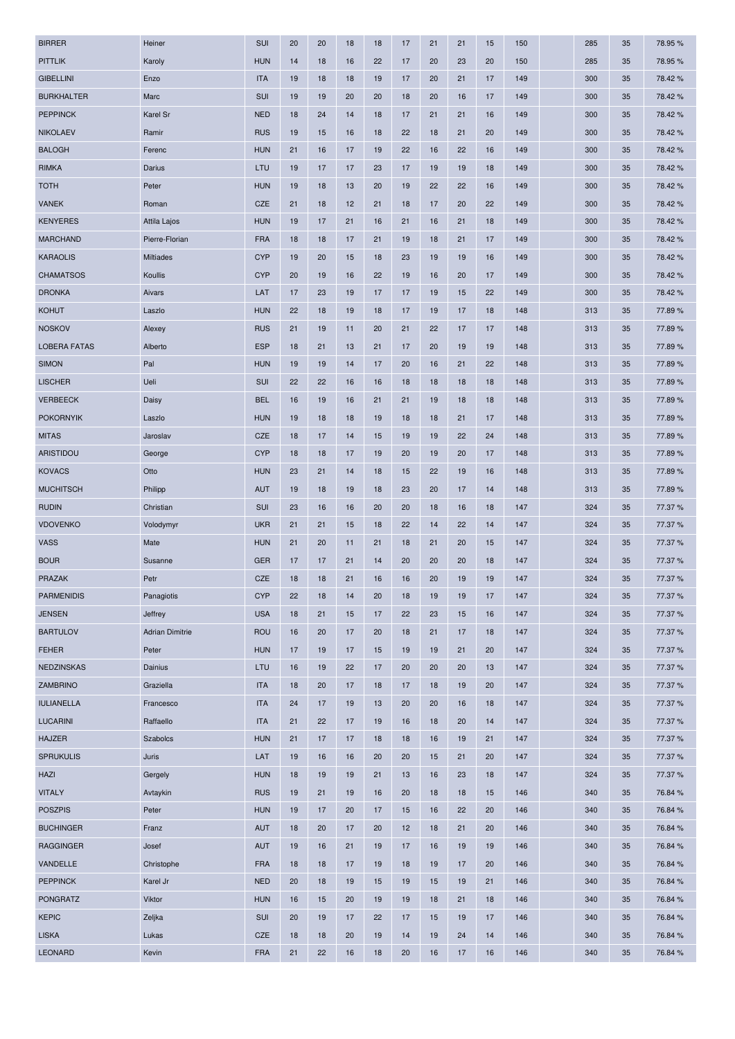| | | | | | | | | | | | | | | | | |
|---|---|---|---|---|---|---|---|---|---|---|---|---|---|---|---|---|
| BIRRER | Heiner | SUI | 20 | 20 | 18 | 18 | 17 | 21 | 21 | 15 | 150 | | 285 | 35 | 78.95 % |
| PITTLIK | Karoly | HUN | 14 | 18 | 16 | 22 | 17 | 20 | 23 | 20 | 150 | | 285 | 35 | 78.95 % |
| GIBELLINI | Enzo | ITA | 19 | 18 | 18 | 19 | 17 | 20 | 21 | 17 | 149 | | 300 | 35 | 78.42 % |
| BURKHALTER | Marc | SUI | 19 | 19 | 20 | 20 | 18 | 20 | 16 | 17 | 149 | | 300 | 35 | 78.42 % |
| PEPPINCK | Karel Sr | NED | 18 | 24 | 14 | 18 | 17 | 21 | 21 | 16 | 149 | | 300 | 35 | 78.42 % |
| NIKOLAEV | Ramir | RUS | 19 | 15 | 16 | 18 | 22 | 18 | 21 | 20 | 149 | | 300 | 35 | 78.42 % |
| BALOGH | Ferenc | HUN | 21 | 16 | 17 | 19 | 22 | 16 | 22 | 16 | 149 | | 300 | 35 | 78.42 % |
| RIMKA | Darius | LTU | 19 | 17 | 17 | 23 | 17 | 19 | 19 | 18 | 149 | | 300 | 35 | 78.42 % |
| TOTH | Peter | HUN | 19 | 18 | 13 | 20 | 19 | 22 | 22 | 16 | 149 | | 300 | 35 | 78.42 % |
| VANEK | Roman | CZE | 21 | 18 | 12 | 21 | 18 | 17 | 20 | 22 | 149 | | 300 | 35 | 78.42 % |
| KENYERES | Attila Lajos | HUN | 19 | 17 | 21 | 16 | 21 | 16 | 21 | 18 | 149 | | 300 | 35 | 78.42 % |
| MARCHAND | Pierre-Florian | FRA | 18 | 18 | 17 | 21 | 19 | 18 | 21 | 17 | 149 | | 300 | 35 | 78.42 % |
| KARAOLIS | Miltiades | CYP | 19 | 20 | 15 | 18 | 23 | 19 | 19 | 16 | 149 | | 300 | 35 | 78.42 % |
| CHAMATSOS | Koullis | CYP | 20 | 19 | 16 | 22 | 19 | 16 | 20 | 17 | 149 | | 300 | 35 | 78.42 % |
| DRONKA | Aivars | LAT | 17 | 23 | 19 | 17 | 17 | 19 | 15 | 22 | 149 | | 300 | 35 | 78.42 % |
| KOHUT | Laszlo | HUN | 22 | 18 | 19 | 18 | 17 | 19 | 17 | 18 | 148 | | 313 | 35 | 77.89 % |
| NOSKOV | Alexey | RUS | 21 | 19 | 11 | 20 | 21 | 22 | 17 | 17 | 148 | | 313 | 35 | 77.89 % |
| LOBERA FATAS | Alberto | ESP | 18 | 21 | 13 | 21 | 17 | 20 | 19 | 19 | 148 | | 313 | 35 | 77.89 % |
| SIMON | Pal | HUN | 19 | 19 | 14 | 17 | 20 | 16 | 21 | 22 | 148 | | 313 | 35 | 77.89 % |
| LISCHER | Ueli | SUI | 22 | 22 | 16 | 16 | 18 | 18 | 18 | 18 | 148 | | 313 | 35 | 77.89 % |
| VERBEECK | Daisy | BEL | 16 | 19 | 16 | 21 | 21 | 19 | 18 | 18 | 148 | | 313 | 35 | 77.89 % |
| POKORNYIK | Laszlo | HUN | 19 | 18 | 18 | 19 | 18 | 18 | 21 | 17 | 148 | | 313 | 35 | 77.89 % |
| MITAS | Jaroslav | CZE | 18 | 17 | 14 | 15 | 19 | 19 | 22 | 24 | 148 | | 313 | 35 | 77.89 % |
| ARISTIDOU | George | CYP | 18 | 18 | 17 | 19 | 20 | 19 | 20 | 17 | 148 | | 313 | 35 | 77.89 % |
| KOVACS | Otto | HUN | 23 | 21 | 14 | 18 | 15 | 22 | 19 | 16 | 148 | | 313 | 35 | 77.89 % |
| MUCHITSCH | Philipp | AUT | 19 | 18 | 19 | 18 | 23 | 20 | 17 | 14 | 148 | | 313 | 35 | 77.89 % |
| RUDIN | Christian | SUI | 23 | 16 | 16 | 20 | 20 | 18 | 16 | 18 | 147 | | 324 | 35 | 77.37 % |
| VDOVENKO | Volodymyr | UKR | 21 | 21 | 15 | 18 | 22 | 14 | 22 | 14 | 147 | | 324 | 35 | 77.37 % |
| VASS | Mate | HUN | 21 | 20 | 11 | 21 | 18 | 21 | 20 | 15 | 147 | | 324 | 35 | 77.37 % |
| BOUR | Susanne | GER | 17 | 17 | 21 | 14 | 20 | 20 | 20 | 18 | 147 | | 324 | 35 | 77.37 % |
| PRAZAK | Petr | CZE | 18 | 18 | 21 | 16 | 16 | 20 | 19 | 19 | 147 | | 324 | 35 | 77.37 % |
| PARMENIDIS | Panagiotis | CYP | 22 | 18 | 14 | 20 | 18 | 19 | 19 | 17 | 147 | | 324 | 35 | 77.37 % |
| JENSEN | Jeffrey | USA | 18 | 21 | 15 | 17 | 22 | 23 | 15 | 16 | 147 | | 324 | 35 | 77.37 % |
| BARTULOV | Adrian Dimitrie | ROU | 16 | 20 | 17 | 20 | 18 | 21 | 17 | 18 | 147 | | 324 | 35 | 77.37 % |
| FEHER | Peter | HUN | 17 | 19 | 17 | 15 | 19 | 19 | 21 | 20 | 147 | | 324 | 35 | 77.37 % |
| NEDZINSKAS | Dainius | LTU | 16 | 19 | 22 | 17 | 20 | 20 | 20 | 13 | 147 | | 324 | 35 | 77.37 % |
| ZAMBRINO | Graziella | ITA | 18 | 20 | 17 | 18 | 17 | 18 | 19 | 20 | 147 | | 324 | 35 | 77.37 % |
| IULIANELLA | Francesco | ITA | 24 | 17 | 19 | 13 | 20 | 20 | 16 | 18 | 147 | | 324 | 35 | 77.37 % |
| LUCARINI | Raffaello | ITA | 21 | 22 | 17 | 19 | 16 | 18 | 20 | 14 | 147 | | 324 | 35 | 77.37 % |
| HAJZER | Szabolcs | HUN | 21 | 17 | 17 | 18 | 18 | 16 | 19 | 21 | 147 | | 324 | 35 | 77.37 % |
| SPRUKULIS | Juris | LAT | 19 | 16 | 16 | 20 | 20 | 15 | 21 | 20 | 147 | | 324 | 35 | 77.37 % |
| HAZI | Gergely | HUN | 18 | 19 | 19 | 21 | 13 | 16 | 23 | 18 | 147 | | 324 | 35 | 77.37 % |
| VITALY | Avtaykin | RUS | 19 | 21 | 19 | 16 | 20 | 18 | 18 | 15 | 146 | | 340 | 35 | 76.84 % |
| POSZPIS | Peter | HUN | 19 | 17 | 20 | 17 | 15 | 16 | 22 | 20 | 146 | | 340 | 35 | 76.84 % |
| BUCHINGER | Franz | AUT | 18 | 20 | 17 | 20 | 12 | 18 | 21 | 20 | 146 | | 340 | 35 | 76.84 % |
| RAGGINGER | Josef | AUT | 19 | 16 | 21 | 19 | 17 | 16 | 19 | 19 | 146 | | 340 | 35 | 76.84 % |
| VANDELLE | Christophe | FRA | 18 | 18 | 17 | 19 | 18 | 19 | 17 | 20 | 146 | | 340 | 35 | 76.84 % |
| PEPPINCK | Karel Jr | NED | 20 | 18 | 19 | 15 | 19 | 15 | 19 | 21 | 146 | | 340 | 35 | 76.84 % |
| PONGRATZ | Viktor | HUN | 16 | 15 | 20 | 19 | 19 | 18 | 21 | 18 | 146 | | 340 | 35 | 76.84 % |
| KEPIC | Zeljka | SUI | 20 | 19 | 17 | 22 | 17 | 15 | 19 | 17 | 146 | | 340 | 35 | 76.84 % |
| LISKA | Lukas | CZE | 18 | 18 | 20 | 19 | 14 | 19 | 24 | 14 | 146 | | 340 | 35 | 76.84 % |
| LEONARD | Kevin | FRA | 21 | 22 | 16 | 18 | 20 | 16 | 17 | 16 | 146 | | 340 | 35 | 76.84 % |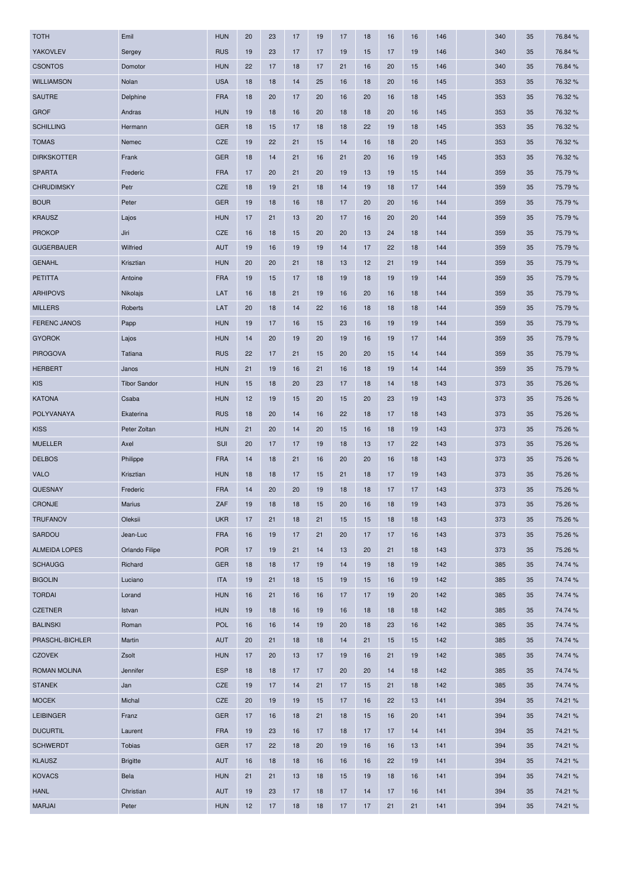| TOTH | Emil | HUN | 20 | 23 | 17 | 19 | 17 | 18 | 16 | 16 | 146 | | 340 | 35 | 76.84 % |
|---|---|---|---|---|---|---|---|---|---|---|---|---|---|---|---|
| YAKOVLEV | Sergey | RUS | 19 | 23 | 17 | 17 | 19 | 15 | 17 | 19 | 146 | | 340 | 35 | 76.84 % |
| CSONTOS | Domotor | HUN | 22 | 17 | 18 | 17 | 21 | 16 | 20 | 15 | 146 | | 340 | 35 | 76.84 % |
| WILLIAMSON | Nolan | USA | 18 | 18 | 14 | 25 | 16 | 18 | 20 | 16 | 145 | | 353 | 35 | 76.32 % |
| SAUTRE | Delphine | FRA | 18 | 20 | 17 | 20 | 16 | 20 | 16 | 18 | 145 | | 353 | 35 | 76.32 % |
| GROF | Andras | HUN | 19 | 18 | 16 | 20 | 18 | 18 | 20 | 16 | 145 | | 353 | 35 | 76.32 % |
| SCHILLING | Hermann | GER | 18 | 15 | 17 | 18 | 18 | 22 | 19 | 18 | 145 | | 353 | 35 | 76.32 % |
| TOMAS | Nemec | CZE | 19 | 22 | 21 | 15 | 14 | 16 | 18 | 20 | 145 | | 353 | 35 | 76.32 % |
| DIRKSKOTTER | Frank | GER | 18 | 14 | 21 | 16 | 21 | 20 | 16 | 19 | 145 | | 353 | 35 | 76.32 % |
| SPARTA | Frederic | FRA | 17 | 20 | 21 | 20 | 19 | 13 | 19 | 15 | 144 | | 359 | 35 | 75.79 % |
| CHRUDIMSKY | Petr | CZE | 18 | 19 | 21 | 18 | 14 | 19 | 18 | 17 | 144 | | 359 | 35 | 75.79 % |
| BOUR | Peter | GER | 19 | 18 | 16 | 18 | 17 | 20 | 20 | 16 | 144 | | 359 | 35 | 75.79 % |
| KRAUSZ | Lajos | HUN | 17 | 21 | 13 | 20 | 17 | 16 | 20 | 20 | 144 | | 359 | 35 | 75.79 % |
| PROKOP | Jiri | CZE | 16 | 18 | 15 | 20 | 20 | 13 | 24 | 18 | 144 | | 359 | 35 | 75.79 % |
| GUGERBAUER | Wilfried | AUT | 19 | 16 | 19 | 19 | 14 | 17 | 22 | 18 | 144 | | 359 | 35 | 75.79 % |
| GENAHL | Krisztian | HUN | 20 | 20 | 21 | 18 | 13 | 12 | 21 | 19 | 144 | | 359 | 35 | 75.79 % |
| PETITTA | Antoine | FRA | 19 | 15 | 17 | 18 | 19 | 18 | 19 | 19 | 144 | | 359 | 35 | 75.79 % |
| ARHIPOVS | Nikolajs | LAT | 16 | 18 | 21 | 19 | 16 | 20 | 16 | 18 | 144 | | 359 | 35 | 75.79 % |
| MILLERS | Roberts | LAT | 20 | 18 | 14 | 22 | 16 | 18 | 18 | 18 | 144 | | 359 | 35 | 75.79 % |
| FERENC JANOS | Papp | HUN | 19 | 17 | 16 | 15 | 23 | 16 | 19 | 19 | 144 | | 359 | 35 | 75.79 % |
| GYOROK | Lajos | HUN | 14 | 20 | 19 | 20 | 19 | 16 | 19 | 17 | 144 | | 359 | 35 | 75.79 % |
| PIROGOVA | Tatiana | RUS | 22 | 17 | 21 | 15 | 20 | 20 | 15 | 14 | 144 | | 359 | 35 | 75.79 % |
| HERBERT | Janos | HUN | 21 | 19 | 16 | 21 | 16 | 18 | 19 | 14 | 144 | | 359 | 35 | 75.79 % |
| KIS | Tibor Sandor | HUN | 15 | 18 | 20 | 23 | 17 | 18 | 14 | 18 | 143 | | 373 | 35 | 75.26 % |
| KATONA | Csaba | HUN | 12 | 19 | 15 | 20 | 15 | 20 | 23 | 19 | 143 | | 373 | 35 | 75.26 % |
| POLYVANAYA | Ekaterina | RUS | 18 | 20 | 14 | 16 | 22 | 18 | 17 | 18 | 143 | | 373 | 35 | 75.26 % |
| KISS | Peter Zoltan | HUN | 21 | 20 | 14 | 20 | 15 | 16 | 18 | 19 | 143 | | 373 | 35 | 75.26 % |
| MUELLER | Axel | SUI | 20 | 17 | 17 | 19 | 18 | 13 | 17 | 22 | 143 | | 373 | 35 | 75.26 % |
| DELBOS | Philippe | FRA | 14 | 18 | 21 | 16 | 20 | 20 | 16 | 18 | 143 | | 373 | 35 | 75.26 % |
| VALO | Krisztian | HUN | 18 | 18 | 17 | 15 | 21 | 18 | 17 | 19 | 143 | | 373 | 35 | 75.26 % |
| QUESNAY | Frederic | FRA | 14 | 20 | 20 | 19 | 18 | 18 | 17 | 17 | 143 | | 373 | 35 | 75.26 % |
| CRONJE | Marius | ZAF | 19 | 18 | 18 | 15 | 20 | 16 | 18 | 19 | 143 | | 373 | 35 | 75.26 % |
| TRUFANOV | Oleksii | UKR | 17 | 21 | 18 | 21 | 15 | 15 | 18 | 18 | 143 | | 373 | 35 | 75.26 % |
| SARDOU | Jean-Luc | FRA | 16 | 19 | 17 | 21 | 20 | 17 | 17 | 16 | 143 | | 373 | 35 | 75.26 % |
| ALMEIDA LOPES | Orlando Filipe | POR | 17 | 19 | 21 | 14 | 13 | 20 | 21 | 18 | 143 | | 373 | 35 | 75.26 % |
| SCHAUGG | Richard | GER | 18 | 18 | 17 | 19 | 14 | 19 | 18 | 19 | 142 | | 385 | 35 | 74.74 % |
| BIGOLIN | Luciano | ITA | 19 | 21 | 18 | 15 | 19 | 15 | 16 | 19 | 142 | | 385 | 35 | 74.74 % |
| TORDAI | Lorand | HUN | 16 | 21 | 16 | 16 | 17 | 17 | 19 | 20 | 142 | | 385 | 35 | 74.74 % |
| CZETNER | Istvan | HUN | 19 | 18 | 16 | 19 | 16 | 18 | 18 | 18 | 142 | | 385 | 35 | 74.74 % |
| BALINSKI | Roman | POL | 16 | 16 | 14 | 19 | 20 | 18 | 23 | 16 | 142 | | 385 | 35 | 74.74 % |
| PRASCHL-BICHLER | Martin | AUT | 20 | 21 | 18 | 18 | 14 | 21 | 15 | 15 | 142 | | 385 | 35 | 74.74 % |
| CZOVEK | Zsolt | HUN | 17 | 20 | 13 | 17 | 19 | 16 | 21 | 19 | 142 | | 385 | 35 | 74.74 % |
| ROMAN MOLINA | Jennifer | ESP | 18 | 18 | 17 | 17 | 20 | 20 | 14 | 18 | 142 | | 385 | 35 | 74.74 % |
| STANEK | Jan | CZE | 19 | 17 | 14 | 21 | 17 | 15 | 21 | 18 | 142 | | 385 | 35 | 74.74 % |
| MOCEK | Michal | CZE | 20 | 19 | 19 | 15 | 17 | 16 | 22 | 13 | 141 | | 394 | 35 | 74.21 % |
| LEIBINGER | Franz | GER | 17 | 16 | 18 | 21 | 18 | 15 | 16 | 20 | 141 | | 394 | 35 | 74.21 % |
| DUCURTIL | Laurent | FRA | 19 | 23 | 16 | 17 | 18 | 17 | 17 | 14 | 141 | | 394 | 35 | 74.21 % |
| SCHWERDT | Tobias | GER | 17 | 22 | 18 | 20 | 19 | 16 | 16 | 13 | 141 | | 394 | 35 | 74.21 % |
| KLAUSZ | Brigitte | AUT | 16 | 18 | 18 | 16 | 16 | 16 | 22 | 19 | 141 | | 394 | 35 | 74.21 % |
| KOVACS | Bela | HUN | 21 | 21 | 13 | 18 | 15 | 19 | 18 | 16 | 141 | | 394 | 35 | 74.21 % |
| HANL | Christian | AUT | 19 | 23 | 17 | 18 | 17 | 14 | 17 | 16 | 141 | | 394 | 35 | 74.21 % |
| MARJAI | Peter | HUN | 12 | 17 | 18 | 18 | 17 | 17 | 21 | 21 | 141 | | 394 | 35 | 74.21 % |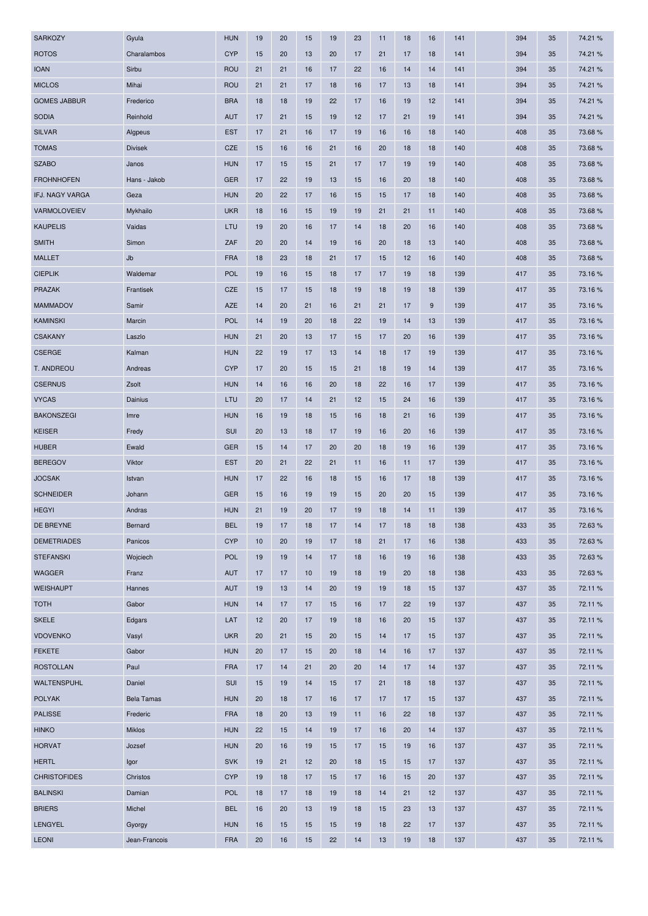| SARKOZY | Gyula | HUN | 19 | 20 | 15 | 19 | 23 | 11 | 18 | 16 | 141 | | 394 | 35 | 74.21 % |
|---|---|---|---|---|---|---|---|---|---|---|---|---|---|---|---|
| ROTOS | Charalambos | CYP | 15 | 20 | 13 | 20 | 17 | 21 | 17 | 18 | 141 | | 394 | 35 | 74.21 % |
| IOAN | Sirbu | ROU | 21 | 21 | 16 | 17 | 22 | 16 | 14 | 14 | 141 | | 394 | 35 | 74.21 % |
| MICLOS | Mihai | ROU | 21 | 21 | 17 | 18 | 16 | 17 | 13 | 18 | 141 | | 394 | 35 | 74.21 % |
| GOMES JABBUR | Frederico | BRA | 18 | 18 | 19 | 22 | 17 | 16 | 19 | 12 | 141 | | 394 | 35 | 74.21 % |
| SODIA | Reinhold | AUT | 17 | 21 | 15 | 19 | 12 | 17 | 21 | 19 | 141 | | 394 | 35 | 74.21 % |
| SILVAR | Algpeus | EST | 17 | 21 | 16 | 17 | 19 | 16 | 16 | 18 | 140 | | 408 | 35 | 73.68 % |
| TOMAS | Divisek | CZE | 15 | 16 | 16 | 21 | 16 | 20 | 18 | 18 | 140 | | 408 | 35 | 73.68 % |
| SZABO | Janos | HUN | 17 | 15 | 15 | 21 | 17 | 17 | 19 | 19 | 140 | | 408 | 35 | 73.68 % |
| FROHNHOFEN | Hans - Jakob | GER | 17 | 22 | 19 | 13 | 15 | 16 | 20 | 18 | 140 | | 408 | 35 | 73.68 % |
| IFJ. NAGY VARGA | Geza | HUN | 20 | 22 | 17 | 16 | 15 | 15 | 17 | 18 | 140 | | 408 | 35 | 73.68 % |
| VARMOLOVEIEV | Mykhailo | UKR | 18 | 16 | 15 | 19 | 19 | 21 | 21 | 11 | 140 | | 408 | 35 | 73.68 % |
| KAUPELIS | Vaidas | LTU | 19 | 20 | 16 | 17 | 14 | 18 | 20 | 16 | 140 | | 408 | 35 | 73.68 % |
| SMITH | Simon | ZAF | 20 | 20 | 14 | 19 | 16 | 20 | 18 | 13 | 140 | | 408 | 35 | 73.68 % |
| MALLET | Jb | FRA | 18 | 23 | 18 | 21 | 17 | 15 | 12 | 16 | 140 | | 408 | 35 | 73.68 % |
| CIEPLIK | Waldemar | POL | 19 | 16 | 15 | 18 | 17 | 17 | 19 | 18 | 139 | | 417 | 35 | 73.16 % |
| PRAZAK | Frantisek | CZE | 15 | 17 | 15 | 18 | 19 | 18 | 19 | 18 | 139 | | 417 | 35 | 73.16 % |
| MAMMADOV | Samir | AZE | 14 | 20 | 21 | 16 | 21 | 21 | 17 | 9 | 139 | | 417 | 35 | 73.16 % |
| KAMINSKI | Marcin | POL | 14 | 19 | 20 | 18 | 22 | 19 | 14 | 13 | 139 | | 417 | 35 | 73.16 % |
| CSAKANY | Laszlo | HUN | 21 | 20 | 13 | 17 | 15 | 17 | 20 | 16 | 139 | | 417 | 35 | 73.16 % |
| CSERGE | Kalman | HUN | 22 | 19 | 17 | 13 | 14 | 18 | 17 | 19 | 139 | | 417 | 35 | 73.16 % |
| T. ANDREOU | Andreas | CYP | 17 | 20 | 15 | 15 | 21 | 18 | 19 | 14 | 139 | | 417 | 35 | 73.16 % |
| CSERNUS | Zsolt | HUN | 14 | 16 | 16 | 20 | 18 | 22 | 16 | 17 | 139 | | 417 | 35 | 73.16 % |
| VYCAS | Dainius | LTU | 20 | 17 | 14 | 21 | 12 | 15 | 24 | 16 | 139 | | 417 | 35 | 73.16 % |
| BAKONSZEGI | Imre | HUN | 16 | 19 | 18 | 15 | 16 | 18 | 21 | 16 | 139 | | 417 | 35 | 73.16 % |
| KEISER | Fredy | SUI | 20 | 13 | 18 | 17 | 19 | 16 | 20 | 16 | 139 | | 417 | 35 | 73.16 % |
| HUBER | Ewald | GER | 15 | 14 | 17 | 20 | 20 | 18 | 19 | 16 | 139 | | 417 | 35 | 73.16 % |
| BEREGOV | Viktor | EST | 20 | 21 | 22 | 21 | 11 | 16 | 11 | 17 | 139 | | 417 | 35 | 73.16 % |
| JOCSAK | Istvan | HUN | 17 | 22 | 16 | 18 | 15 | 16 | 17 | 18 | 139 | | 417 | 35 | 73.16 % |
| SCHNEIDER | Johann | GER | 15 | 16 | 19 | 19 | 15 | 20 | 20 | 15 | 139 | | 417 | 35 | 73.16 % |
| HEGYI | Andras | HUN | 21 | 19 | 20 | 17 | 19 | 18 | 14 | 11 | 139 | | 417 | 35 | 73.16 % |
| DE BREYNE | Bernard | BEL | 19 | 17 | 18 | 17 | 14 | 17 | 18 | 18 | 138 | | 433 | 35 | 72.63 % |
| DEMETRIADES | Panicos | CYP | 10 | 20 | 19 | 17 | 18 | 21 | 17 | 16 | 138 | | 433 | 35 | 72.63 % |
| STEFANSKI | Wojciech | POL | 19 | 19 | 14 | 17 | 18 | 16 | 19 | 16 | 138 | | 433 | 35 | 72.63 % |
| WAGGER | Franz | AUT | 17 | 17 | 10 | 19 | 18 | 19 | 20 | 18 | 138 | | 433 | 35 | 72.63 % |
| WEISHAUPT | Hannes | AUT | 19 | 13 | 14 | 20 | 19 | 19 | 18 | 15 | 137 | | 437 | 35 | 72.11 % |
| TOTH | Gabor | HUN | 14 | 17 | 17 | 15 | 16 | 17 | 22 | 19 | 137 | | 437 | 35 | 72.11 % |
| SKELE | Edgars | LAT | 12 | 20 | 17 | 19 | 18 | 16 | 20 | 15 | 137 | | 437 | 35 | 72.11 % |
| VDOVENKO | Vasyl | UKR | 20 | 21 | 15 | 20 | 15 | 14 | 17 | 15 | 137 | | 437 | 35 | 72.11 % |
| FEKETE | Gabor | HUN | 20 | 17 | 15 | 20 | 18 | 14 | 16 | 17 | 137 | | 437 | 35 | 72.11 % |
| ROSTOLLAN | Paul | FRA | 17 | 14 | 21 | 20 | 20 | 14 | 17 | 14 | 137 | | 437 | 35 | 72.11 % |
| WALTENSPUHL | Daniel | SUI | 15 | 19 | 14 | 15 | 17 | 21 | 18 | 18 | 137 | | 437 | 35 | 72.11 % |
| POLYAK | Bela Tamas | HUN | 20 | 18 | 17 | 16 | 17 | 17 | 17 | 15 | 137 | | 437 | 35 | 72.11 % |
| PALISSE | Frederic | FRA | 18 | 20 | 13 | 19 | 11 | 16 | 22 | 18 | 137 | | 437 | 35 | 72.11 % |
| HINKO | Miklos | HUN | 22 | 15 | 14 | 19 | 17 | 16 | 20 | 14 | 137 | | 437 | 35 | 72.11 % |
| HORVAT | Jozsef | HUN | 20 | 16 | 19 | 15 | 17 | 15 | 19 | 16 | 137 | | 437 | 35 | 72.11 % |
| HERTL | Igor | SVK | 19 | 21 | 12 | 20 | 18 | 15 | 15 | 17 | 137 | | 437 | 35 | 72.11 % |
| CHRISTOFIDES | Christos | CYP | 19 | 18 | 17 | 15 | 17 | 16 | 15 | 20 | 137 | | 437 | 35 | 72.11 % |
| BALINSKI | Damian | POL | 18 | 17 | 18 | 19 | 18 | 14 | 21 | 12 | 137 | | 437 | 35 | 72.11 % |
| BRIERS | Michel | BEL | 16 | 20 | 13 | 19 | 18 | 15 | 23 | 13 | 137 | | 437 | 35 | 72.11 % |
| LENGYEL | Gyorgy | HUN | 16 | 15 | 15 | 15 | 19 | 18 | 22 | 17 | 137 | | 437 | 35 | 72.11 % |
| LEONI | Jean-Francois | FRA | 20 | 16 | 15 | 22 | 14 | 13 | 19 | 18 | 137 | | 437 | 35 | 72.11 % |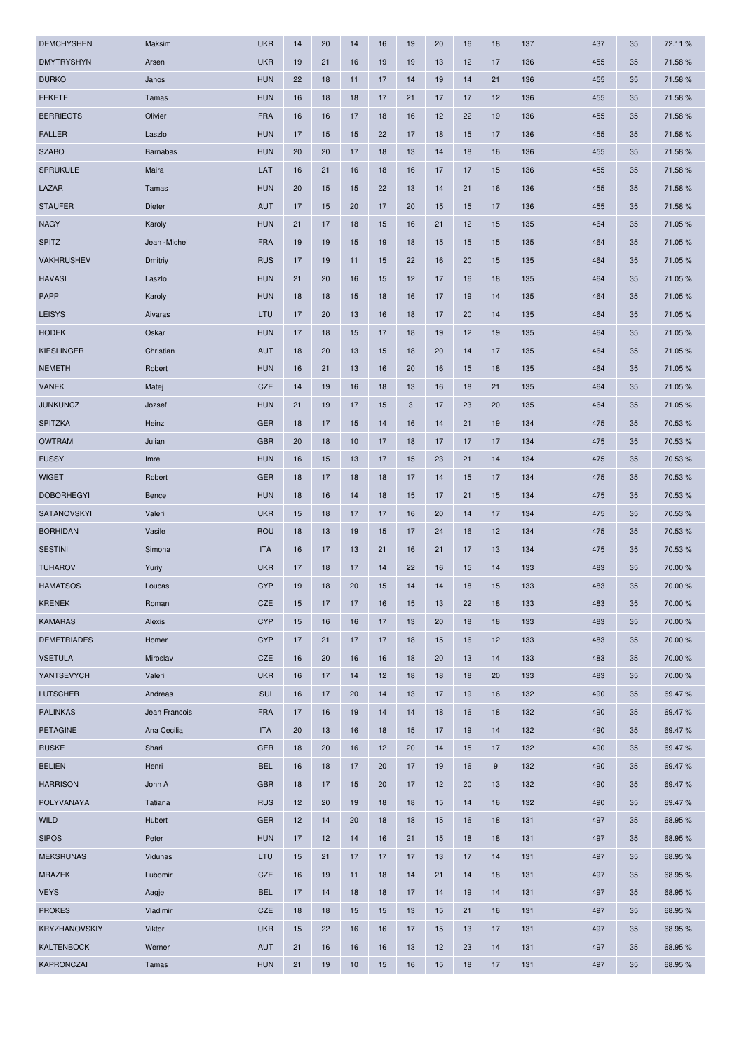| | | | | | | | | | | | | | | | | |
|---|---|---|---|---|---|---|---|---|---|---|---|---|---|---|---|---|
| DEMCHYSHEN | Maksim | UKR | 14 | 20 | 14 | 16 | 19 | 20 | 16 | 18 | 137 | | 437 | 35 | 72.11 % |
| DMYTRYSHYN | Arsen | UKR | 19 | 21 | 16 | 19 | 19 | 13 | 12 | 17 | 136 | | 455 | 35 | 71.58 % |
| DURKO | Janos | HUN | 22 | 18 | 11 | 17 | 14 | 19 | 14 | 21 | 136 | | 455 | 35 | 71.58 % |
| FEKETE | Tamas | HUN | 16 | 18 | 18 | 17 | 21 | 17 | 17 | 12 | 136 | | 455 | 35 | 71.58 % |
| BERRIEGTS | Olivier | FRA | 16 | 16 | 17 | 18 | 16 | 12 | 22 | 19 | 136 | | 455 | 35 | 71.58 % |
| FALLER | Laszlo | HUN | 17 | 15 | 15 | 22 | 17 | 18 | 15 | 17 | 136 | | 455 | 35 | 71.58 % |
| SZABO | Barnabas | HUN | 20 | 20 | 17 | 18 | 13 | 14 | 18 | 16 | 136 | | 455 | 35 | 71.58 % |
| SPRUKULE | Maira | LAT | 16 | 21 | 16 | 18 | 16 | 17 | 17 | 15 | 136 | | 455 | 35 | 71.58 % |
| LAZAR | Tamas | HUN | 20 | 15 | 15 | 22 | 13 | 14 | 21 | 16 | 136 | | 455 | 35 | 71.58 % |
| STAUFER | Dieter | AUT | 17 | 15 | 20 | 17 | 20 | 15 | 15 | 17 | 136 | | 455 | 35 | 71.58 % |
| NAGY | Karoly | HUN | 21 | 17 | 18 | 15 | 16 | 21 | 12 | 15 | 135 | | 464 | 35 | 71.05 % |
| SPITZ | Jean -Michel | FRA | 19 | 19 | 15 | 19 | 18 | 15 | 15 | 15 | 135 | | 464 | 35 | 71.05 % |
| VAKHRUSHEV | Dmitriy | RUS | 17 | 19 | 11 | 15 | 22 | 16 | 20 | 15 | 135 | | 464 | 35 | 71.05 % |
| HAVASI | Laszlo | HUN | 21 | 20 | 16 | 15 | 12 | 17 | 16 | 18 | 135 | | 464 | 35 | 71.05 % |
| PAPP | Karoly | HUN | 18 | 18 | 15 | 18 | 16 | 17 | 19 | 14 | 135 | | 464 | 35 | 71.05 % |
| LEISYS | Aivaras | LTU | 17 | 20 | 13 | 16 | 18 | 17 | 20 | 14 | 135 | | 464 | 35 | 71.05 % |
| HODEK | Oskar | HUN | 17 | 18 | 15 | 17 | 18 | 19 | 12 | 19 | 135 | | 464 | 35 | 71.05 % |
| KIESLINGER | Christian | AUT | 18 | 20 | 13 | 15 | 18 | 20 | 14 | 17 | 135 | | 464 | 35 | 71.05 % |
| NEMETH | Robert | HUN | 16 | 21 | 13 | 16 | 20 | 16 | 15 | 18 | 135 | | 464 | 35 | 71.05 % |
| VANEK | Matej | CZE | 14 | 19 | 16 | 18 | 13 | 16 | 18 | 21 | 135 | | 464 | 35 | 71.05 % |
| JUNKUNCZ | Jozsef | HUN | 21 | 19 | 17 | 15 | 3 | 17 | 23 | 20 | 135 | | 464 | 35 | 71.05 % |
| SPITZKA | Heinz | GER | 18 | 17 | 15 | 14 | 16 | 14 | 21 | 19 | 134 | | 475 | 35 | 70.53 % |
| OWTRAM | Julian | GBR | 20 | 18 | 10 | 17 | 18 | 17 | 17 | 17 | 134 | | 475 | 35 | 70.53 % |
| FUSSY | Imre | HUN | 16 | 15 | 13 | 17 | 15 | 23 | 21 | 14 | 134 | | 475 | 35 | 70.53 % |
| WIGET | Robert | GER | 18 | 17 | 18 | 18 | 17 | 14 | 15 | 17 | 134 | | 475 | 35 | 70.53 % |
| DOBORHEGYI | Bence | HUN | 18 | 16 | 14 | 18 | 15 | 17 | 21 | 15 | 134 | | 475 | 35 | 70.53 % |
| SATANOVSKYI | Valerii | UKR | 15 | 18 | 17 | 17 | 16 | 20 | 14 | 17 | 134 | | 475 | 35 | 70.53 % |
| BORHIDAN | Vasile | ROU | 18 | 13 | 19 | 15 | 17 | 24 | 16 | 12 | 134 | | 475 | 35 | 70.53 % |
| SESTINI | Simona | ITA | 16 | 17 | 13 | 21 | 16 | 21 | 17 | 13 | 134 | | 475 | 35 | 70.53 % |
| TUHAROV | Yuriy | UKR | 17 | 18 | 17 | 14 | 22 | 16 | 15 | 14 | 133 | | 483 | 35 | 70.00 % |
| HAMATSOS | Loucas | CYP | 19 | 18 | 20 | 15 | 14 | 14 | 18 | 15 | 133 | | 483 | 35 | 70.00 % |
| KRENEK | Roman | CZE | 15 | 17 | 17 | 16 | 15 | 13 | 22 | 18 | 133 | | 483 | 35 | 70.00 % |
| KAMARAS | Alexis | CYP | 15 | 16 | 16 | 17 | 13 | 20 | 18 | 18 | 133 | | 483 | 35 | 70.00 % |
| DEMETRIADES | Homer | CYP | 17 | 21 | 17 | 17 | 18 | 15 | 16 | 12 | 133 | | 483 | 35 | 70.00 % |
| VSETULA | Miroslav | CZE | 16 | 20 | 16 | 16 | 18 | 20 | 13 | 14 | 133 | | 483 | 35 | 70.00 % |
| YANTSEVYCH | Valerii | UKR | 16 | 17 | 14 | 12 | 18 | 18 | 18 | 20 | 133 | | 483 | 35 | 70.00 % |
| LUTSCHER | Andreas | SUI | 16 | 17 | 20 | 14 | 13 | 17 | 19 | 16 | 132 | | 490 | 35 | 69.47 % |
| PALINKAS | Jean Francois | FRA | 17 | 16 | 19 | 14 | 14 | 18 | 16 | 18 | 132 | | 490 | 35 | 69.47 % |
| PETAGINE | Ana Cecilia | ITA | 20 | 13 | 16 | 18 | 15 | 17 | 19 | 14 | 132 | | 490 | 35 | 69.47 % |
| RUSKE | Shari | GER | 18 | 20 | 16 | 12 | 20 | 14 | 15 | 17 | 132 | | 490 | 35 | 69.47 % |
| BELIEN | Henri | BEL | 16 | 18 | 17 | 20 | 17 | 19 | 16 | 9 | 132 | | 490 | 35 | 69.47 % |
| HARRISON | John A | GBR | 18 | 17 | 15 | 20 | 17 | 12 | 20 | 13 | 132 | | 490 | 35 | 69.47 % |
| POLYVANAYA | Tatiana | RUS | 12 | 20 | 19 | 18 | 18 | 15 | 14 | 16 | 132 | | 490 | 35 | 69.47 % |
| WILD | Hubert | GER | 12 | 14 | 20 | 18 | 18 | 15 | 16 | 18 | 131 | | 497 | 35 | 68.95 % |
| SIPOS | Peter | HUN | 17 | 12 | 14 | 16 | 21 | 15 | 18 | 18 | 131 | | 497 | 35 | 68.95 % |
| MEKSRUNAS | Vidunas | LTU | 15 | 21 | 17 | 17 | 17 | 13 | 17 | 14 | 131 | | 497 | 35 | 68.95 % |
| MRAZEK | Lubomir | CZE | 16 | 19 | 11 | 18 | 14 | 21 | 14 | 18 | 131 | | 497 | 35 | 68.95 % |
| VEYS | Aagje | BEL | 17 | 14 | 18 | 18 | 17 | 14 | 19 | 14 | 131 | | 497 | 35 | 68.95 % |
| PROKES | Vladimir | CZE | 18 | 18 | 15 | 15 | 13 | 15 | 21 | 16 | 131 | | 497 | 35 | 68.95 % |
| KRYZHANOVSKIY | Viktor | UKR | 15 | 22 | 16 | 16 | 17 | 15 | 13 | 17 | 131 | | 497 | 35 | 68.95 % |
| KALTENBOCK | Werner | AUT | 21 | 16 | 16 | 16 | 13 | 12 | 23 | 14 | 131 | | 497 | 35 | 68.95 % |
| KAPRONCZAI | Tamas | HUN | 21 | 19 | 10 | 15 | 16 | 15 | 18 | 17 | 131 | | 497 | 35 | 68.95 % |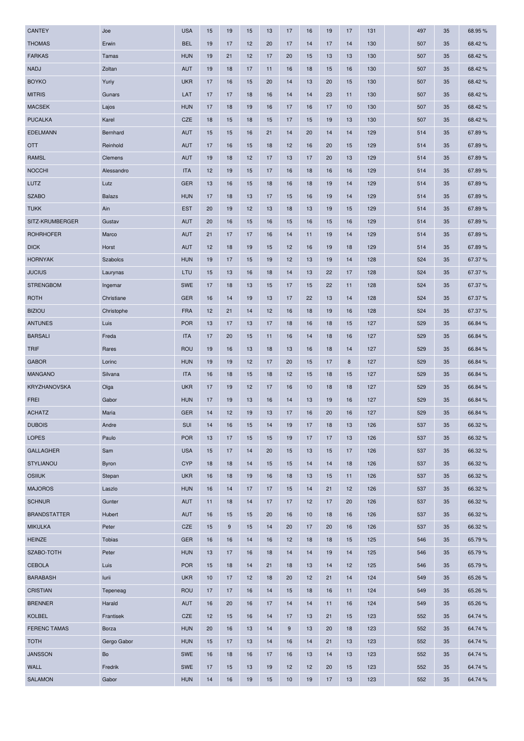| | | | | | | | | | | | | | | | | |
|---|---|---|---|---|---|---|---|---|---|---|---|---|---|---|---|---|
| CANTEY | Joe | USA | 15 | 19 | 15 | 13 | 17 | 16 | 19 | 17 | 131 | | 497 | 35 | 68.95 % |
| THOMAS | Erwin | BEL | 19 | 17 | 12 | 20 | 17 | 14 | 17 | 14 | 130 | | 507 | 35 | 68.42 % |
| FARKAS | Tamas | HUN | 19 | 21 | 12 | 17 | 20 | 15 | 13 | 13 | 130 | | 507 | 35 | 68.42 % |
| NADJ | Zoltan | AUT | 19 | 18 | 17 | 11 | 16 | 18 | 15 | 16 | 130 | | 507 | 35 | 68.42 % |
| BOYKO | Yuriy | UKR | 17 | 16 | 15 | 20 | 14 | 13 | 20 | 15 | 130 | | 507 | 35 | 68.42 % |
| MITRIS | Gunars | LAT | 17 | 17 | 18 | 16 | 14 | 14 | 23 | 11 | 130 | | 507 | 35 | 68.42 % |
| MACSEK | Lajos | HUN | 17 | 18 | 19 | 16 | 17 | 16 | 17 | 10 | 130 | | 507 | 35 | 68.42 % |
| PUCALKA | Karel | CZE | 18 | 15 | 18 | 15 | 17 | 15 | 19 | 13 | 130 | | 507 | 35 | 68.42 % |
| EDELMANN | Bernhard | AUT | 15 | 15 | 16 | 21 | 14 | 20 | 14 | 14 | 129 | | 514 | 35 | 67.89 % |
| OTT | Reinhold | AUT | 17 | 16 | 15 | 18 | 12 | 16 | 20 | 15 | 129 | | 514 | 35 | 67.89 % |
| RAMSL | Clemens | AUT | 19 | 18 | 12 | 17 | 13 | 17 | 20 | 13 | 129 | | 514 | 35 | 67.89 % |
| NOCCHI | Alessandro | ITA | 12 | 19 | 15 | 17 | 16 | 18 | 16 | 16 | 129 | | 514 | 35 | 67.89 % |
| LUTZ | Lutz | GER | 13 | 16 | 15 | 18 | 16 | 18 | 19 | 14 | 129 | | 514 | 35 | 67.89 % |
| SZABO | Balazs | HUN | 17 | 18 | 13 | 17 | 15 | 16 | 19 | 14 | 129 | | 514 | 35 | 67.89 % |
| TUKK | Ain | EST | 20 | 19 | 12 | 13 | 18 | 13 | 19 | 15 | 129 | | 514 | 35 | 67.89 % |
| SITZ-KRUMBERGER | Gustav | AUT | 20 | 16 | 15 | 16 | 15 | 16 | 15 | 16 | 129 | | 514 | 35 | 67.89 % |
| ROHRHOFER | Marco | AUT | 21 | 17 | 17 | 16 | 14 | 11 | 19 | 14 | 129 | | 514 | 35 | 67.89 % |
| DICK | Horst | AUT | 12 | 18 | 19 | 15 | 12 | 16 | 19 | 18 | 129 | | 514 | 35 | 67.89 % |
| HORNYAK | Szabolcs | HUN | 19 | 17 | 15 | 19 | 12 | 13 | 19 | 14 | 128 | | 524 | 35 | 67.37 % |
| JUCIUS | Laurynas | LTU | 15 | 13 | 16 | 18 | 14 | 13 | 22 | 17 | 128 | | 524 | 35 | 67.37 % |
| STRENGBOM | Ingemar | SWE | 17 | 18 | 13 | 15 | 17 | 15 | 22 | 11 | 128 | | 524 | 35 | 67.37 % |
| ROTH | Christiane | GER | 16 | 14 | 19 | 13 | 17 | 22 | 13 | 14 | 128 | | 524 | 35 | 67.37 % |
| BIZIOU | Christophe | FRA | 12 | 21 | 14 | 12 | 16 | 18 | 19 | 16 | 128 | | 524 | 35 | 67.37 % |
| ANTUNES | Luis | POR | 13 | 17 | 13 | 17 | 18 | 16 | 18 | 15 | 127 | | 529 | 35 | 66.84 % |
| BARSALI | Freda | ITA | 17 | 20 | 15 | 11 | 16 | 14 | 18 | 16 | 127 | | 529 | 35 | 66.84 % |
| TRIF | Rares | ROU | 19 | 16 | 13 | 18 | 13 | 16 | 18 | 14 | 127 | | 529 | 35 | 66.84 % |
| GABOR | Lorinc | HUN | 19 | 19 | 12 | 17 | 20 | 15 | 17 | 8 | 127 | | 529 | 35 | 66.84 % |
| MANGANO | Silvana | ITA | 16 | 18 | 15 | 18 | 12 | 15 | 18 | 15 | 127 | | 529 | 35 | 66.84 % |
| KRYZHANOVSKA | Olga | UKR | 17 | 19 | 12 | 17 | 16 | 10 | 18 | 18 | 127 | | 529 | 35 | 66.84 % |
| FREI | Gabor | HUN | 17 | 19 | 13 | 16 | 14 | 13 | 19 | 16 | 127 | | 529 | 35 | 66.84 % |
| ACHATZ | Maria | GER | 14 | 12 | 19 | 13 | 17 | 16 | 20 | 16 | 127 | | 529 | 35 | 66.84 % |
| DUBOIS | Andre | SUI | 14 | 16 | 15 | 14 | 19 | 17 | 18 | 13 | 126 | | 537 | 35 | 66.32 % |
| LOPES | Paulo | POR | 13 | 17 | 15 | 15 | 19 | 17 | 17 | 13 | 126 | | 537 | 35 | 66.32 % |
| GALLAGHER | Sam | USA | 15 | 17 | 14 | 20 | 15 | 13 | 15 | 17 | 126 | | 537 | 35 | 66.32 % |
| STYLIANOU | Byron | CYP | 18 | 18 | 14 | 15 | 15 | 14 | 14 | 18 | 126 | | 537 | 35 | 66.32 % |
| OSIIUK | Stepan | UKR | 16 | 18 | 19 | 16 | 18 | 13 | 15 | 11 | 126 | | 537 | 35 | 66.32 % |
| MAJOROS | Laszlo | HUN | 16 | 14 | 17 | 17 | 15 | 14 | 21 | 12 | 126 | | 537 | 35 | 66.32 % |
| SCHNUR | Gunter | AUT | 11 | 18 | 14 | 17 | 17 | 12 | 17 | 20 | 126 | | 537 | 35 | 66.32 % |
| BRANDSTATTER | Hubert | AUT | 16 | 15 | 15 | 20 | 16 | 10 | 18 | 16 | 126 | | 537 | 35 | 66.32 % |
| MIKULKA | Peter | CZE | 15 | 9 | 15 | 14 | 20 | 17 | 20 | 16 | 126 | | 537 | 35 | 66.32 % |
| HEINZE | Tobias | GER | 16 | 16 | 14 | 16 | 12 | 18 | 18 | 15 | 125 | | 546 | 35 | 65.79 % |
| SZABO-TOTH | Peter | HUN | 13 | 17 | 16 | 18 | 14 | 14 | 19 | 14 | 125 | | 546 | 35 | 65.79 % |
| CEBOLA | Luis | POR | 15 | 18 | 14 | 21 | 18 | 13 | 14 | 12 | 125 | | 546 | 35 | 65.79 % |
| BARABASH | Iurii | UKR | 10 | 17 | 12 | 18 | 20 | 12 | 21 | 14 | 124 | | 549 | 35 | 65.26 % |
| CRISTIAN | Tepeneag | ROU | 17 | 17 | 16 | 14 | 15 | 18 | 16 | 11 | 124 | | 549 | 35 | 65.26 % |
| BRENNER | Harald | AUT | 16 | 20 | 16 | 17 | 14 | 14 | 11 | 16 | 124 | | 549 | 35 | 65.26 % |
| KOLBEL | Frantisek | CZE | 12 | 15 | 16 | 14 | 17 | 13 | 21 | 15 | 123 | | 552 | 35 | 64.74 % |
| FERENC TAMAS | Borza | HUN | 20 | 16 | 13 | 14 | 9 | 13 | 20 | 18 | 123 | | 552 | 35 | 64.74 % |
| TOTH | Gergo Gabor | HUN | 15 | 17 | 13 | 14 | 16 | 14 | 21 | 13 | 123 | | 552 | 35 | 64.74 % |
| JANSSON | Bo | SWE | 16 | 18 | 16 | 17 | 16 | 13 | 14 | 13 | 123 | | 552 | 35 | 64.74 % |
| WALL | Fredrik | SWE | 17 | 15 | 13 | 19 | 12 | 12 | 20 | 15 | 123 | | 552 | 35 | 64.74 % |
| SALAMON | Gabor | HUN | 14 | 16 | 19 | 15 | 10 | 19 | 17 | 13 | 123 | | 552 | 35 | 64.74 % |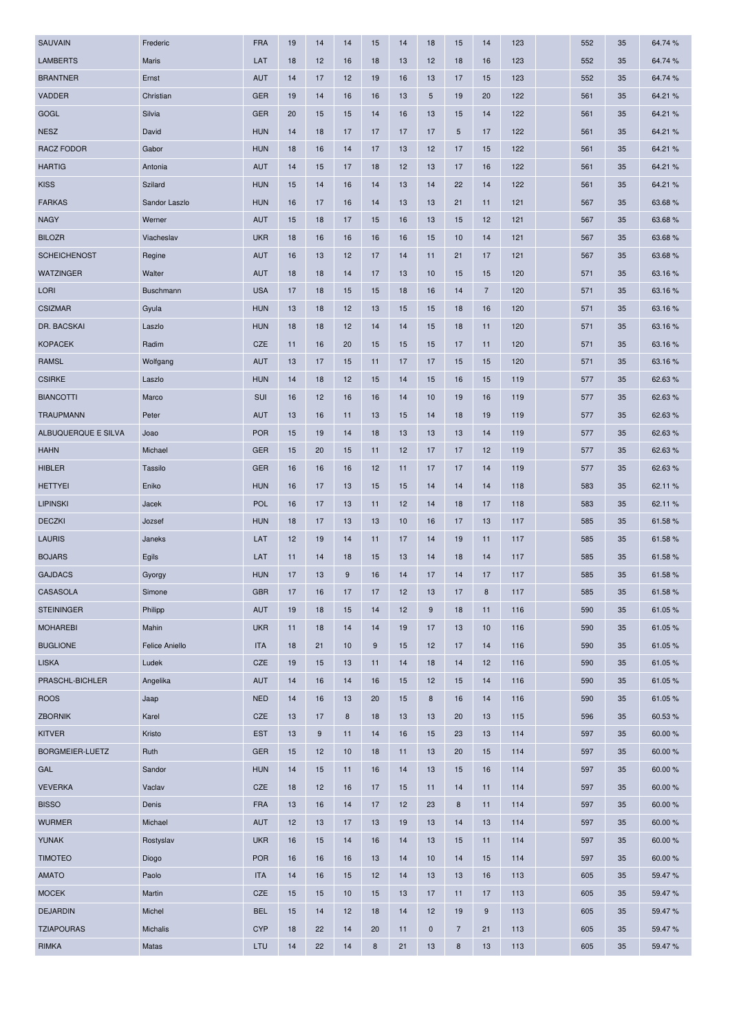| | | | | | | | | | | | | | | | | |
|---|---|---|---|---|---|---|---|---|---|---|---|---|---|---|---|---|
| SAUVAIN | Frederic | FRA | 19 | 14 | 14 | 15 | 14 | 18 | 15 | 14 | 123 | | 552 | 35 | 64.74 % |
| LAMBERTS | Maris | LAT | 18 | 12 | 16 | 18 | 13 | 12 | 18 | 16 | 123 | | 552 | 35 | 64.74 % |
| BRANTNER | Ernst | AUT | 14 | 17 | 12 | 19 | 16 | 13 | 17 | 15 | 123 | | 552 | 35 | 64.74 % |
| VADDER | Christian | GER | 19 | 14 | 16 | 16 | 13 | 5 | 19 | 20 | 122 | | 561 | 35 | 64.21 % |
| GOGL | Silvia | GER | 20 | 15 | 15 | 14 | 16 | 13 | 15 | 14 | 122 | | 561 | 35 | 64.21 % |
| NESZ | David | HUN | 14 | 18 | 17 | 17 | 17 | 17 | 5 | 17 | 122 | | 561 | 35 | 64.21 % |
| RACZ FODOR | Gabor | HUN | 18 | 16 | 14 | 17 | 13 | 12 | 17 | 15 | 122 | | 561 | 35 | 64.21 % |
| HARTIG | Antonia | AUT | 14 | 15 | 17 | 18 | 12 | 13 | 17 | 16 | 122 | | 561 | 35 | 64.21 % |
| KISS | Szilard | HUN | 15 | 14 | 16 | 14 | 13 | 14 | 22 | 14 | 122 | | 561 | 35 | 64.21 % |
| FARKAS | Sandor Laszlo | HUN | 16 | 17 | 16 | 14 | 13 | 13 | 21 | 11 | 121 | | 567 | 35 | 63.68 % |
| NAGY | Werner | AUT | 15 | 18 | 17 | 15 | 16 | 13 | 15 | 12 | 121 | | 567 | 35 | 63.68 % |
| BILOZR | Viacheslav | UKR | 18 | 16 | 16 | 16 | 16 | 15 | 10 | 14 | 121 | | 567 | 35 | 63.68 % |
| SCHEICHENOST | Regine | AUT | 16 | 13 | 12 | 17 | 14 | 11 | 21 | 17 | 121 | | 567 | 35 | 63.68 % |
| WATZINGER | Walter | AUT | 18 | 18 | 14 | 17 | 13 | 10 | 15 | 15 | 120 | | 571 | 35 | 63.16 % |
| LORI | Buschmann | USA | 17 | 18 | 15 | 15 | 18 | 16 | 14 | 7 | 120 | | 571 | 35 | 63.16 % |
| CSIZMAR | Gyula | HUN | 13 | 18 | 12 | 13 | 15 | 15 | 18 | 16 | 120 | | 571 | 35 | 63.16 % |
| DR. BACSKAI | Laszlo | HUN | 18 | 18 | 12 | 14 | 14 | 15 | 18 | 11 | 120 | | 571 | 35 | 63.16 % |
| KOPACEK | Radim | CZE | 11 | 16 | 20 | 15 | 15 | 15 | 17 | 11 | 120 | | 571 | 35 | 63.16 % |
| RAMSL | Wolfgang | AUT | 13 | 17 | 15 | 11 | 17 | 17 | 15 | 15 | 120 | | 571 | 35 | 63.16 % |
| CSIRKE | Laszlo | HUN | 14 | 18 | 12 | 15 | 14 | 15 | 16 | 15 | 119 | | 577 | 35 | 62.63 % |
| BIANCOTTI | Marco | SUI | 16 | 12 | 16 | 16 | 14 | 10 | 19 | 16 | 119 | | 577 | 35 | 62.63 % |
| TRAUPMANN | Peter | AUT | 13 | 16 | 11 | 13 | 15 | 14 | 18 | 19 | 119 | | 577 | 35 | 62.63 % |
| ALBUQUERQUE E SILVA | Joao | POR | 15 | 19 | 14 | 18 | 13 | 13 | 13 | 14 | 119 | | 577 | 35 | 62.63 % |
| HAHN | Michael | GER | 15 | 20 | 15 | 11 | 12 | 17 | 17 | 12 | 119 | | 577 | 35 | 62.63 % |
| HIBLER | Tassilo | GER | 16 | 16 | 16 | 12 | 11 | 17 | 17 | 14 | 119 | | 577 | 35 | 62.63 % |
| HETTYEI | Eniko | HUN | 16 | 17 | 13 | 15 | 15 | 14 | 14 | 14 | 118 | | 583 | 35 | 62.11 % |
| LIPINSKI | Jacek | POL | 16 | 17 | 13 | 11 | 12 | 14 | 18 | 17 | 118 | | 583 | 35 | 62.11 % |
| DECZKI | Jozsef | HUN | 18 | 17 | 13 | 13 | 10 | 16 | 17 | 13 | 117 | | 585 | 35 | 61.58 % |
| LAURIS | Janeks | LAT | 12 | 19 | 14 | 11 | 17 | 14 | 19 | 11 | 117 | | 585 | 35 | 61.58 % |
| BOJARS | Egils | LAT | 11 | 14 | 18 | 15 | 13 | 14 | 18 | 14 | 117 | | 585 | 35 | 61.58 % |
| GAJDACS | Gyorgy | HUN | 17 | 13 | 9 | 16 | 14 | 17 | 14 | 17 | 117 | | 585 | 35 | 61.58 % |
| CASASOLA | Simone | GBR | 17 | 16 | 17 | 17 | 12 | 13 | 17 | 8 | 117 | | 585 | 35 | 61.58 % |
| STEININGER | Philipp | AUT | 19 | 18 | 15 | 14 | 12 | 9 | 18 | 11 | 116 | | 590 | 35 | 61.05 % |
| MOHAREBI | Mahin | UKR | 11 | 18 | 14 | 14 | 19 | 17 | 13 | 10 | 116 | | 590 | 35 | 61.05 % |
| BUGLIONE | Felice Aniello | ITA | 18 | 21 | 10 | 9 | 15 | 12 | 17 | 14 | 116 | | 590 | 35 | 61.05 % |
| LISKA | Ludek | CZE | 19 | 15 | 13 | 11 | 14 | 18 | 14 | 12 | 116 | | 590 | 35 | 61.05 % |
| PRASCHL-BICHLER | Angelika | AUT | 14 | 16 | 14 | 16 | 15 | 12 | 15 | 14 | 116 | | 590 | 35 | 61.05 % |
| ROOS | Jaap | NED | 14 | 16 | 13 | 20 | 15 | 8 | 16 | 14 | 116 | | 590 | 35 | 61.05 % |
| ZBORNIK | Karel | CZE | 13 | 17 | 8 | 18 | 13 | 13 | 20 | 13 | 115 | | 596 | 35 | 60.53 % |
| KITVER | Kristo | EST | 13 | 9 | 11 | 14 | 16 | 15 | 23 | 13 | 114 | | 597 | 35 | 60.00 % |
| BORGMEIER-LUETZ | Ruth | GER | 15 | 12 | 10 | 18 | 11 | 13 | 20 | 15 | 114 | | 597 | 35 | 60.00 % |
| GAL | Sandor | HUN | 14 | 15 | 11 | 16 | 14 | 13 | 15 | 16 | 114 | | 597 | 35 | 60.00 % |
| VEVERKA | Vaclav | CZE | 18 | 12 | 16 | 17 | 15 | 11 | 14 | 11 | 114 | | 597 | 35 | 60.00 % |
| BISSO | Denis | FRA | 13 | 16 | 14 | 17 | 12 | 23 | 8 | 11 | 114 | | 597 | 35 | 60.00 % |
| WURMER | Michael | AUT | 12 | 13 | 17 | 13 | 19 | 13 | 14 | 13 | 114 | | 597 | 35 | 60.00 % |
| YUNAK | Rostyslav | UKR | 16 | 15 | 14 | 16 | 14 | 13 | 15 | 11 | 114 | | 597 | 35 | 60.00 % |
| TIMOTEO | Diogo | POR | 16 | 16 | 16 | 13 | 14 | 10 | 14 | 15 | 114 | | 597 | 35 | 60.00 % |
| AMATO | Paolo | ITA | 14 | 16 | 15 | 12 | 14 | 13 | 13 | 16 | 113 | | 605 | 35 | 59.47 % |
| MOCEK | Martin | CZE | 15 | 15 | 10 | 15 | 13 | 17 | 11 | 17 | 113 | | 605 | 35 | 59.47 % |
| DEJARDIN | Michel | BEL | 15 | 14 | 12 | 18 | 14 | 12 | 19 | 9 | 113 | | 605 | 35 | 59.47 % |
| TZIAPOURAS | Michalis | CYP | 18 | 22 | 14 | 20 | 11 | 0 | 7 | 21 | 113 | | 605 | 35 | 59.47 % |
| RIMKA | Matas | LTU | 14 | 22 | 14 | 8 | 21 | 13 | 8 | 13 | 113 | | 605 | 35 | 59.47 % |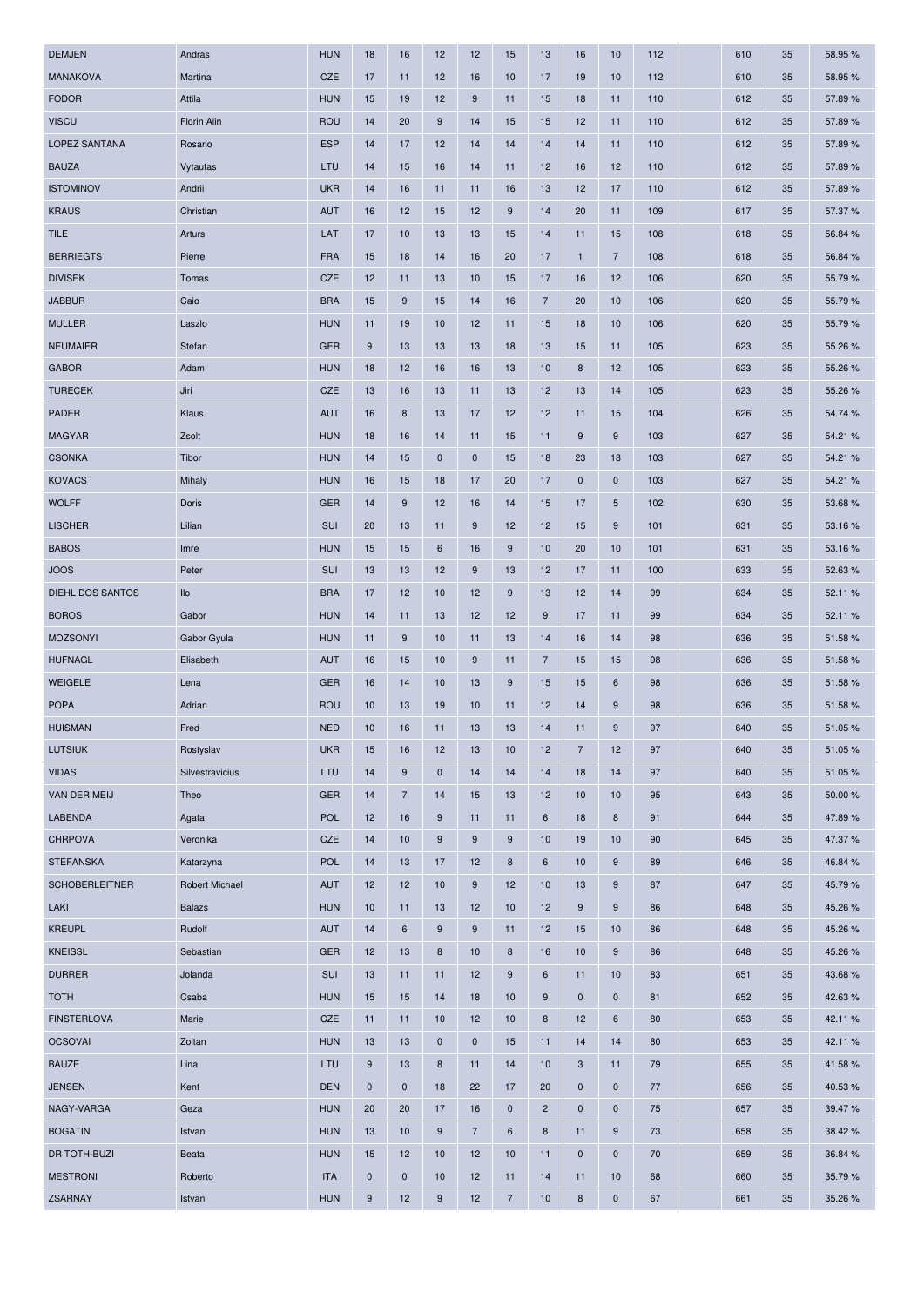| | | | | | | | | | | | | | | | |
|---|---|---|---|---|---|---|---|---|---|---|---|---|---|---|---|
| DEMJEN | Andras | HUN | 18 | 16 | 12 | 12 | 15 | 13 | 16 | 10 | 112 | | 610 | 35 | 58.95 % |
| MANAKOVA | Martina | CZE | 17 | 11 | 12 | 16 | 10 | 17 | 19 | 10 | 112 | | 610 | 35 | 58.95 % |
| FODOR | Attila | HUN | 15 | 19 | 12 | 9 | 11 | 15 | 18 | 11 | 110 | | 612 | 35 | 57.89 % |
| VISCU | Florin Alin | ROU | 14 | 20 | 9 | 14 | 15 | 15 | 12 | 11 | 110 | | 612 | 35 | 57.89 % |
| LOPEZ SANTANA | Rosario | ESP | 14 | 17 | 12 | 14 | 14 | 14 | 14 | 11 | 110 | | 612 | 35 | 57.89 % |
| BAUZA | Vytautas | LTU | 14 | 15 | 16 | 14 | 11 | 12 | 16 | 12 | 110 | | 612 | 35 | 57.89 % |
| ISTOMINOV | Andrii | UKR | 14 | 16 | 11 | 11 | 16 | 13 | 12 | 17 | 110 | | 612 | 35 | 57.89 % |
| KRAUS | Christian | AUT | 16 | 12 | 15 | 12 | 9 | 14 | 20 | 11 | 109 | | 617 | 35 | 57.37 % |
| TILE | Arturs | LAT | 17 | 10 | 13 | 13 | 15 | 14 | 11 | 15 | 108 | | 618 | 35 | 56.84 % |
| BERRIEGTS | Pierre | FRA | 15 | 18 | 14 | 16 | 20 | 17 | 1 | 7 | 108 | | 618 | 35 | 56.84 % |
| DIVISEK | Tomas | CZE | 12 | 11 | 13 | 10 | 15 | 17 | 16 | 12 | 106 | | 620 | 35 | 55.79 % |
| JABBUR | Caio | BRA | 15 | 9 | 15 | 14 | 16 | 7 | 20 | 10 | 106 | | 620 | 35 | 55.79 % |
| MULLER | Laszlo | HUN | 11 | 19 | 10 | 12 | 11 | 15 | 18 | 10 | 106 | | 620 | 35 | 55.79 % |
| NEUMAIER | Stefan | GER | 9 | 13 | 13 | 13 | 18 | 13 | 15 | 11 | 105 | | 623 | 35 | 55.26 % |
| GABOR | Adam | HUN | 18 | 12 | 16 | 16 | 13 | 10 | 8 | 12 | 105 | | 623 | 35 | 55.26 % |
| TURECEK | Jiri | CZE | 13 | 16 | 13 | 11 | 13 | 12 | 13 | 14 | 105 | | 623 | 35 | 55.26 % |
| PADER | Klaus | AUT | 16 | 8 | 13 | 17 | 12 | 12 | 11 | 15 | 104 | | 626 | 35 | 54.74 % |
| MAGYAR | Zsolt | HUN | 18 | 16 | 14 | 11 | 15 | 11 | 9 | 9 | 103 | | 627 | 35 | 54.21 % |
| CSONKA | Tibor | HUN | 14 | 15 | 0 | 0 | 15 | 18 | 23 | 18 | 103 | | 627 | 35 | 54.21 % |
| KOVACS | Mihaly | HUN | 16 | 15 | 18 | 17 | 20 | 17 | 0 | 0 | 103 | | 627 | 35 | 54.21 % |
| WOLFF | Doris | GER | 14 | 9 | 12 | 16 | 14 | 15 | 17 | 5 | 102 | | 630 | 35 | 53.68 % |
| LISCHER | Lilian | SUI | 20 | 13 | 11 | 9 | 12 | 12 | 15 | 9 | 101 | | 631 | 35 | 53.16 % |
| BABOS | Imre | HUN | 15 | 15 | 6 | 16 | 9 | 10 | 20 | 10 | 101 | | 631 | 35 | 53.16 % |
| JOOS | Peter | SUI | 13 | 13 | 12 | 9 | 13 | 12 | 17 | 11 | 100 | | 633 | 35 | 52.63 % |
| DIEHL DOS SANTOS | Ilo | BRA | 17 | 12 | 10 | 12 | 9 | 13 | 12 | 14 | 99 | | 634 | 35 | 52.11 % |
| BOROS | Gabor | HUN | 14 | 11 | 13 | 12 | 12 | 9 | 17 | 11 | 99 | | 634 | 35 | 52.11 % |
| MOZSONYI | Gabor Gyula | HUN | 11 | 9 | 10 | 11 | 13 | 14 | 16 | 14 | 98 | | 636 | 35 | 51.58 % |
| HUFNAGL | Elisabeth | AUT | 16 | 15 | 10 | 9 | 11 | 7 | 15 | 15 | 98 | | 636 | 35 | 51.58 % |
| WEIGELE | Lena | GER | 16 | 14 | 10 | 13 | 9 | 15 | 15 | 6 | 98 | | 636 | 35 | 51.58 % |
| POPA | Adrian | ROU | 10 | 13 | 19 | 10 | 11 | 12 | 14 | 9 | 98 | | 636 | 35 | 51.58 % |
| HUISMAN | Fred | NED | 10 | 16 | 11 | 13 | 13 | 14 | 11 | 9 | 97 | | 640 | 35 | 51.05 % |
| LUTSIUK | Rostyslav | UKR | 15 | 16 | 12 | 13 | 10 | 12 | 7 | 12 | 97 | | 640 | 35 | 51.05 % |
| VIDAS | Silvestravicius | LTU | 14 | 9 | 0 | 14 | 14 | 14 | 18 | 14 | 97 | | 640 | 35 | 51.05 % |
| VAN DER MEIJ | Theo | GER | 14 | 7 | 14 | 15 | 13 | 12 | 10 | 10 | 95 | | 643 | 35 | 50.00 % |
| LABENDA | Agata | POL | 12 | 16 | 9 | 11 | 11 | 6 | 18 | 8 | 91 | | 644 | 35 | 47.89 % |
| CHRPOVA | Veronika | CZE | 14 | 10 | 9 | 9 | 9 | 10 | 19 | 10 | 90 | | 645 | 35 | 47.37 % |
| STEFANSKA | Katarzyna | POL | 14 | 13 | 17 | 12 | 8 | 6 | 10 | 9 | 89 | | 646 | 35 | 46.84 % |
| SCHOBERLEITNER | Robert Michael | AUT | 12 | 12 | 10 | 9 | 12 | 10 | 13 | 9 | 87 | | 647 | 35 | 45.79 % |
| LAKI | Balazs | HUN | 10 | 11 | 13 | 12 | 10 | 12 | 9 | 9 | 86 | | 648 | 35 | 45.26 % |
| KREUPL | Rudolf | AUT | 14 | 6 | 9 | 9 | 11 | 12 | 15 | 10 | 86 | | 648 | 35 | 45.26 % |
| KNEISSL | Sebastian | GER | 12 | 13 | 8 | 10 | 8 | 16 | 10 | 9 | 86 | | 648 | 35 | 45.26 % |
| DURRER | Jolanda | SUI | 13 | 11 | 11 | 12 | 9 | 6 | 11 | 10 | 83 | | 651 | 35 | 43.68 % |
| TOTH | Csaba | HUN | 15 | 15 | 14 | 18 | 10 | 9 | 0 | 0 | 81 | | 652 | 35 | 42.63 % |
| FINSTERLOVA | Marie | CZE | 11 | 11 | 10 | 12 | 10 | 8 | 12 | 6 | 80 | | 653 | 35 | 42.11 % |
| OCSOVAI | Zoltan | HUN | 13 | 13 | 0 | 0 | 15 | 11 | 14 | 14 | 80 | | 653 | 35 | 42.11 % |
| BAUZE | Lina | LTU | 9 | 13 | 8 | 11 | 14 | 10 | 3 | 11 | 79 | | 655 | 35 | 41.58 % |
| JENSEN | Kent | DEN | 0 | 0 | 18 | 22 | 17 | 20 | 0 | 0 | 77 | | 656 | 35 | 40.53 % |
| NAGY-VARGA | Geza | HUN | 20 | 20 | 17 | 16 | 0 | 2 | 0 | 0 | 75 | | 657 | 35 | 39.47 % |
| BOGATIN | Istvan | HUN | 13 | 10 | 9 | 7 | 6 | 8 | 11 | 9 | 73 | | 658 | 35 | 38.42 % |
| DR TOTH-BUZI | Beata | HUN | 15 | 12 | 10 | 12 | 10 | 11 | 0 | 0 | 70 | | 659 | 35 | 36.84 % |
| MESTRONI | Roberto | ITA | 0 | 0 | 10 | 12 | 11 | 14 | 11 | 10 | 68 | | 660 | 35 | 35.79 % |
| ZSARNAY | Istvan | HUN | 9 | 12 | 9 | 12 | 7 | 10 | 8 | 0 | 67 | | 661 | 35 | 35.26 % |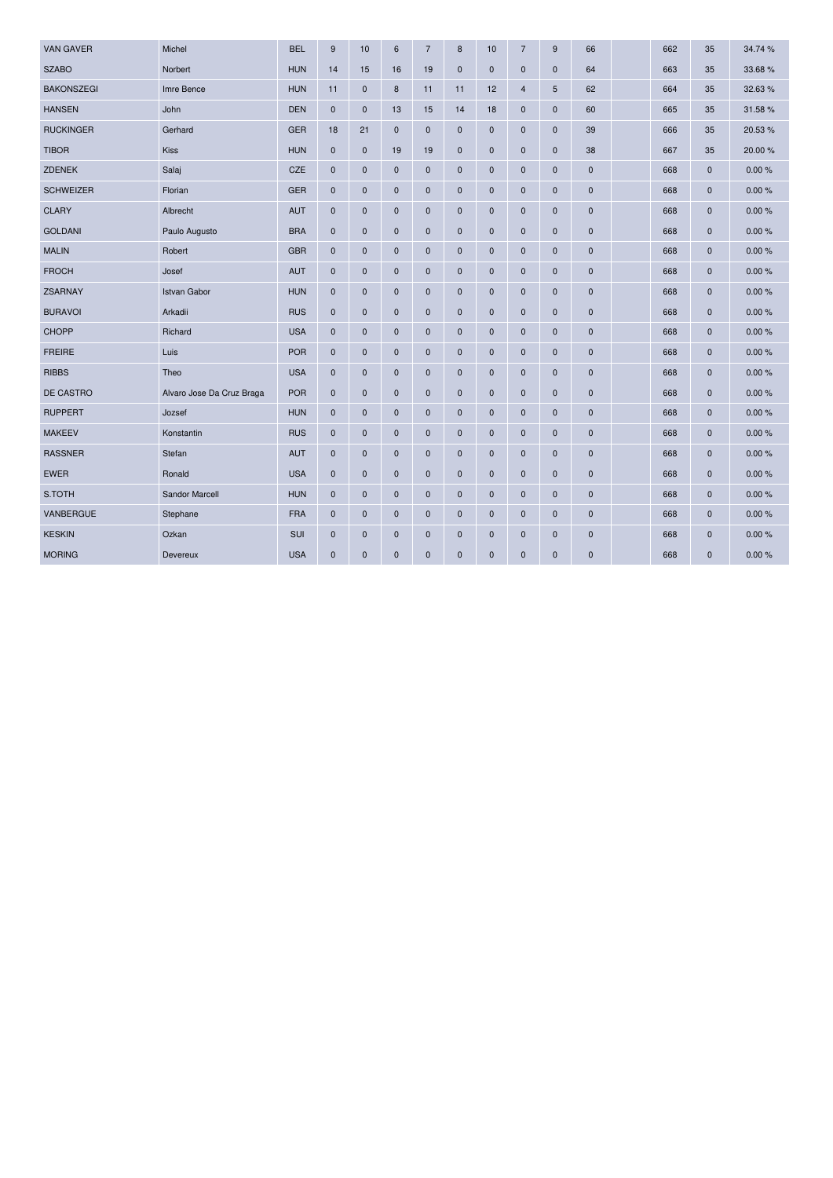| VAN GAVER | Michel | BEL | 9 | 10 | 6 | 7 | 8 | 10 | 7 | 9 | 66 | | 662 | 35 | 34.74 % |
|---|---|---|---|---|---|---|---|---|---|---|---|---|---|---|---|
| SZABO | Norbert | HUN | 14 | 15 | 16 | 19 | 0 | 0 | 0 | 0 | 64 | | 663 | 35 | 33.68 % |
| BAKONSZEGI | Imre Bence | HUN | 11 | 0 | 8 | 11 | 11 | 12 | 4 | 5 | 62 | | 664 | 35 | 32.63 % |
| HANSEN | John | DEN | 0 | 0 | 13 | 15 | 14 | 18 | 0 | 0 | 60 | | 665 | 35 | 31.58 % |
| RUCKINGER | Gerhard | GER | 18 | 21 | 0 | 0 | 0 | 0 | 0 | 0 | 39 | | 666 | 35 | 20.53 % |
| TIBOR | Kiss | HUN | 0 | 0 | 19 | 19 | 0 | 0 | 0 | 0 | 38 | | 667 | 35 | 20.00 % |
| ZDENEK | Salaj | CZE | 0 | 0 | 0 | 0 | 0 | 0 | 0 | 0 | 0 | | 668 | 0 | 0.00 % |
| SCHWEIZER | Florian | GER | 0 | 0 | 0 | 0 | 0 | 0 | 0 | 0 | 0 | | 668 | 0 | 0.00 % |
| CLARY | Albrecht | AUT | 0 | 0 | 0 | 0 | 0 | 0 | 0 | 0 | 0 | | 668 | 0 | 0.00 % |
| GOLDANI | Paulo Augusto | BRA | 0 | 0 | 0 | 0 | 0 | 0 | 0 | 0 | 0 | | 668 | 0 | 0.00 % |
| MALIN | Robert | GBR | 0 | 0 | 0 | 0 | 0 | 0 | 0 | 0 | 0 | | 668 | 0 | 0.00 % |
| FROCH | Josef | AUT | 0 | 0 | 0 | 0 | 0 | 0 | 0 | 0 | 0 | | 668 | 0 | 0.00 % |
| ZSARNAY | Istvan Gabor | HUN | 0 | 0 | 0 | 0 | 0 | 0 | 0 | 0 | 0 | | 668 | 0 | 0.00 % |
| BURAVOI | Arkadii | RUS | 0 | 0 | 0 | 0 | 0 | 0 | 0 | 0 | 0 | | 668 | 0 | 0.00 % |
| CHOPP | Richard | USA | 0 | 0 | 0 | 0 | 0 | 0 | 0 | 0 | 0 | | 668 | 0 | 0.00 % |
| FREIRE | Luis | POR | 0 | 0 | 0 | 0 | 0 | 0 | 0 | 0 | 0 | | 668 | 0 | 0.00 % |
| RIBBS | Theo | USA | 0 | 0 | 0 | 0 | 0 | 0 | 0 | 0 | 0 | | 668 | 0 | 0.00 % |
| DE CASTRO | Alvaro Jose Da Cruz Braga | POR | 0 | 0 | 0 | 0 | 0 | 0 | 0 | 0 | 0 | | 668 | 0 | 0.00 % |
| RUPPERT | Jozsef | HUN | 0 | 0 | 0 | 0 | 0 | 0 | 0 | 0 | 0 | | 668 | 0 | 0.00 % |
| MAKEEV | Konstantin | RUS | 0 | 0 | 0 | 0 | 0 | 0 | 0 | 0 | 0 | | 668 | 0 | 0.00 % |
| RASSNER | Stefan | AUT | 0 | 0 | 0 | 0 | 0 | 0 | 0 | 0 | 0 | | 668 | 0 | 0.00 % |
| EWER | Ronald | USA | 0 | 0 | 0 | 0 | 0 | 0 | 0 | 0 | 0 | | 668 | 0 | 0.00 % |
| S.TOTH | Sandor Marcell | HUN | 0 | 0 | 0 | 0 | 0 | 0 | 0 | 0 | 0 | | 668 | 0 | 0.00 % |
| VANBERGUE | Stephane | FRA | 0 | 0 | 0 | 0 | 0 | 0 | 0 | 0 | 0 | | 668 | 0 | 0.00 % |
| KESKIN | Ozkan | SUI | 0 | 0 | 0 | 0 | 0 | 0 | 0 | 0 | 0 | | 668 | 0 | 0.00 % |
| MORING | Devereux | USA | 0 | 0 | 0 | 0 | 0 | 0 | 0 | 0 | 0 | | 668 | 0 | 0.00 % |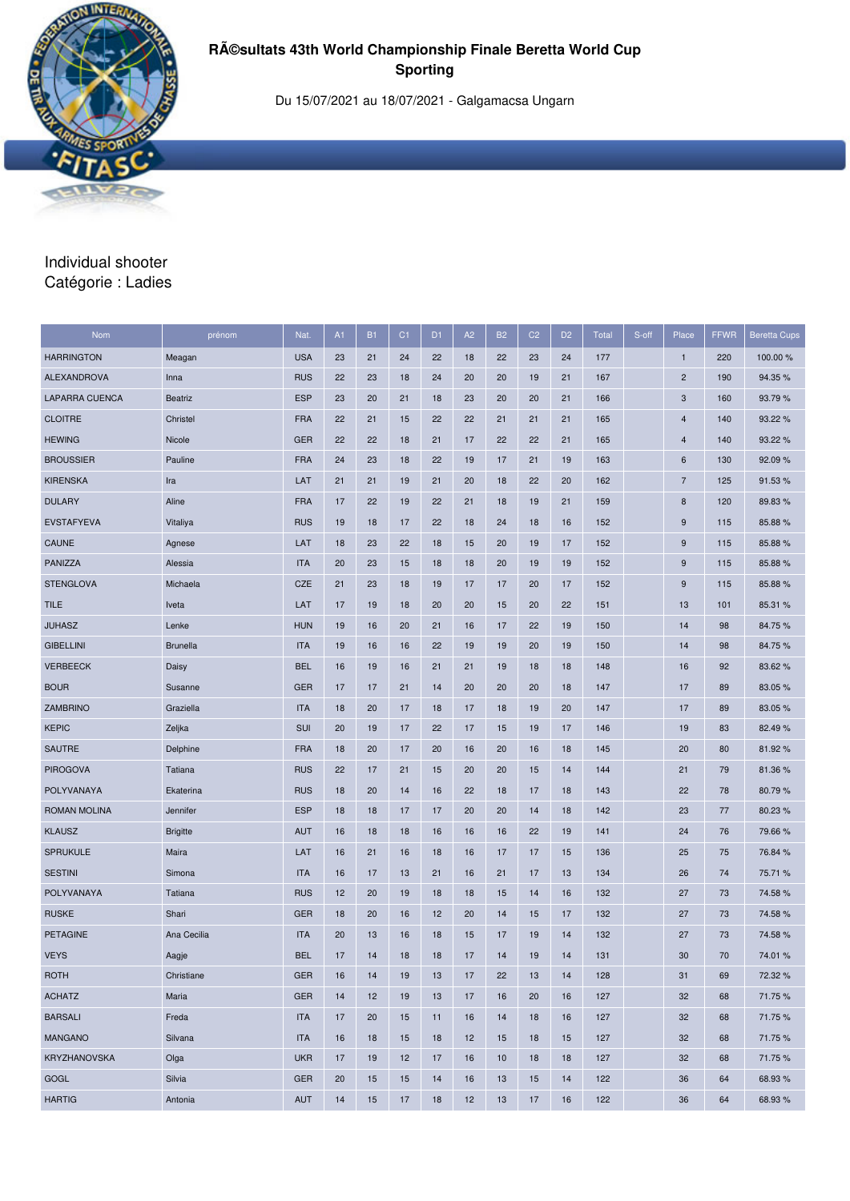# RÃ©sultats 43th World Championship Finale Beretta World Cup Sporting

Du 15/07/2021 au 18/07/2021 - Galgamacsa Ungarn

Individual shooter
Catégorie : Ladies

| Nom | prénom | Nat. | A1 | B1 | C1 | D1 | A2 | B2 | C2 | D2 | Total | S-off | Place | FFWR | Beretta Cups |
|---|---|---|---|---|---|---|---|---|---|---|---|---|---|---|---|
| HARRINGTON | Meagan | USA | 23 | 21 | 24 | 22 | 18 | 22 | 23 | 24 | 177 | | 1 | 220 | 100.00 % |
| ALEXANDROVA | Inna | RUS | 22 | 23 | 18 | 24 | 20 | 20 | 19 | 21 | 167 | | 2 | 190 | 94.35 % |
| LAPARRA CUENCA | Beatriz | ESP | 23 | 20 | 21 | 18 | 23 | 20 | 20 | 21 | 166 | | 3 | 160 | 93.79 % |
| CLOITRE | Christel | FRA | 22 | 21 | 15 | 22 | 22 | 21 | 21 | 21 | 165 | | 4 | 140 | 93.22 % |
| HEWING | Nicole | GER | 22 | 22 | 18 | 21 | 17 | 22 | 22 | 21 | 165 | | 4 | 140 | 93.22 % |
| BROUSSIER | Pauline | FRA | 24 | 23 | 18 | 22 | 19 | 17 | 21 | 19 | 163 | | 6 | 130 | 92.09 % |
| KIRENSKA | Ira | LAT | 21 | 21 | 19 | 21 | 20 | 18 | 22 | 20 | 162 | | 7 | 125 | 91.53 % |
| DULARY | Aline | FRA | 17 | 22 | 19 | 22 | 21 | 18 | 19 | 21 | 159 | | 8 | 120 | 89.83 % |
| EVSTAFYEVA | Vitaliya | RUS | 19 | 18 | 17 | 22 | 18 | 24 | 18 | 16 | 152 | | 9 | 115 | 85.88 % |
| CAUNE | Agnese | LAT | 18 | 23 | 22 | 18 | 15 | 20 | 19 | 17 | 152 | | 9 | 115 | 85.88 % |
| PANIZZA | Alessia | ITA | 20 | 23 | 15 | 18 | 18 | 20 | 19 | 19 | 152 | | 9 | 115 | 85.88 % |
| STENGLOVA | Michaela | CZE | 21 | 23 | 18 | 19 | 17 | 17 | 20 | 17 | 152 | | 9 | 115 | 85.88 % |
| TILE | Iveta | LAT | 17 | 19 | 18 | 20 | 20 | 15 | 20 | 22 | 151 | | 13 | 101 | 85.31 % |
| JUHASZ | Lenke | HUN | 19 | 16 | 20 | 21 | 16 | 17 | 22 | 19 | 150 | | 14 | 98 | 84.75 % |
| GIBELLINI | Brunella | ITA | 19 | 16 | 16 | 22 | 19 | 19 | 20 | 19 | 150 | | 14 | 98 | 84.75 % |
| VERBEECK | Daisy | BEL | 16 | 19 | 16 | 21 | 21 | 19 | 18 | 18 | 148 | | 16 | 92 | 83.62 % |
| BOUR | Susanne | GER | 17 | 17 | 21 | 14 | 20 | 20 | 20 | 18 | 147 | | 17 | 89 | 83.05 % |
| ZAMBRINO | Graziella | ITA | 18 | 20 | 17 | 18 | 17 | 18 | 19 | 20 | 147 | | 17 | 89 | 83.05 % |
| KEPIC | Zeljka | SUI | 20 | 19 | 17 | 22 | 17 | 15 | 19 | 17 | 146 | | 19 | 83 | 82.49 % |
| SAUTRE | Delphine | FRA | 18 | 20 | 17 | 20 | 16 | 20 | 16 | 18 | 145 | | 20 | 80 | 81.92 % |
| PIROGOVA | Tatiana | RUS | 22 | 17 | 21 | 15 | 20 | 20 | 15 | 14 | 144 | | 21 | 79 | 81.36 % |
| POLYVANAYA | Ekaterina | RUS | 18 | 20 | 14 | 16 | 22 | 18 | 17 | 18 | 143 | | 22 | 78 | 80.79 % |
| ROMAN MOLINA | Jennifer | ESP | 18 | 18 | 17 | 17 | 20 | 20 | 14 | 18 | 142 | | 23 | 77 | 80.23 % |
| KLAUSZ | Brigitte | AUT | 16 | 18 | 18 | 16 | 16 | 16 | 22 | 19 | 141 | | 24 | 76 | 79.66 % |
| SPRUKULE | Maira | LAT | 16 | 21 | 16 | 18 | 16 | 17 | 17 | 15 | 136 | | 25 | 75 | 76.84 % |
| SESTINI | Simona | ITA | 16 | 17 | 13 | 21 | 16 | 21 | 17 | 13 | 134 | | 26 | 74 | 75.71 % |
| POLYVANAYA | Tatiana | RUS | 12 | 20 | 19 | 18 | 18 | 15 | 14 | 16 | 132 | | 27 | 73 | 74.58 % |
| RUSKE | Shari | GER | 18 | 20 | 16 | 12 | 20 | 14 | 15 | 17 | 132 | | 27 | 73 | 74.58 % |
| PETAGINE | Ana Cecilia | ITA | 20 | 13 | 16 | 18 | 15 | 17 | 19 | 14 | 132 | | 27 | 73 | 74.58 % |
| VEYS | Aagje | BEL | 17 | 14 | 18 | 18 | 17 | 14 | 19 | 14 | 131 | | 30 | 70 | 74.01 % |
| ROTH | Christiane | GER | 16 | 14 | 19 | 13 | 17 | 22 | 13 | 14 | 128 | | 31 | 69 | 72.32 % |
| ACHATZ | Maria | GER | 14 | 12 | 19 | 13 | 17 | 16 | 20 | 16 | 127 | | 32 | 68 | 71.75 % |
| BARSALI | Freda | ITA | 17 | 20 | 15 | 11 | 16 | 14 | 18 | 16 | 127 | | 32 | 68 | 71.75 % |
| MANGANO | Silvana | ITA | 16 | 18 | 15 | 18 | 12 | 15 | 18 | 15 | 127 | | 32 | 68 | 71.75 % |
| KRYZHANOVSKA | Olga | UKR | 17 | 19 | 12 | 17 | 16 | 10 | 18 | 18 | 127 | | 32 | 68 | 71.75 % |
| GOGL | Silvia | GER | 20 | 15 | 15 | 14 | 16 | 13 | 15 | 14 | 122 | | 36 | 64 | 68.93 % |
| HARTIG | Antonia | AUT | 14 | 15 | 17 | 18 | 12 | 13 | 17 | 16 | 122 | | 36 | 64 | 68.93 % |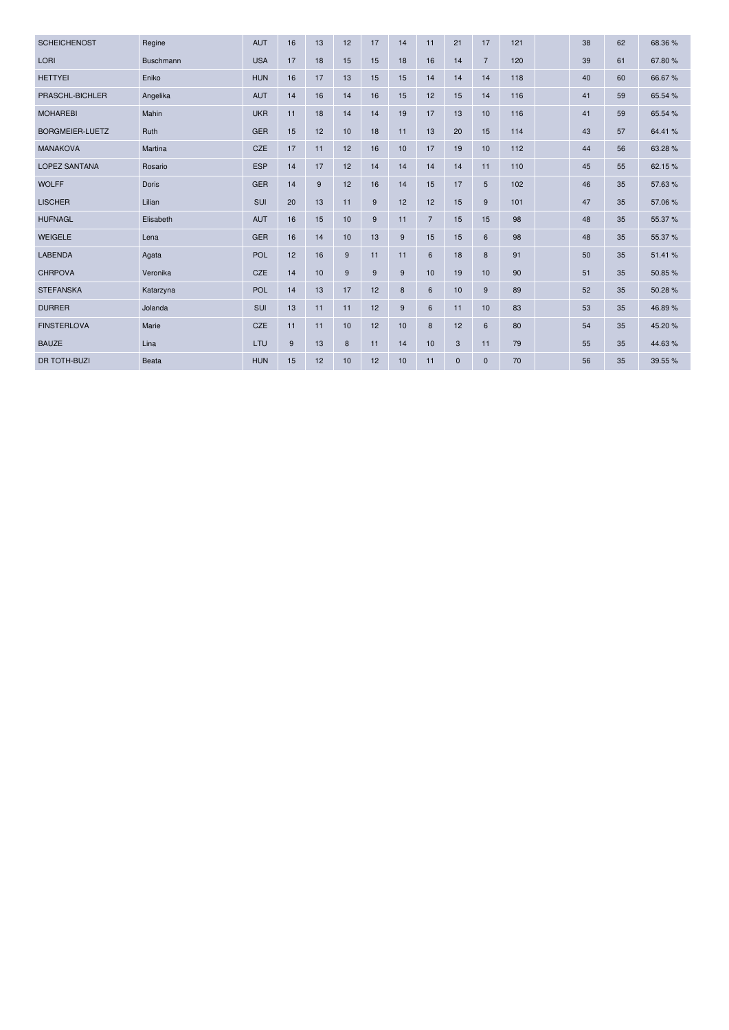| | | | | | | | | | | | | | | | | |
|---|---|---|---|---|---|---|---|---|---|---|---|---|---|---|---|---|
| SCHEICHENOST | Regine | AUT | 16 | 13 | 12 | 17 | 14 | 11 | 21 | 17 | 121 | | 38 | 62 | 68.36 % |
| LORI | Buschmann | USA | 17 | 18 | 15 | 15 | 18 | 16 | 14 | 7 | 120 | | 39 | 61 | 67.80 % |
| HETTYEI | Eniko | HUN | 16 | 17 | 13 | 15 | 15 | 14 | 14 | 14 | 118 | | 40 | 60 | 66.67 % |
| PRASCHL-BICHLER | Angelika | AUT | 14 | 16 | 14 | 16 | 15 | 12 | 15 | 14 | 116 | | 41 | 59 | 65.54 % |
| MOHAREBI | Mahin | UKR | 11 | 18 | 14 | 14 | 19 | 17 | 13 | 10 | 116 | | 41 | 59 | 65.54 % |
| BORGMEIER-LUETZ | Ruth | GER | 15 | 12 | 10 | 18 | 11 | 13 | 20 | 15 | 114 | | 43 | 57 | 64.41 % |
| MANAKOVA | Martina | CZE | 17 | 11 | 12 | 16 | 10 | 17 | 19 | 10 | 112 | | 44 | 56 | 63.28 % |
| LOPEZ SANTANA | Rosario | ESP | 14 | 17 | 12 | 14 | 14 | 14 | 14 | 11 | 110 | | 45 | 55 | 62.15 % |
| WOLFF | Doris | GER | 14 | 9 | 12 | 16 | 14 | 15 | 17 | 5 | 102 | | 46 | 35 | 57.63 % |
| LISCHER | Lilian | SUI | 20 | 13 | 11 | 9 | 12 | 12 | 15 | 9 | 101 | | 47 | 35 | 57.06 % |
| HUFNAGL | Elisabeth | AUT | 16 | 15 | 10 | 9 | 11 | 7 | 15 | 15 | 98 | | 48 | 35 | 55.37 % |
| WEIGELE | Lena | GER | 16 | 14 | 10 | 13 | 9 | 15 | 15 | 6 | 98 | | 48 | 35 | 55.37 % |
| LABENDA | Agata | POL | 12 | 16 | 9 | 11 | 11 | 6 | 18 | 8 | 91 | | 50 | 35 | 51.41 % |
| CHRPOVA | Veronika | CZE | 14 | 10 | 9 | 9 | 9 | 10 | 19 | 10 | 90 | | 51 | 35 | 50.85 % |
| STEFANSKA | Katarzyna | POL | 14 | 13 | 17 | 12 | 8 | 6 | 10 | 9 | 89 | | 52 | 35 | 50.28 % |
| DURRER | Jolanda | SUI | 13 | 11 | 11 | 12 | 9 | 6 | 11 | 10 | 83 | | 53 | 35 | 46.89 % |
| FINSTERLOVA | Marie | CZE | 11 | 11 | 10 | 12 | 10 | 8 | 12 | 6 | 80 | | 54 | 35 | 45.20 % |
| BAUZE | Lina | LTU | 9 | 13 | 8 | 11 | 14 | 10 | 3 | 11 | 79 | | 55 | 35 | 44.63 % |
| DR TOTH-BUZI | Beata | HUN | 15 | 12 | 10 | 12 | 10 | 11 | 0 | 0 | 70 | | 56 | 35 | 39.55 % |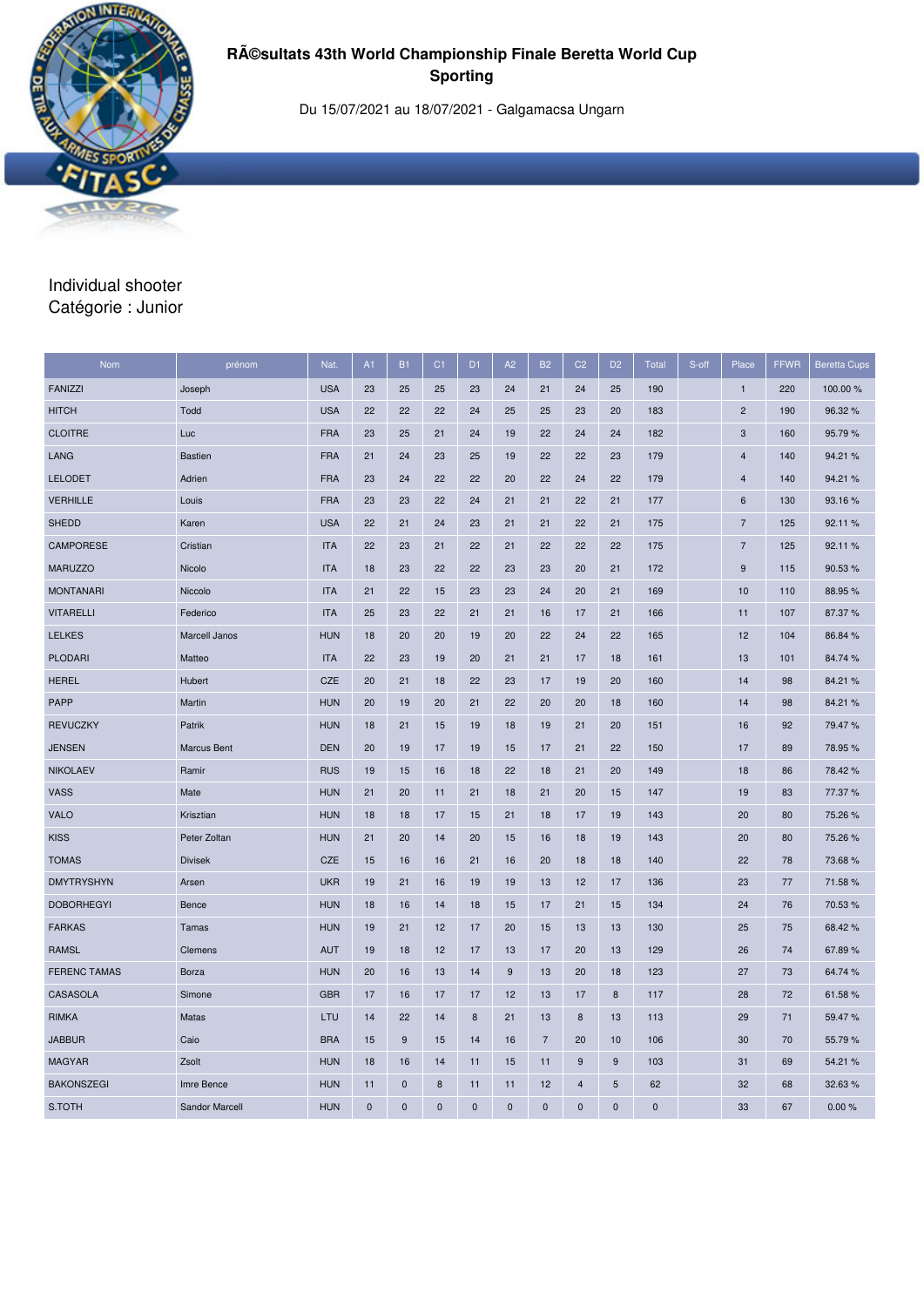# RÃ©sultats 43th World Championship Finale Beretta World Cup Sporting

Du 15/07/2021 au 18/07/2021 - Galgamacsa Ungarn

Individual shooter
Catégorie : Junior

| Nom | prénom | Nat. | A1 | B1 | C1 | D1 | A2 | B2 | C2 | D2 | Total | S-off | Place | FFWR | Beretta Cups |
|---|---|---|---|---|---|---|---|---|---|---|---|---|---|---|---|
| FANIZZI | Joseph | USA | 23 | 25 | 25 | 23 | 24 | 21 | 24 | 25 | 190 | | 1 | 220 | 100.00 % |
| HITCH | Todd | USA | 22 | 22 | 22 | 24 | 25 | 25 | 23 | 20 | 183 | | 2 | 190 | 96.32 % |
| CLOITRE | Luc | FRA | 23 | 25 | 21 | 24 | 19 | 22 | 24 | 24 | 182 | | 3 | 160 | 95.79 % |
| LANG | Bastien | FRA | 21 | 24 | 23 | 25 | 19 | 22 | 22 | 23 | 179 | | 4 | 140 | 94.21 % |
| LELODET | Adrien | FRA | 23 | 24 | 22 | 22 | 20 | 22 | 24 | 22 | 179 | | 4 | 140 | 94.21 % |
| VERHILLE | Louis | FRA | 23 | 23 | 22 | 24 | 21 | 21 | 22 | 21 | 177 | | 6 | 130 | 93.16 % |
| SHEDD | Karen | USA | 22 | 21 | 24 | 23 | 21 | 21 | 22 | 21 | 175 | | 7 | 125 | 92.11 % |
| CAMPORESE | Cristian | ITA | 22 | 23 | 21 | 22 | 21 | 22 | 22 | 22 | 175 | | 7 | 125 | 92.11 % |
| MARUZZO | Nicolo | ITA | 18 | 23 | 22 | 22 | 23 | 23 | 20 | 21 | 172 | | 9 | 115 | 90.53 % |
| MONTANARI | Niccolo | ITA | 21 | 22 | 15 | 23 | 23 | 24 | 20 | 21 | 169 | | 10 | 110 | 88.95 % |
| VITARELLI | Federico | ITA | 25 | 23 | 22 | 21 | 21 | 16 | 17 | 21 | 166 | | 11 | 107 | 87.37 % |
| LELKES | Marcell Janos | HUN | 18 | 20 | 20 | 19 | 20 | 22 | 24 | 22 | 165 | | 12 | 104 | 86.84 % |
| PLODARI | Matteo | ITA | 22 | 23 | 19 | 20 | 21 | 21 | 17 | 18 | 161 | | 13 | 101 | 84.74 % |
| HEREL | Hubert | CZE | 20 | 21 | 18 | 22 | 23 | 17 | 19 | 20 | 160 | | 14 | 98 | 84.21 % |
| PAPP | Martin | HUN | 20 | 19 | 20 | 21 | 22 | 20 | 20 | 18 | 160 | | 14 | 98 | 84.21 % |
| REVUCZKY | Patrik | HUN | 18 | 21 | 15 | 19 | 18 | 19 | 21 | 20 | 151 | | 16 | 92 | 79.47 % |
| JENSEN | Marcus Bent | DEN | 20 | 19 | 17 | 19 | 15 | 17 | 21 | 22 | 150 | | 17 | 89 | 78.95 % |
| NIKOLAEV | Ramir | RUS | 19 | 15 | 16 | 18 | 22 | 18 | 21 | 20 | 149 | | 18 | 86 | 78.42 % |
| VASS | Mate | HUN | 21 | 20 | 11 | 21 | 18 | 21 | 20 | 15 | 147 | | 19 | 83 | 77.37 % |
| VALO | Krisztian | HUN | 18 | 18 | 17 | 15 | 21 | 18 | 17 | 19 | 143 | | 20 | 80 | 75.26 % |
| KISS | Peter Zoltan | HUN | 21 | 20 | 14 | 20 | 15 | 16 | 18 | 19 | 143 | | 20 | 80 | 75.26 % |
| TOMAS | Divisek | CZE | 15 | 16 | 16 | 21 | 16 | 20 | 18 | 18 | 140 | | 22 | 78 | 73.68 % |
| DMYTRYSHYN | Arsen | UKR | 19 | 21 | 16 | 19 | 19 | 13 | 12 | 17 | 136 | | 23 | 77 | 71.58 % |
| DOBORHEGYI | Bence | HUN | 18 | 16 | 14 | 18 | 15 | 17 | 21 | 15 | 134 | | 24 | 76 | 70.53 % |
| FARKAS | Tamas | HUN | 19 | 21 | 12 | 17 | 20 | 15 | 13 | 13 | 130 | | 25 | 75 | 68.42 % |
| RAMSL | Clemens | AUT | 19 | 18 | 12 | 17 | 13 | 17 | 20 | 13 | 129 | | 26 | 74 | 67.89 % |
| FERENC TAMAS | Borza | HUN | 20 | 16 | 13 | 14 | 9 | 13 | 20 | 18 | 123 | | 27 | 73 | 64.74 % |
| CASASOLA | Simone | GBR | 17 | 16 | 17 | 17 | 12 | 13 | 17 | 8 | 117 | | 28 | 72 | 61.58 % |
| RIMKA | Matas | LTU | 14 | 22 | 14 | 8 | 21 | 13 | 8 | 13 | 113 | | 29 | 71 | 59.47 % |
| JABBUR | Caio | BRA | 15 | 9 | 15 | 14 | 16 | 7 | 20 | 10 | 106 | | 30 | 70 | 55.79 % |
| MAGYAR | Zsolt | HUN | 18 | 16 | 14 | 11 | 15 | 11 | 9 | 9 | 103 | | 31 | 69 | 54.21 % |
| BAKONSZEGI | Imre Bence | HUN | 11 | 0 | 8 | 11 | 11 | 12 | 4 | 5 | 62 | | 32 | 68 | 32.63 % |
| S.TOTH | Sandor Marcell | HUN | 0 | 0 | 0 | 0 | 0 | 0 | 0 | 0 | 0 | | 33 | 67 | 0.00 % |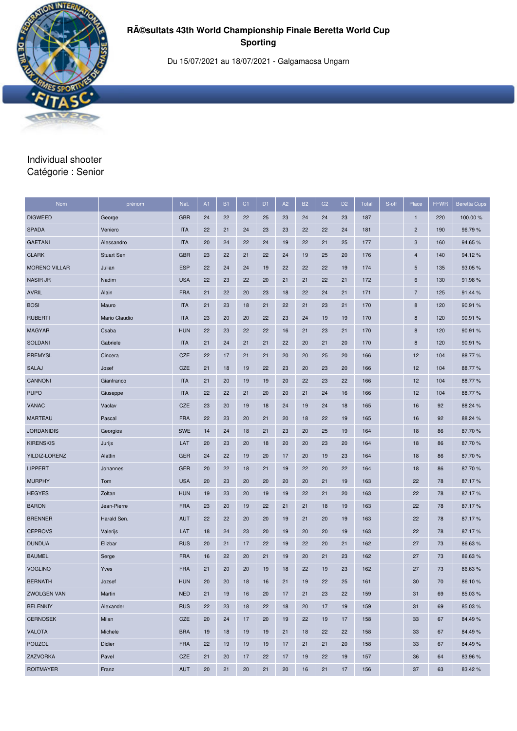# RÃ©sultats 43th World Championship Finale Beretta World Cup Sporting

Du 15/07/2021 au 18/07/2021 - Galgamacsa Ungarn

Individual shooter
Catégorie : Senior

| Nom | prénom | Nat. | A1 | B1 | C1 | D1 | A2 | B2 | C2 | D2 | Total | S-off | Place | FFWR | Beretta Cups |
|---|---|---|---|---|---|---|---|---|---|---|---|---|---|---|---|
| DIGWEED | George | GBR | 24 | 22 | 22 | 25 | 23 | 24 | 24 | 23 | 187 | | 1 | 220 | 100.00 % |
| SPADA | Veniero | ITA | 22 | 21 | 24 | 23 | 23 | 22 | 22 | 24 | 181 | | 2 | 190 | 96.79 % |
| GAETANI | Alessandro | ITA | 20 | 24 | 22 | 24 | 19 | 22 | 21 | 25 | 177 | | 3 | 160 | 94.65 % |
| CLARK | Stuart Sen | GBR | 23 | 22 | 21 | 22 | 24 | 19 | 25 | 20 | 176 | | 4 | 140 | 94.12 % |
| MORENO VILLAR | Julian | ESP | 22 | 24 | 24 | 19 | 22 | 22 | 22 | 19 | 174 | | 5 | 135 | 93.05 % |
| NASIR JR | Nadim | USA | 22 | 23 | 22 | 20 | 21 | 21 | 22 | 21 | 172 | | 6 | 130 | 91.98 % |
| AVRIL | Alain | FRA | 21 | 22 | 20 | 23 | 18 | 22 | 24 | 21 | 171 | | 7 | 125 | 91.44 % |
| BOSI | Mauro | ITA | 21 | 23 | 18 | 21 | 22 | 21 | 23 | 21 | 170 | | 8 | 120 | 90.91 % |
| RUBERTI | Mario Claudio | ITA | 23 | 20 | 20 | 22 | 23 | 24 | 19 | 19 | 170 | | 8 | 120 | 90.91 % |
| MAGYAR | Csaba | HUN | 22 | 23 | 22 | 22 | 16 | 21 | 23 | 21 | 170 | | 8 | 120 | 90.91 % |
| SOLDANI | Gabriele | ITA | 21 | 24 | 21 | 21 | 22 | 20 | 21 | 20 | 170 | | 8 | 120 | 90.91 % |
| PREMYSL | Cincera | CZE | 22 | 17 | 21 | 21 | 20 | 20 | 25 | 20 | 166 | | 12 | 104 | 88.77 % |
| SALAJ | Josef | CZE | 21 | 18 | 19 | 22 | 23 | 20 | 23 | 20 | 166 | | 12 | 104 | 88.77 % |
| CANNONI | Gianfranco | ITA | 21 | 20 | 19 | 19 | 20 | 22 | 23 | 22 | 166 | | 12 | 104 | 88.77 % |
| PUPO | Giuseppe | ITA | 22 | 22 | 21 | 20 | 20 | 21 | 24 | 16 | 166 | | 12 | 104 | 88.77 % |
| VANAC | Vaclav | CZE | 23 | 20 | 19 | 18 | 24 | 19 | 24 | 18 | 165 | | 16 | 92 | 88.24 % |
| MARTEAU | Pascal | FRA | 22 | 23 | 20 | 21 | 20 | 18 | 22 | 19 | 165 | | 16 | 92 | 88.24 % |
| JORDANIDIS | Georgios | SWE | 14 | 24 | 18 | 21 | 23 | 20 | 25 | 19 | 164 | | 18 | 86 | 87.70 % |
| KIRENSKIS | Jurijs | LAT | 20 | 23 | 20 | 18 | 20 | 20 | 23 | 20 | 164 | | 18 | 86 | 87.70 % |
| YILDIZ-LORENZ | Alattin | GER | 24 | 22 | 19 | 20 | 17 | 20 | 19 | 23 | 164 | | 18 | 86 | 87.70 % |
| LIPPERT | Johannes | GER | 20 | 22 | 18 | 21 | 19 | 22 | 20 | 22 | 164 | | 18 | 86 | 87.70 % |
| MURPHY | Tom | USA | 20 | 23 | 20 | 20 | 20 | 20 | 21 | 19 | 163 | | 22 | 78 | 87.17 % |
| HEGYES | Zoltan | HUN | 19 | 23 | 20 | 19 | 19 | 22 | 21 | 20 | 163 | | 22 | 78 | 87.17 % |
| BARON | Jean-Pierre | FRA | 23 | 20 | 19 | 22 | 21 | 21 | 18 | 19 | 163 | | 22 | 78 | 87.17 % |
| BRENNER | Harald Sen. | AUT | 22 | 22 | 20 | 20 | 19 | 21 | 20 | 19 | 163 | | 22 | 78 | 87.17 % |
| CEPROVS | Valerijs | LAT | 18 | 24 | 23 | 20 | 19 | 20 | 20 | 19 | 163 | | 22 | 78 | 87.17 % |
| DUNDUA | Elizbar | RUS | 20 | 21 | 17 | 22 | 19 | 22 | 20 | 21 | 162 | | 27 | 73 | 86.63 % |
| BAUMEL | Serge | FRA | 16 | 22 | 20 | 21 | 19 | 20 | 21 | 23 | 162 | | 27 | 73 | 86.63 % |
| VOGLINO | Yves | FRA | 21 | 20 | 20 | 19 | 18 | 22 | 19 | 23 | 162 | | 27 | 73 | 86.63 % |
| BERNATH | Jozsef | HUN | 20 | 20 | 18 | 16 | 21 | 19 | 22 | 25 | 161 | | 30 | 70 | 86.10 % |
| ZWOLGEN VAN | Martin | NED | 21 | 19 | 16 | 20 | 17 | 21 | 23 | 22 | 159 | | 31 | 69 | 85.03 % |
| BELENKIY | Alexander | RUS | 22 | 23 | 18 | 22 | 18 | 20 | 17 | 19 | 159 | | 31 | 69 | 85.03 % |
| CERNOSEK | Milan | CZE | 20 | 24 | 17 | 20 | 19 | 22 | 19 | 17 | 158 | | 33 | 67 | 84.49 % |
| VALOTA | Michele | BRA | 19 | 18 | 19 | 19 | 21 | 18 | 22 | 22 | 158 | | 33 | 67 | 84.49 % |
| POUZOL | Didier | FRA | 22 | 19 | 19 | 19 | 17 | 21 | 21 | 20 | 158 | | 33 | 67 | 84.49 % |
| ZAZVORKA | Pavel | CZE | 21 | 20 | 17 | 22 | 17 | 19 | 22 | 19 | 157 | | 36 | 64 | 83.96 % |
| ROITMAYER | Franz | AUT | 20 | 21 | 20 | 21 | 20 | 16 | 21 | 17 | 156 | | 37 | 63 | 83.42 % |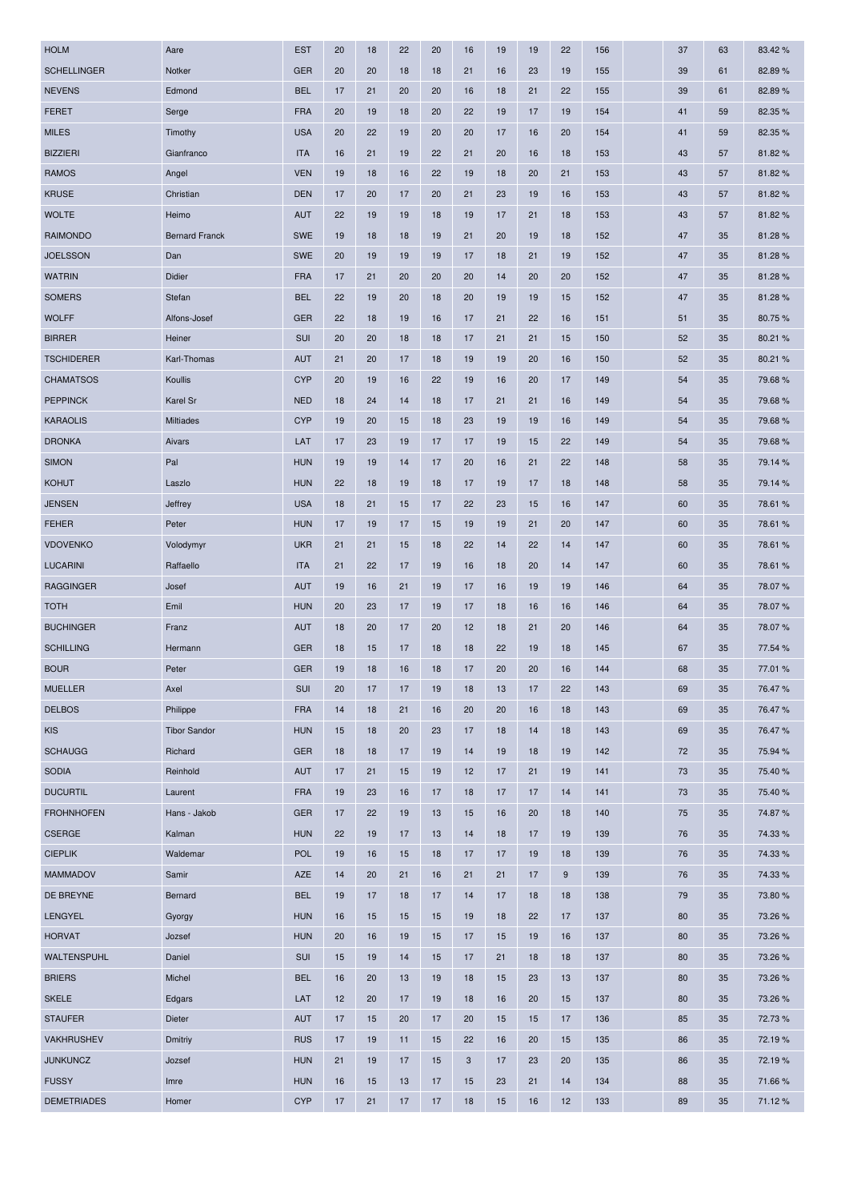| | | | | | | | | | | | | | | | | |
|---|---|---|---|---|---|---|---|---|---|---|---|---|---|---|---|---|
| HOLM | Aare | EST | 20 | 18 | 22 | 20 | 16 | 19 | 19 | 22 | 156 | | 37 | 63 | 83.42 % |
| SCHELLINGER | Notker | GER | 20 | 20 | 18 | 18 | 21 | 16 | 23 | 19 | 155 | | 39 | 61 | 82.89 % |
| NEVENS | Edmond | BEL | 17 | 21 | 20 | 20 | 16 | 18 | 21 | 22 | 155 | | 39 | 61 | 82.89 % |
| FERET | Serge | FRA | 20 | 19 | 18 | 20 | 22 | 19 | 17 | 19 | 154 | | 41 | 59 | 82.35 % |
| MILES | Timothy | USA | 20 | 22 | 19 | 20 | 20 | 17 | 16 | 20 | 154 | | 41 | 59 | 82.35 % |
| BIZZIERI | Gianfranco | ITA | 16 | 21 | 19 | 22 | 21 | 20 | 16 | 18 | 153 | | 43 | 57 | 81.82 % |
| RAMOS | Angel | VEN | 19 | 18 | 16 | 22 | 19 | 18 | 20 | 21 | 153 | | 43 | 57 | 81.82 % |
| KRUSE | Christian | DEN | 17 | 20 | 17 | 20 | 21 | 23 | 19 | 16 | 153 | | 43 | 57 | 81.82 % |
| WOLTE | Heimo | AUT | 22 | 19 | 19 | 18 | 19 | 17 | 21 | 18 | 153 | | 43 | 57 | 81.82 % |
| RAIMONDO | Bernard Franck | SWE | 19 | 18 | 18 | 19 | 21 | 20 | 19 | 18 | 152 | | 47 | 35 | 81.28 % |
| JOELSSON | Dan | SWE | 20 | 19 | 19 | 19 | 17 | 18 | 21 | 19 | 152 | | 47 | 35 | 81.28 % |
| WATRIN | Didier | FRA | 17 | 21 | 20 | 20 | 20 | 14 | 20 | 20 | 152 | | 47 | 35 | 81.28 % |
| SOMERS | Stefan | BEL | 22 | 19 | 20 | 18 | 20 | 19 | 19 | 15 | 152 | | 47 | 35 | 81.28 % |
| WOLFF | Alfons-Josef | GER | 22 | 18 | 19 | 16 | 17 | 21 | 22 | 16 | 151 | | 51 | 35 | 80.75 % |
| BIRRER | Heiner | SUI | 20 | 20 | 18 | 18 | 17 | 21 | 21 | 15 | 150 | | 52 | 35 | 80.21 % |
| TSCHIDERER | Karl-Thomas | AUT | 21 | 20 | 17 | 18 | 19 | 19 | 20 | 16 | 150 | | 52 | 35 | 80.21 % |
| CHAMATSOS | Koullis | CYP | 20 | 19 | 16 | 22 | 19 | 16 | 20 | 17 | 149 | | 54 | 35 | 79.68 % |
| PEPPINCK | Karel Sr | NED | 18 | 24 | 14 | 18 | 17 | 21 | 21 | 16 | 149 | | 54 | 35 | 79.68 % |
| KARAOLIS | Miltiades | CYP | 19 | 20 | 15 | 18 | 23 | 19 | 19 | 16 | 149 | | 54 | 35 | 79.68 % |
| DRONKA | Aivars | LAT | 17 | 23 | 19 | 17 | 17 | 19 | 15 | 22 | 149 | | 54 | 35 | 79.68 % |
| SIMON | Pal | HUN | 19 | 19 | 14 | 17 | 20 | 16 | 21 | 22 | 148 | | 58 | 35 | 79.14 % |
| KOHUT | Laszlo | HUN | 22 | 18 | 19 | 18 | 17 | 19 | 17 | 18 | 148 | | 58 | 35 | 79.14 % |
| JENSEN | Jeffrey | USA | 18 | 21 | 15 | 17 | 22 | 23 | 15 | 16 | 147 | | 60 | 35 | 78.61 % |
| FEHER | Peter | HUN | 17 | 19 | 17 | 15 | 19 | 19 | 21 | 20 | 147 | | 60 | 35 | 78.61 % |
| VDOVENKO | Volodymyr | UKR | 21 | 21 | 15 | 18 | 22 | 14 | 22 | 14 | 147 | | 60 | 35 | 78.61 % |
| LUCARINI | Raffaello | ITA | 21 | 22 | 17 | 19 | 16 | 18 | 20 | 14 | 147 | | 60 | 35 | 78.61 % |
| RAGGINGER | Josef | AUT | 19 | 16 | 21 | 19 | 17 | 16 | 19 | 19 | 146 | | 64 | 35 | 78.07 % |
| TOTH | Emil | HUN | 20 | 23 | 17 | 19 | 17 | 18 | 16 | 16 | 146 | | 64 | 35 | 78.07 % |
| BUCHINGER | Franz | AUT | 18 | 20 | 17 | 20 | 12 | 18 | 21 | 20 | 146 | | 64 | 35 | 78.07 % |
| SCHILLING | Hermann | GER | 18 | 15 | 17 | 18 | 18 | 22 | 19 | 18 | 145 | | 67 | 35 | 77.54 % |
| BOUR | Peter | GER | 19 | 18 | 16 | 18 | 17 | 20 | 20 | 16 | 144 | | 68 | 35 | 77.01 % |
| MUELLER | Axel | SUI | 20 | 17 | 17 | 19 | 18 | 13 | 17 | 22 | 143 | | 69 | 35 | 76.47 % |
| DELBOS | Philippe | FRA | 14 | 18 | 21 | 16 | 20 | 20 | 16 | 18 | 143 | | 69 | 35 | 76.47 % |
| KIS | Tibor Sandor | HUN | 15 | 18 | 20 | 23 | 17 | 18 | 14 | 18 | 143 | | 69 | 35 | 76.47 % |
| SCHAUGG | Richard | GER | 18 | 18 | 17 | 19 | 14 | 19 | 18 | 19 | 142 | | 72 | 35 | 75.94 % |
| SODIA | Reinhold | AUT | 17 | 21 | 15 | 19 | 12 | 17 | 21 | 19 | 141 | | 73 | 35 | 75.40 % |
| DUCURTIL | Laurent | FRA | 19 | 23 | 16 | 17 | 18 | 17 | 17 | 14 | 141 | | 73 | 35 | 75.40 % |
| FROHNHOFEN | Hans - Jakob | GER | 17 | 22 | 19 | 13 | 15 | 16 | 20 | 18 | 140 | | 75 | 35 | 74.87 % |
| CSERGE | Kalman | HUN | 22 | 19 | 17 | 13 | 14 | 18 | 17 | 19 | 139 | | 76 | 35 | 74.33 % |
| CIEPLIK | Waldemar | POL | 19 | 16 | 15 | 18 | 17 | 17 | 19 | 18 | 139 | | 76 | 35 | 74.33 % |
| MAMMADOV | Samir | AZE | 14 | 20 | 21 | 16 | 21 | 21 | 17 | 9 | 139 | | 76 | 35 | 74.33 % |
| DE BREYNE | Bernard | BEL | 19 | 17 | 18 | 17 | 14 | 17 | 18 | 18 | 138 | | 79 | 35 | 73.80 % |
| LENGYEL | Gyorgy | HUN | 16 | 15 | 15 | 15 | 19 | 18 | 22 | 17 | 137 | | 80 | 35 | 73.26 % |
| HORVAT | Jozsef | HUN | 20 | 16 | 19 | 15 | 17 | 15 | 19 | 16 | 137 | | 80 | 35 | 73.26 % |
| WALTENSPUHL | Daniel | SUI | 15 | 19 | 14 | 15 | 17 | 21 | 18 | 18 | 137 | | 80 | 35 | 73.26 % |
| BRIERS | Michel | BEL | 16 | 20 | 13 | 19 | 18 | 15 | 23 | 13 | 137 | | 80 | 35 | 73.26 % |
| SKELE | Edgars | LAT | 12 | 20 | 17 | 19 | 18 | 16 | 20 | 15 | 137 | | 80 | 35 | 73.26 % |
| STAUFER | Dieter | AUT | 17 | 15 | 20 | 17 | 20 | 15 | 15 | 17 | 136 | | 85 | 35 | 72.73 % |
| VAKHRUSHEV | Dmitriy | RUS | 17 | 19 | 11 | 15 | 22 | 16 | 20 | 15 | 135 | | 86 | 35 | 72.19 % |
| JUNKUNCZ | Jozsef | HUN | 21 | 19 | 17 | 15 | 3 | 17 | 23 | 20 | 135 | | 86 | 35 | 72.19 % |
| FUSSY | Imre | HUN | 16 | 15 | 13 | 17 | 15 | 23 | 21 | 14 | 134 | | 88 | 35 | 71.66 % |
| DEMETRIADES | Homer | CYP | 17 | 21 | 17 | 17 | 18 | 15 | 16 | 12 | 133 | | 89 | 35 | 71.12 % |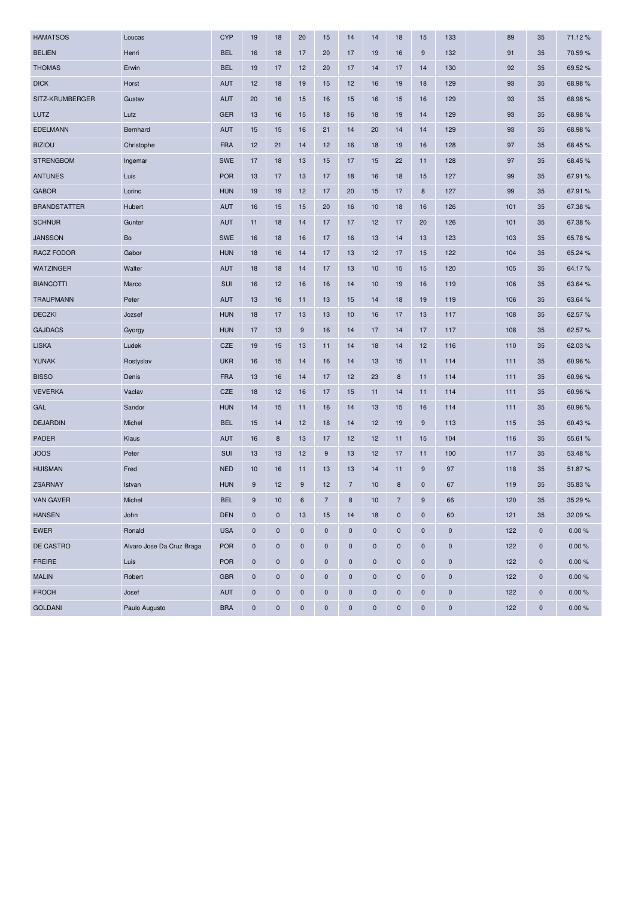| | | | | | | | | | | | | | | | |
|---|---|---|---|---|---|---|---|---|---|---|---|---|---|---|---|
| HAMATSOS | Loucas | CYP | 19 | 18 | 20 | 15 | 14 | 14 | 18 | 15 | 133 | | 89 | 35 | 71.12 % |
| BELIEN | Henri | BEL | 16 | 18 | 17 | 20 | 17 | 19 | 16 | 9 | 132 | | 91 | 35 | 70.59 % |
| THOMAS | Erwin | BEL | 19 | 17 | 12 | 20 | 17 | 14 | 17 | 14 | 130 | | 92 | 35 | 69.52 % |
| DICK | Horst | AUT | 12 | 18 | 19 | 15 | 12 | 16 | 19 | 18 | 129 | | 93 | 35 | 68.98 % |
| SITZ-KRUMBERGER | Gustav | AUT | 20 | 16 | 15 | 16 | 15 | 16 | 15 | 16 | 129 | | 93 | 35 | 68.98 % |
| LUTZ | Lutz | GER | 13 | 16 | 15 | 18 | 16 | 18 | 19 | 14 | 129 | | 93 | 35 | 68.98 % |
| EDELMANN | Bernhard | AUT | 15 | 15 | 16 | 21 | 14 | 20 | 14 | 14 | 129 | | 93 | 35 | 68.98 % |
| BIZIOU | Christophe | FRA | 12 | 21 | 14 | 12 | 16 | 18 | 19 | 16 | 128 | | 97 | 35 | 68.45 % |
| STRENGBOM | Ingemar | SWE | 17 | 18 | 13 | 15 | 17 | 15 | 22 | 11 | 128 | | 97 | 35 | 68.45 % |
| ANTUNES | Luis | POR | 13 | 17 | 13 | 17 | 18 | 16 | 18 | 15 | 127 | | 99 | 35 | 67.91 % |
| GABOR | Lorinc | HUN | 19 | 19 | 12 | 17 | 20 | 15 | 17 | 8 | 127 | | 99 | 35 | 67.91 % |
| BRANDSTATTER | Hubert | AUT | 16 | 15 | 15 | 20 | 16 | 10 | 18 | 16 | 126 | | 101 | 35 | 67.38 % |
| SCHNUR | Gunter | AUT | 11 | 18 | 14 | 17 | 17 | 12 | 17 | 20 | 126 | | 101 | 35 | 67.38 % |
| JANSSON | Bo | SWE | 16 | 18 | 16 | 17 | 16 | 13 | 14 | 13 | 123 | | 103 | 35 | 65.78 % |
| RACZ FODOR | Gabor | HUN | 18 | 16 | 14 | 17 | 13 | 12 | 17 | 15 | 122 | | 104 | 35 | 65.24 % |
| WATZINGER | Walter | AUT | 18 | 18 | 14 | 17 | 13 | 10 | 15 | 15 | 120 | | 105 | 35 | 64.17 % |
| BIANCOTTI | Marco | SUI | 16 | 12 | 16 | 16 | 14 | 10 | 19 | 16 | 119 | | 106 | 35 | 63.64 % |
| TRAUPMANN | Peter | AUT | 13 | 16 | 11 | 13 | 15 | 14 | 18 | 19 | 119 | | 106 | 35 | 63.64 % |
| DECZKI | Jozsef | HUN | 18 | 17 | 13 | 13 | 10 | 16 | 17 | 13 | 117 | | 108 | 35 | 62.57 % |
| GAJDACS | Gyorgy | HUN | 17 | 13 | 9 | 16 | 14 | 17 | 14 | 17 | 117 | | 108 | 35 | 62.57 % |
| LISKA | Ludek | CZE | 19 | 15 | 13 | 11 | 14 | 18 | 14 | 12 | 116 | | 110 | 35 | 62.03 % |
| YUNAK | Rostyslav | UKR | 16 | 15 | 14 | 16 | 14 | 13 | 15 | 11 | 114 | | 111 | 35 | 60.96 % |
| BISSO | Denis | FRA | 13 | 16 | 14 | 17 | 12 | 23 | 8 | 11 | 114 | | 111 | 35 | 60.96 % |
| VEVERKA | Vaclav | CZE | 18 | 12 | 16 | 17 | 15 | 11 | 14 | 11 | 114 | | 111 | 35 | 60.96 % |
| GAL | Sandor | HUN | 14 | 15 | 11 | 16 | 14 | 13 | 15 | 16 | 114 | | 111 | 35 | 60.96 % |
| DEJARDIN | Michel | BEL | 15 | 14 | 12 | 18 | 14 | 12 | 19 | 9 | 113 | | 115 | 35 | 60.43 % |
| PADER | Klaus | AUT | 16 | 8 | 13 | 17 | 12 | 12 | 11 | 15 | 104 | | 116 | 35 | 55.61 % |
| JOOS | Peter | SUI | 13 | 13 | 12 | 9 | 13 | 12 | 17 | 11 | 100 | | 117 | 35 | 53.48 % |
| HUISMAN | Fred | NED | 10 | 16 | 11 | 13 | 13 | 14 | 11 | 9 | 97 | | 118 | 35 | 51.87 % |
| ZSARNAY | Istvan | HUN | 9 | 12 | 9 | 12 | 7 | 10 | 8 | 0 | 67 | | 119 | 35 | 35.83 % |
| VAN GAVER | Michel | BEL | 9 | 10 | 6 | 7 | 8 | 10 | 7 | 9 | 66 | | 120 | 35 | 35.29 % |
| HANSEN | John | DEN | 0 | 0 | 13 | 15 | 14 | 18 | 0 | 0 | 60 | | 121 | 35 | 32.09 % |
| EWER | Ronald | USA | 0 | 0 | 0 | 0 | 0 | 0 | 0 | 0 | 0 | | 122 | 0 | 0.00 % |
| DE CASTRO | Alvaro Jose Da Cruz Braga | POR | 0 | 0 | 0 | 0 | 0 | 0 | 0 | 0 | 0 | | 122 | 0 | 0.00 % |
| FREIRE | Luis | POR | 0 | 0 | 0 | 0 | 0 | 0 | 0 | 0 | 0 | | 122 | 0 | 0.00 % |
| MALIN | Robert | GBR | 0 | 0 | 0 | 0 | 0 | 0 | 0 | 0 | 0 | | 122 | 0 | 0.00 % |
| FROCH | Josef | AUT | 0 | 0 | 0 | 0 | 0 | 0 | 0 | 0 | 0 | | 122 | 0 | 0.00 % |
| GOLDANI | Paulo Augusto | BRA | 0 | 0 | 0 | 0 | 0 | 0 | 0 | 0 | 0 | | 122 | 0 | 0.00 % |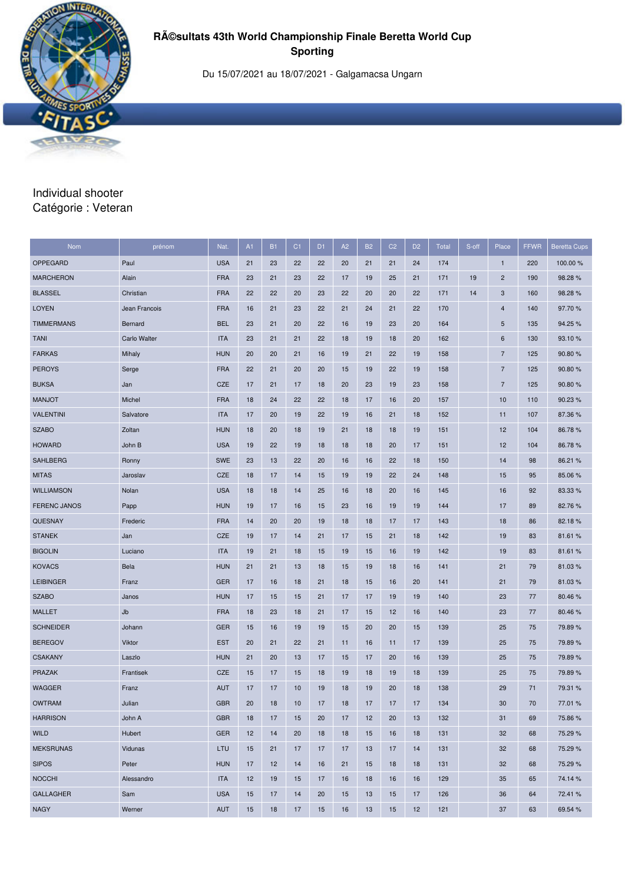# RÃ©sultats 43th World Championship Finale Beretta World Cup Sporting

Du 15/07/2021 au 18/07/2021 - Galgamacsa Ungarn

Individual shooter
Catégorie : Veteran

| Nom | prénom | Nat. | A1 | B1 | C1 | D1 | A2 | B2 | C2 | D2 | Total | S-off | Place | FFWR | Beretta Cups |
|---|---|---|---|---|---|---|---|---|---|---|---|---|---|---|---|
| OPPEGARD | Paul | USA | 21 | 23 | 22 | 22 | 20 | 21 | 21 | 24 | 174 | | 1 | 220 | 100.00 % |
| MARCHERON | Alain | FRA | 23 | 21 | 23 | 22 | 17 | 19 | 25 | 21 | 171 | 19 | 2 | 190 | 98.28 % |
| BLASSEL | Christian | FRA | 22 | 22 | 20 | 23 | 22 | 20 | 20 | 22 | 171 | 14 | 3 | 160 | 98.28 % |
| LOYEN | Jean Francois | FRA | 16 | 21 | 23 | 22 | 21 | 24 | 21 | 22 | 170 | | 4 | 140 | 97.70 % |
| TIMMERMANS | Bernard | BEL | 23 | 21 | 20 | 22 | 16 | 19 | 23 | 20 | 164 | | 5 | 135 | 94.25 % |
| TANI | Carlo Walter | ITA | 23 | 21 | 21 | 22 | 18 | 19 | 18 | 20 | 162 | | 6 | 130 | 93.10 % |
| FARKAS | Mihaly | HUN | 20 | 20 | 21 | 16 | 19 | 21 | 22 | 19 | 158 | | 7 | 125 | 90.80 % |
| PEROYS | Serge | FRA | 22 | 21 | 20 | 20 | 15 | 19 | 22 | 19 | 158 | | 7 | 125 | 90.80 % |
| BUKSA | Jan | CZE | 17 | 21 | 17 | 18 | 20 | 23 | 19 | 23 | 158 | | 7 | 125 | 90.80 % |
| MANJOT | Michel | FRA | 18 | 24 | 22 | 22 | 18 | 17 | 16 | 20 | 157 | | 10 | 110 | 90.23 % |
| VALENTINI | Salvatore | ITA | 17 | 20 | 19 | 22 | 19 | 16 | 21 | 18 | 152 | | 11 | 107 | 87.36 % |
| SZABO | Zoltan | HUN | 18 | 20 | 18 | 19 | 21 | 18 | 18 | 19 | 151 | | 12 | 104 | 86.78 % |
| HOWARD | John B | USA | 19 | 22 | 19 | 18 | 18 | 18 | 20 | 17 | 151 | | 12 | 104 | 86.78 % |
| SAHLBERG | Ronny | SWE | 23 | 13 | 22 | 20 | 16 | 16 | 22 | 18 | 150 | | 14 | 98 | 86.21 % |
| MITAS | Jaroslav | CZE | 18 | 17 | 14 | 15 | 19 | 19 | 22 | 24 | 148 | | 15 | 95 | 85.06 % |
| WILLIAMSON | Nolan | USA | 18 | 18 | 14 | 25 | 16 | 18 | 20 | 16 | 145 | | 16 | 92 | 83.33 % |
| FERENC JANOS | Papp | HUN | 19 | 17 | 16 | 15 | 23 | 16 | 19 | 19 | 144 | | 17 | 89 | 82.76 % |
| QUESNAY | Frederic | FRA | 14 | 20 | 20 | 19 | 18 | 18 | 17 | 17 | 143 | | 18 | 86 | 82.18 % |
| STANEK | Jan | CZE | 19 | 17 | 14 | 21 | 17 | 15 | 21 | 18 | 142 | | 19 | 83 | 81.61 % |
| BIGOLIN | Luciano | ITA | 19 | 21 | 18 | 15 | 19 | 15 | 16 | 19 | 142 | | 19 | 83 | 81.61 % |
| KOVACS | Bela | HUN | 21 | 21 | 13 | 18 | 15 | 19 | 18 | 16 | 141 | | 21 | 79 | 81.03 % |
| LEIBINGER | Franz | GER | 17 | 16 | 18 | 21 | 18 | 15 | 16 | 20 | 141 | | 21 | 79 | 81.03 % |
| SZABO | Janos | HUN | 17 | 15 | 15 | 21 | 17 | 17 | 19 | 19 | 140 | | 23 | 77 | 80.46 % |
| MALLET | Jb | FRA | 18 | 23 | 18 | 21 | 17 | 15 | 12 | 16 | 140 | | 23 | 77 | 80.46 % |
| SCHNEIDER | Johann | GER | 15 | 16 | 19 | 19 | 15 | 20 | 20 | 15 | 139 | | 25 | 75 | 79.89 % |
| BEREGOV | Viktor | EST | 20 | 21 | 22 | 21 | 11 | 16 | 11 | 17 | 139 | | 25 | 75 | 79.89 % |
| CSAKANY | Laszlo | HUN | 21 | 20 | 13 | 17 | 15 | 17 | 20 | 16 | 139 | | 25 | 75 | 79.89 % |
| PRAZAK | Frantisek | CZE | 15 | 17 | 15 | 18 | 19 | 18 | 19 | 18 | 139 | | 25 | 75 | 79.89 % |
| WAGGER | Franz | AUT | 17 | 17 | 10 | 19 | 18 | 19 | 20 | 18 | 138 | | 29 | 71 | 79.31 % |
| OWTRAM | Julian | GBR | 20 | 18 | 10 | 17 | 18 | 17 | 17 | 17 | 134 | | 30 | 70 | 77.01 % |
| HARRISON | John A | GBR | 18 | 17 | 15 | 20 | 17 | 12 | 20 | 13 | 132 | | 31 | 69 | 75.86 % |
| WILD | Hubert | GER | 12 | 14 | 20 | 18 | 18 | 15 | 16 | 18 | 131 | | 32 | 68 | 75.29 % |
| MEKSRUNAS | Vidunas | LTU | 15 | 21 | 17 | 17 | 17 | 13 | 17 | 14 | 131 | | 32 | 68 | 75.29 % |
| SIPOS | Peter | HUN | 17 | 12 | 14 | 16 | 21 | 15 | 18 | 18 | 131 | | 32 | 68 | 75.29 % |
| NOCCHI | Alessandro | ITA | 12 | 19 | 15 | 17 | 16 | 18 | 16 | 16 | 129 | | 35 | 65 | 74.14 % |
| GALLAGHER | Sam | USA | 15 | 17 | 14 | 20 | 15 | 13 | 15 | 17 | 126 | | 36 | 64 | 72.41 % |
| NAGY | Werner | AUT | 15 | 18 | 17 | 15 | 16 | 13 | 15 | 12 | 121 | | 37 | 63 | 69.54 % |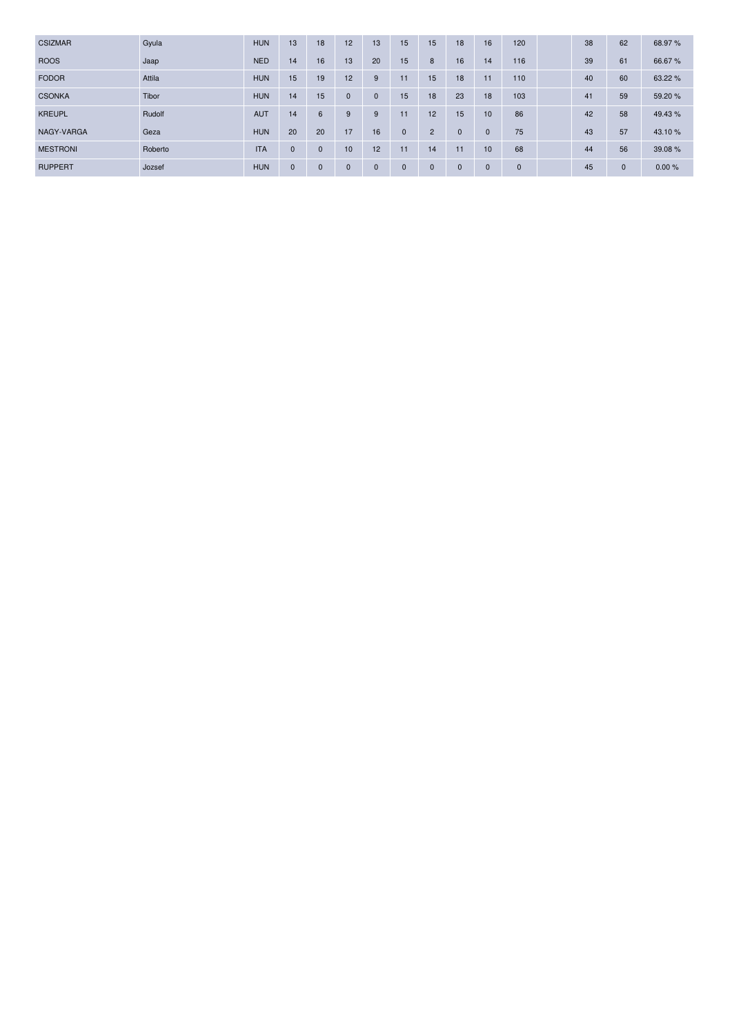| | | | | | | | | | | | | | | | |
|---|---|---|---|---|---|---|---|---|---|---|---|---|---|---|---|
| CSIZMAR | Gyula | HUN | 13 | 18 | 12 | 13 | 15 | 15 | 18 | 16 | 120 | | 38 | 62 | 68.97 % |
| ROOS | Jaap | NED | 14 | 16 | 13 | 20 | 15 | 8 | 16 | 14 | 116 | | 39 | 61 | 66.67 % |
| FODOR | Attila | HUN | 15 | 19 | 12 | 9 | 11 | 15 | 18 | 11 | 110 | | 40 | 60 | 63.22 % |
| CSONKA | Tibor | HUN | 14 | 15 | 0 | 0 | 15 | 18 | 23 | 18 | 103 | | 41 | 59 | 59.20 % |
| KREUPL | Rudolf | AUT | 14 | 6 | 9 | 9 | 11 | 12 | 15 | 10 | 86 | | 42 | 58 | 49.43 % |
| NAGY-VARGA | Geza | HUN | 20 | 20 | 17 | 16 | 0 | 2 | 0 | 0 | 75 | | 43 | 57 | 43.10 % |
| MESTRONI | Roberto | ITA | 0 | 0 | 10 | 12 | 11 | 14 | 11 | 10 | 68 | | 44 | 56 | 39.08 % |
| RUPPERT | Jozsef | HUN | 0 | 0 | 0 | 0 | 0 | 0 | 0 | 0 | 0 | | 45 | 0 | 0.00 % |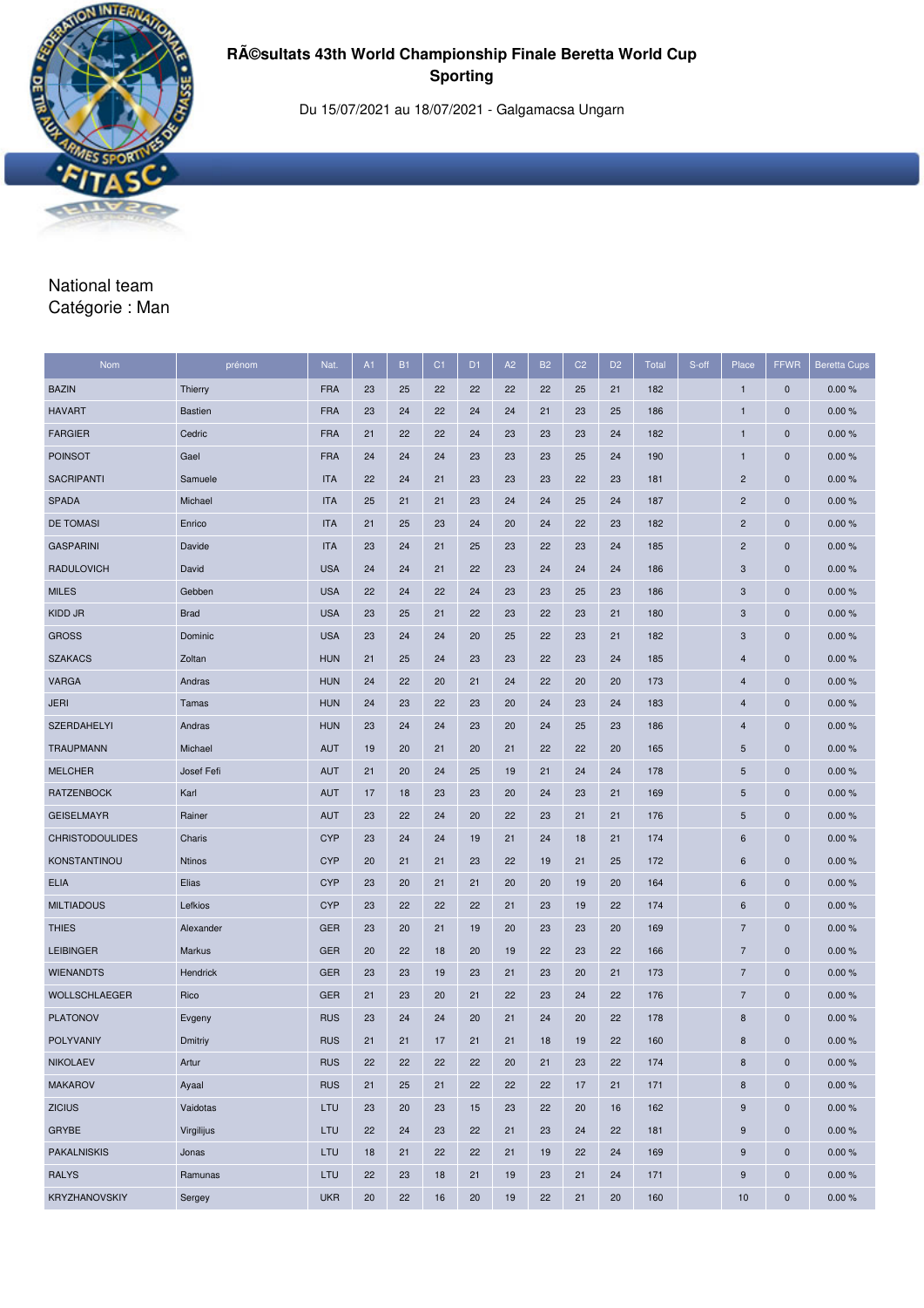# RÃ©sultats 43th World Championship Finale Beretta World Cup Sporting

Du 15/07/2021 au 18/07/2021 - Galgamacsa Ungarn

National team
Catégorie : Man

| Nom | prénom | Nat. | A1 | B1 | C1 | D1 | A2 | B2 | C2 | D2 | Total | S-off | Place | FFWR | Beretta Cups |
|---|---|---|---|---|---|---|---|---|---|---|---|---|---|---|---|
| BAZIN | Thierry | FRA | 23 | 25 | 22 | 22 | 22 | 22 | 25 | 21 | 182 | | 1 | 0 | 0.00 % |
| HAVART | Bastien | FRA | 23 | 24 | 22 | 24 | 24 | 21 | 23 | 25 | 186 | | 1 | 0 | 0.00 % |
| FARGIER | Cedric | FRA | 21 | 22 | 22 | 24 | 23 | 23 | 23 | 24 | 182 | | 1 | 0 | 0.00 % |
| POINSOT | Gael | FRA | 24 | 24 | 24 | 23 | 23 | 23 | 25 | 24 | 190 | | 1 | 0 | 0.00 % |
| SACRIPANTI | Samuele | ITA | 22 | 24 | 21 | 23 | 23 | 23 | 22 | 23 | 181 | | 2 | 0 | 0.00 % |
| SPADA | Michael | ITA | 25 | 21 | 21 | 23 | 24 | 24 | 25 | 24 | 187 | | 2 | 0 | 0.00 % |
| DE TOMASI | Enrico | ITA | 21 | 25 | 23 | 24 | 20 | 24 | 22 | 23 | 182 | | 2 | 0 | 0.00 % |
| GASPARINI | Davide | ITA | 23 | 24 | 21 | 25 | 23 | 22 | 23 | 24 | 185 | | 2 | 0 | 0.00 % |
| RADULOVICH | David | USA | 24 | 24 | 21 | 22 | 23 | 24 | 24 | 24 | 186 | | 3 | 0 | 0.00 % |
| MILES | Gebben | USA | 22 | 24 | 22 | 24 | 23 | 23 | 25 | 23 | 186 | | 3 | 0 | 0.00 % |
| KIDD JR | Brad | USA | 23 | 25 | 21 | 22 | 23 | 22 | 23 | 21 | 180 | | 3 | 0 | 0.00 % |
| GROSS | Dominic | USA | 23 | 24 | 24 | 20 | 25 | 22 | 23 | 21 | 182 | | 3 | 0 | 0.00 % |
| SZAKACS | Zoltan | HUN | 21 | 25 | 24 | 23 | 23 | 22 | 23 | 24 | 185 | | 4 | 0 | 0.00 % |
| VARGA | Andras | HUN | 24 | 22 | 20 | 21 | 24 | 22 | 20 | 20 | 173 | | 4 | 0 | 0.00 % |
| JERI | Tamas | HUN | 24 | 23 | 22 | 23 | 20 | 24 | 23 | 24 | 183 | | 4 | 0 | 0.00 % |
| SZERDAHELYI | Andras | HUN | 23 | 24 | 24 | 23 | 20 | 24 | 25 | 23 | 186 | | 4 | 0 | 0.00 % |
| TRAUPMANN | Michael | AUT | 19 | 20 | 21 | 20 | 21 | 22 | 22 | 20 | 165 | | 5 | 0 | 0.00 % |
| MELCHER | Josef Fefi | AUT | 21 | 20 | 24 | 25 | 19 | 21 | 24 | 24 | 178 | | 5 | 0 | 0.00 % |
| RATZENBOCK | Karl | AUT | 17 | 18 | 23 | 23 | 20 | 24 | 23 | 21 | 169 | | 5 | 0 | 0.00 % |
| GEISELMAYR | Rainer | AUT | 23 | 22 | 24 | 20 | 22 | 23 | 21 | 21 | 176 | | 5 | 0 | 0.00 % |
| CHRISTODOULIDES | Charis | CYP | 23 | 24 | 24 | 19 | 21 | 24 | 18 | 21 | 174 | | 6 | 0 | 0.00 % |
| KONSTANTINOU | Ntinos | CYP | 20 | 21 | 21 | 23 | 22 | 19 | 21 | 25 | 172 | | 6 | 0 | 0.00 % |
| ELIA | Elias | CYP | 23 | 20 | 21 | 21 | 20 | 20 | 19 | 20 | 164 | | 6 | 0 | 0.00 % |
| MILTIADOUS | Lefkios | CYP | 23 | 22 | 22 | 22 | 21 | 23 | 19 | 22 | 174 | | 6 | 0 | 0.00 % |
| THIES | Alexander | GER | 23 | 20 | 21 | 19 | 20 | 23 | 23 | 20 | 169 | | 7 | 0 | 0.00 % |
| LEIBINGER | Markus | GER | 20 | 22 | 18 | 20 | 19 | 22 | 23 | 22 | 166 | | 7 | 0 | 0.00 % |
| WIENANDTS | Hendrick | GER | 23 | 23 | 19 | 23 | 21 | 23 | 20 | 21 | 173 | | 7 | 0 | 0.00 % |
| WOLLSCHLAEGER | Rico | GER | 21 | 23 | 20 | 21 | 22 | 23 | 24 | 22 | 176 | | 7 | 0 | 0.00 % |
| PLATONOV | Evgeny | RUS | 23 | 24 | 24 | 20 | 21 | 24 | 20 | 22 | 178 | | 8 | 0 | 0.00 % |
| POLYVANIY | Dmitriy | RUS | 21 | 21 | 17 | 21 | 21 | 18 | 19 | 22 | 160 | | 8 | 0 | 0.00 % |
| NIKOLAEV | Artur | RUS | 22 | 22 | 22 | 22 | 20 | 21 | 23 | 22 | 174 | | 8 | 0 | 0.00 % |
| MAKAROV | Ayaal | RUS | 21 | 25 | 21 | 22 | 22 | 22 | 17 | 21 | 171 | | 8 | 0 | 0.00 % |
| ZICIUS | Vaidotas | LTU | 23 | 20 | 23 | 15 | 23 | 22 | 20 | 16 | 162 | | 9 | 0 | 0.00 % |
| GRYBE | Virgilijus | LTU | 22 | 24 | 23 | 22 | 21 | 23 | 24 | 22 | 181 | | 9 | 0 | 0.00 % |
| PAKALNISKIS | Jonas | LTU | 18 | 21 | 22 | 22 | 21 | 19 | 22 | 24 | 169 | | 9 | 0 | 0.00 % |
| RALYS | Ramunas | LTU | 22 | 23 | 18 | 21 | 19 | 23 | 21 | 24 | 171 | | 9 | 0 | 0.00 % |
| KRYZHANOVSKIY | Sergey | UKR | 20 | 22 | 16 | 20 | 19 | 22 | 21 | 20 | 160 | | 10 | 0 | 0.00 % |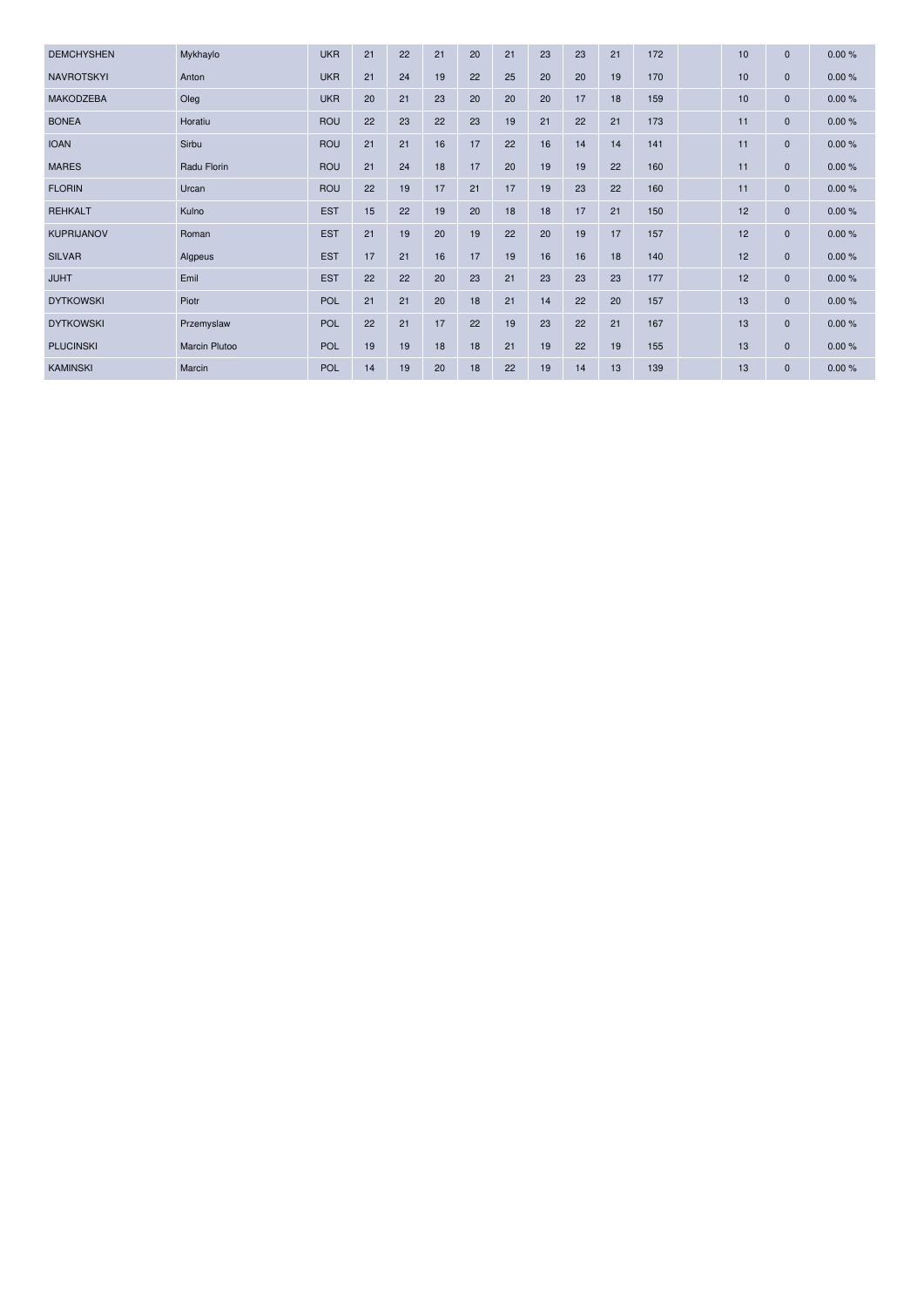| | | | | | | | | | | | | | | | | |
|---|---|---|---|---|---|---|---|---|---|---|---|---|---|---|---|---|
| DEMCHYSHEN | Mykhaylo | UKR | 21 | 22 | 21 | 20 | 21 | 23 | 23 | 21 | 172 | | 10 | 0 | 0.00 % |
| NAVROTSKYI | Anton | UKR | 21 | 24 | 19 | 22 | 25 | 20 | 20 | 19 | 170 | | 10 | 0 | 0.00 % |
| MAKODZEBA | Oleg | UKR | 20 | 21 | 23 | 20 | 20 | 20 | 17 | 18 | 159 | | 10 | 0 | 0.00 % |
| BONEA | Horatiu | ROU | 22 | 23 | 22 | 23 | 19 | 21 | 22 | 21 | 173 | | 11 | 0 | 0.00 % |
| IOAN | Sirbu | ROU | 21 | 21 | 16 | 17 | 22 | 16 | 14 | 14 | 141 | | 11 | 0 | 0.00 % |
| MARES | Radu Florin | ROU | 21 | 24 | 18 | 17 | 20 | 19 | 19 | 22 | 160 | | 11 | 0 | 0.00 % |
| FLORIN | Urcan | ROU | 22 | 19 | 17 | 21 | 17 | 19 | 23 | 22 | 160 | | 11 | 0 | 0.00 % |
| REHKALT | Kulno | EST | 15 | 22 | 19 | 20 | 18 | 18 | 17 | 21 | 150 | | 12 | 0 | 0.00 % |
| KUPRIJANOV | Roman | EST | 21 | 19 | 20 | 19 | 22 | 20 | 19 | 17 | 157 | | 12 | 0 | 0.00 % |
| SILVAR | Algpeus | EST | 17 | 21 | 16 | 17 | 19 | 16 | 16 | 18 | 140 | | 12 | 0 | 0.00 % |
| JUHT | Emil | EST | 22 | 22 | 20 | 23 | 21 | 23 | 23 | 23 | 177 | | 12 | 0 | 0.00 % |
| DYTKOWSKI | Piotr | POL | 21 | 21 | 20 | 18 | 21 | 14 | 22 | 20 | 157 | | 13 | 0 | 0.00 % |
| DYTKOWSKI | Przemyslaw | POL | 22 | 21 | 17 | 22 | 19 | 23 | 22 | 21 | 167 | | 13 | 0 | 0.00 % |
| PLUCINSKI | Marcin Plutoo | POL | 19 | 19 | 18 | 18 | 21 | 19 | 22 | 19 | 155 | | 13 | 0 | 0.00 % |
| KAMINSKI | Marcin | POL | 14 | 19 | 20 | 18 | 22 | 19 | 14 | 13 | 139 | | 13 | 0 | 0.00 % |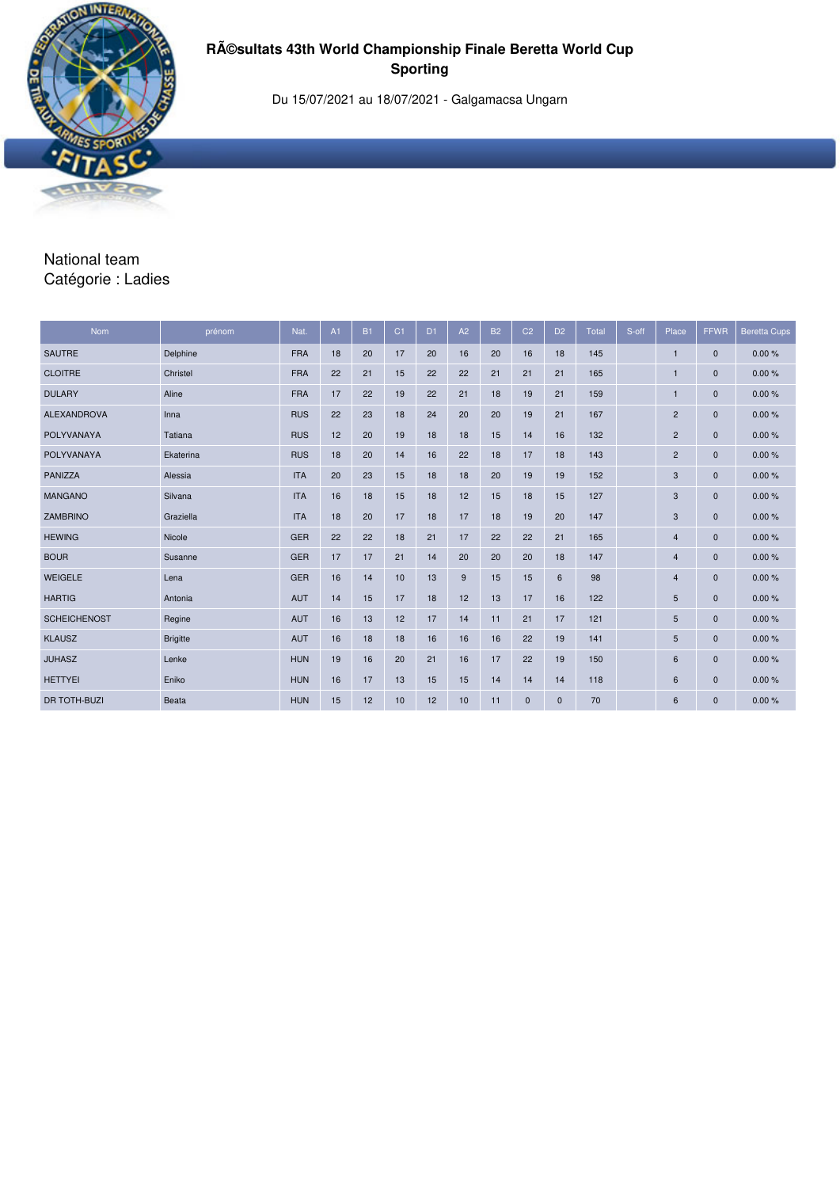# RÃ©sultats 43th World Championship Finale Beretta World Cup Sporting

Du 15/07/2021 au 18/07/2021 - Galgamacsa Ungarn

National team
Catégorie : Ladies

| Nom | prénom | Nat. | A1 | B1 | C1 | D1 | A2 | B2 | C2 | D2 | Total | S-off | Place | FFWR | Beretta Cups |
|---|---|---|---|---|---|---|---|---|---|---|---|---|---|---|---|
| SAUTRE | Delphine | FRA | 18 | 20 | 17 | 20 | 16 | 20 | 16 | 18 | 145 | | 1 | 0 | 0.00 % |
| CLOITRE | Christel | FRA | 22 | 21 | 15 | 22 | 22 | 21 | 21 | 21 | 165 | | 1 | 0 | 0.00 % |
| DULARY | Aline | FRA | 17 | 22 | 19 | 22 | 21 | 18 | 19 | 21 | 159 | | 1 | 0 | 0.00 % |
| ALEXANDROVA | Inna | RUS | 22 | 23 | 18 | 24 | 20 | 20 | 19 | 21 | 167 | | 2 | 0 | 0.00 % |
| POLYVANAYA | Tatiana | RUS | 12 | 20 | 19 | 18 | 18 | 15 | 14 | 16 | 132 | | 2 | 0 | 0.00 % |
| POLYVANAYA | Ekaterina | RUS | 18 | 20 | 14 | 16 | 22 | 18 | 17 | 18 | 143 | | 2 | 0 | 0.00 % |
| PANIZZA | Alessia | ITA | 20 | 23 | 15 | 18 | 18 | 20 | 19 | 19 | 152 | | 3 | 0 | 0.00 % |
| MANGANO | Silvana | ITA | 16 | 18 | 15 | 18 | 12 | 15 | 18 | 15 | 127 | | 3 | 0 | 0.00 % |
| ZAMBRINO | Graziella | ITA | 18 | 20 | 17 | 18 | 17 | 18 | 19 | 20 | 147 | | 3 | 0 | 0.00 % |
| HEWING | Nicole | GER | 22 | 22 | 18 | 21 | 17 | 22 | 22 | 21 | 165 | | 4 | 0 | 0.00 % |
| BOUR | Susanne | GER | 17 | 17 | 21 | 14 | 20 | 20 | 20 | 18 | 147 | | 4 | 0 | 0.00 % |
| WEIGELE | Lena | GER | 16 | 14 | 10 | 13 | 9 | 15 | 15 | 6 | 98 | | 4 | 0 | 0.00 % |
| HARTIG | Antonia | AUT | 14 | 15 | 17 | 18 | 12 | 13 | 17 | 16 | 122 | | 5 | 0 | 0.00 % |
| SCHEICHENOST | Regine | AUT | 16 | 13 | 12 | 17 | 14 | 11 | 21 | 17 | 121 | | 5 | 0 | 0.00 % |
| KLAUSZ | Brigitte | AUT | 16 | 18 | 18 | 16 | 16 | 16 | 22 | 19 | 141 | | 5 | 0 | 0.00 % |
| JUHASZ | Lenke | HUN | 19 | 16 | 20 | 21 | 16 | 17 | 22 | 19 | 150 | | 6 | 0 | 0.00 % |
| HETTYEI | Eniko | HUN | 16 | 17 | 13 | 15 | 15 | 14 | 14 | 14 | 118 | | 6 | 0 | 0.00 % |
| DR TOTH-BUZI | Beata | HUN | 15 | 12 | 10 | 12 | 10 | 11 | 0 | 0 | 70 | | 6 | 0 | 0.00 % |